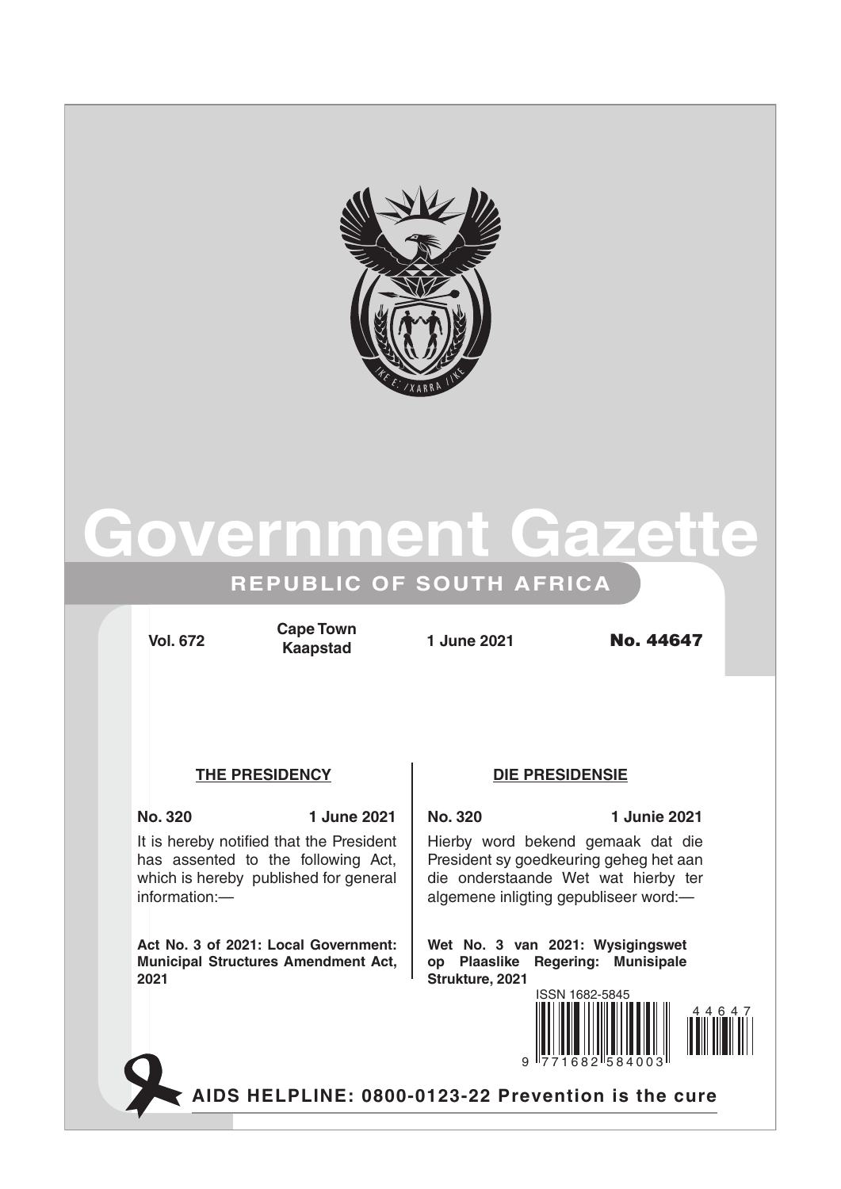# Government Gazette

## REPUBLIC OF SOUTH AFRICA

**Vol. 672** | **Cape Town / Kaapstad** | **1 June 2021** | **No. 44647**

### THE PRESIDENCY

**No. 320** **1 June 2021**

It is hereby notified that the President has assented to the following Act, which is hereby published for general information:—

**Act No. 3 of 2021: Local Government: Municipal Structures Amendment Act, 2021**

### DIE PRESIDENSIE

**No. 320** **1 Junie 2021**

Hierby word bekend gemaak dat die President sy goedkeuring geheg het aan die onderstaande Wet wat hierby ter algemene inligting gepubliseer word:—

**Wet No. 3 van 2021: Wysigingswet op Plaaslike Regering: Munisipale Strukture, 2021**

ISSN 1682-5845

**AIDS HELPLINE: 0800-0123-22 Prevention is the cure**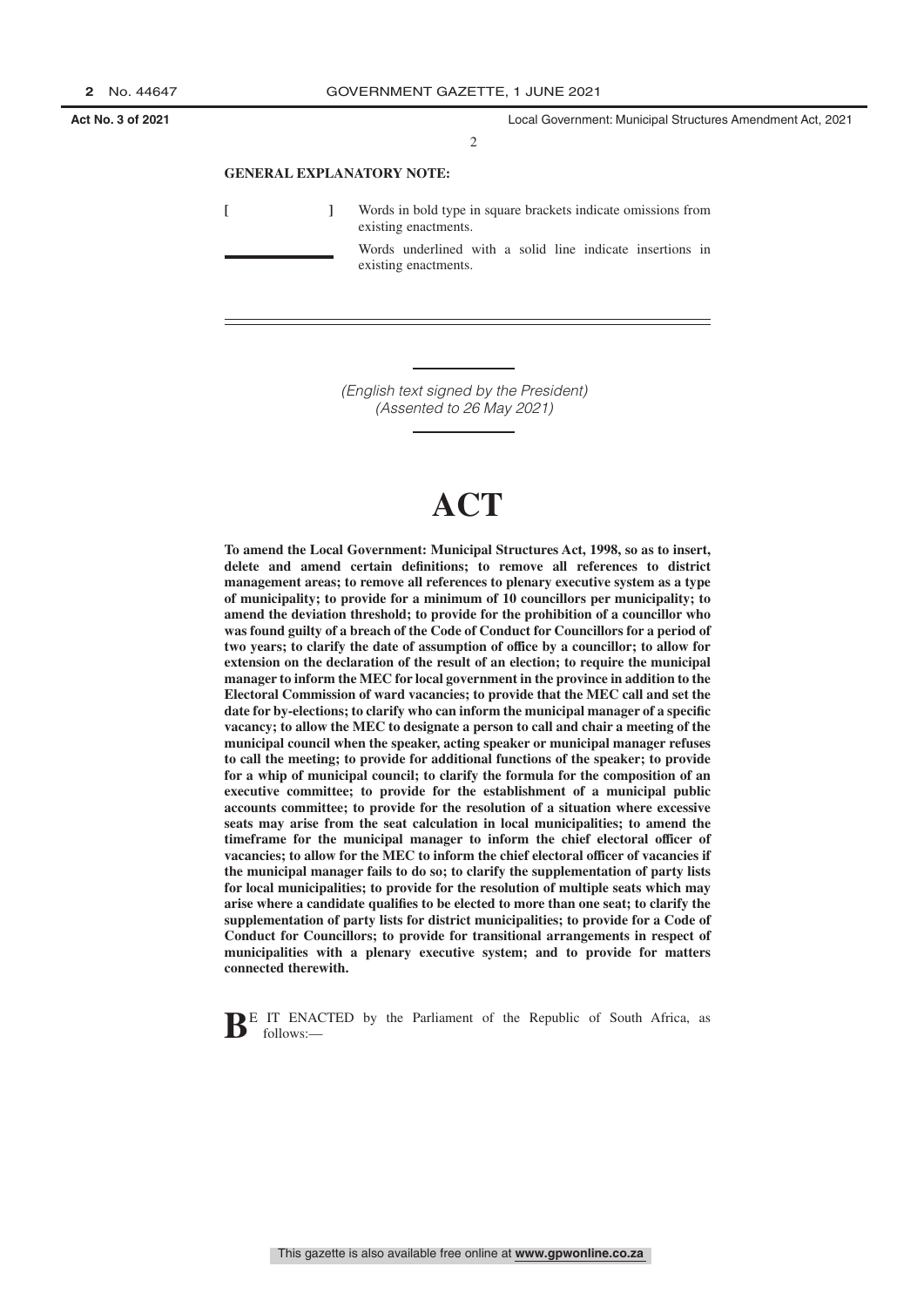**GENERAL EXPLANATORY NOTE:**

| | |
|---|---|
| **[ ]** | Words in bold type in square brackets indicate omissions from existing enactments. |
| ________ | Words underlined with a solid line indicate insertions in existing enactments. |

*(English text signed by the President)*
*(Assented to 26 May 2021)*

# ACT

**To amend the Local Government: Municipal Structures Act, 1998, so as to insert, delete and amend certain definitions; to remove all references to district management areas; to remove all references to plenary executive system as a type of municipality; to provide for a minimum of 10 councillors per municipality; to amend the deviation threshold; to provide for the prohibition of a councillor who was found guilty of a breach of the Code of Conduct for Councillors for a period of two years; to clarify the date of assumption of office by a councillor; to allow for extension on the declaration of the result of an election; to require the municipal manager to inform the MEC for local government in the province in addition to the Electoral Commission of ward vacancies; to provide that the MEC call and set the date for by-elections; to clarify who can inform the municipal manager of a specific vacancy; to allow the MEC to designate a person to call and chair a meeting of the municipal council when the speaker, acting speaker or municipal manager refuses to call the meeting; to provide for additional functions of the speaker; to provide for a whip of municipal council; to clarify the formula for the composition of an executive committee; to provide for the establishment of a municipal public accounts committee; to provide for the resolution of a situation where excessive seats may arise from the seat calculation in local municipalities; to amend the timeframe for the municipal manager to inform the chief electoral officer of vacancies; to allow for the MEC to inform the chief electoral officer of vacancies if the municipal manager fails to do so; to clarify the supplementation of party lists for local municipalities; to provide for the resolution of multiple seats which may arise where a candidate qualifies to be elected to more than one seat; to clarify the supplementation of party lists for district municipalities; to provide for a Code of Conduct for Councillors; to provide for transitional arrangements in respect of municipalities with a plenary executive system; and to provide for matters connected therewith.**

**B**E IT ENACTED by the Parliament of the Republic of South Africa, as follows:—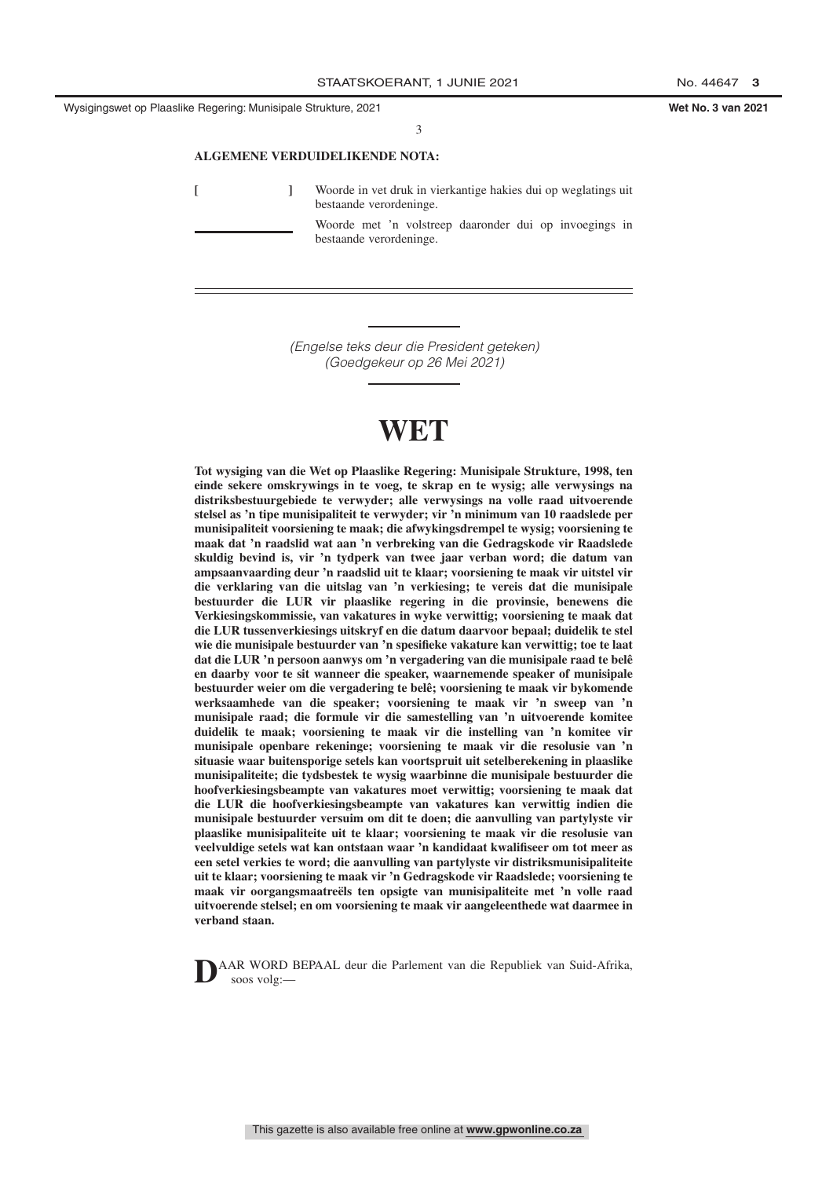**ALGEMENE VERDUIDELIKENDE NOTA:**

[ ] Woorde in vet druk in vierkantige hakies dui op weglatings uit bestaande verordeninge.

\_\_\_\_\_\_\_\_ Woorde met 'n volstreep daaronder dui op invoegings in bestaande verordeninge.

---

*(Engelse teks deur die President geteken)*
*(Goedgekeur op 26 Mei 2021)*

# WET

**Tot wysiging van die Wet op Plaaslike Regering: Munisipale Strukture, 1998, ten einde sekere omskrywings in te voeg, te skrap en te wysig; alle verwysings na distriksbestuurgebiede te verwyder; alle verwysings na volle raad uitvoerende stelsel as 'n tipe munisipaliteit te verwyder; vir 'n minimum van 10 raadslede per munisipaliteit voorsiening te maak; die afwykingsdrempel te wysig; voorsiening te maak dat 'n raadslid wat aan 'n verbreking van die Gedragskode vir Raadslede skuldig bevind is, vir 'n tydperk van twee jaar verban word; die datum van ampsaanvaarding deur 'n raadslid uit te klaar; voorsiening te maak vir uitstel vir die verklaring van die uitslag van 'n verkiesing; te vereis dat die munisipale bestuurder die LUR vir plaaslike regering in die provinsie, benewens die Verkiesingskommissie, van vakatures in wyke verwittig; voorsiening te maak dat die LUR tussenverkiesings uitskryf en die datum daarvoor bepaal; duidelik te stel wie die munisipale bestuurder van 'n spesifieke vakature kan verwittig; toe te laat dat die LUR 'n persoon aanwys om 'n vergadering van die munisipale raad te belê en daarby voor te sit wanneer die speaker, waarnemende speaker of munisipale bestuurder weier om die vergadering te belê; voorsiening te maak vir bykomende werksaamhede van die speaker; voorsiening te maak vir 'n sweep van 'n munisipale raad; die formule vir die samestelling van 'n uitvoerende komitee duidelik te maak; voorsiening te maak vir die instelling van 'n komitee vir munisipale openbare rekeninge; voorsiening te maak vir die resolusie van 'n situasie waar buitensporige setels kan voortspruit uit setelberekening in plaaslike munisipaliteite; die tydsbestek te wysig waarbinne die munisipale bestuurder die hoofverkiesingsbeampte van vakatures moet verwittig; voorsiening te maak dat die LUR die hoofverkiesingsbeampte van vakatures kan verwittig indien die munisipale bestuurder versuim om dit te doen; die aanvulling van partylyste vir plaaslike munisipaliteite uit te klaar; voorsiening te maak vir die resolusie van veelvuldige setels wat kan ontstaan waar 'n kandidaat kwalifiseer om tot meer as een setel verkies te word; die aanvulling van partylyste vir distriksmunisipaliteite uit te klaar; voorsiening te maak vir 'n Gedragskode vir Raadslede; voorsiening te maak vir oorgangsmaatreëls ten opsigte van munisipaliteite met 'n volle raad uitvoerende stelsel; en om voorsiening te maak vir aangeleenthede wat daarmee in verband staan.**

DAAR WORD BEPAAL deur die Parlement van die Republiek van Suid-Afrika, soos volg:—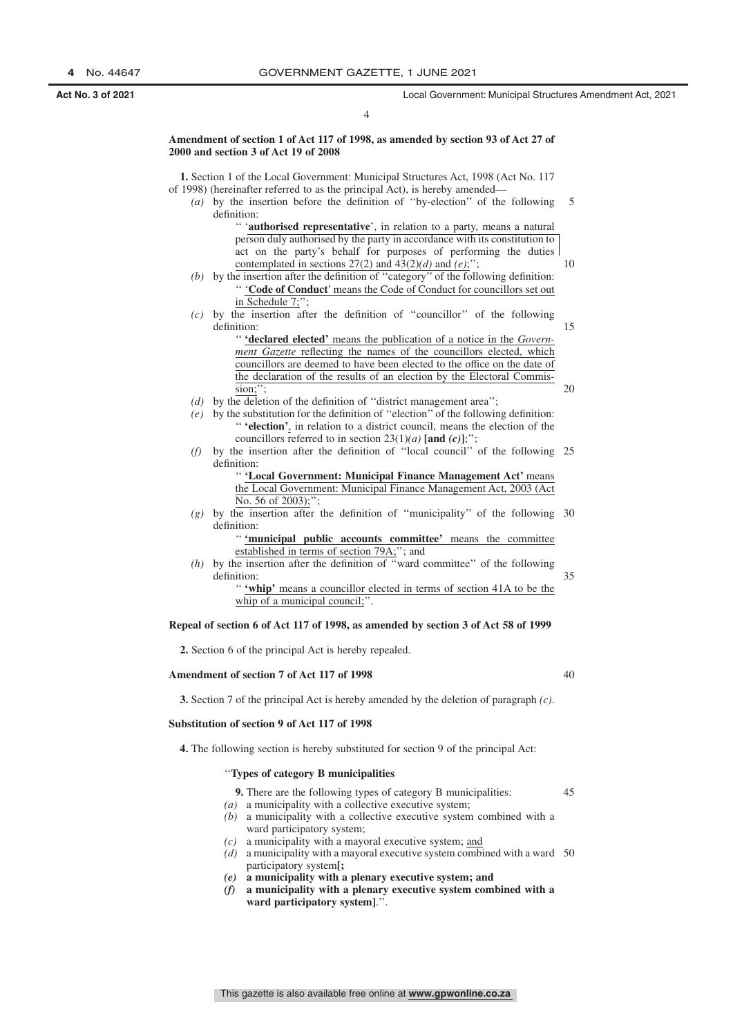**Amendment of section 1 of Act 117 of 1998, as amended by section 93 of Act 27 of 2000 and section 3 of Act 19 of 2008**

**1.** Section 1 of the Local Government: Municipal Structures Act, 1998 (Act No. 117 of 1998) (hereinafter referred to as the principal Act), is hereby amended—

*(a)* by the insertion before the definition of ''by-election'' of the following definition:

'' '**authorised representative**', in relation to a party, means a natural person duly authorised by the party in accordance with its constitution to act on the party's behalf for purposes of performing the duties contemplated in sections 27(2) and 43(2)*(d)* and *(e)*;'';

*(b)* by the insertion after the definition of ''category'' of the following definition:

'' '**Code of Conduct**' means the Code of Conduct for councillors set out in Schedule 7;'';

*(c)* by the insertion after the definition of ''councillor'' of the following definition:

'' **'declared elected'** means the publication of a notice in the *Government Gazette* reflecting the names of the councillors elected, which councillors are deemed to have been elected to the office on the date of the declaration of the results of an election by the Electoral Commission;'';

*(d)* by the deletion of the definition of ''district management area'';

*(e)* by the substitution for the definition of ''election'' of the following definition:

'' **'election'**, in relation to a district council, means the election of the councillors referred to in section 23(1)*(a)* **[and *(c)*]**;'';

*(f)* by the insertion after the definition of ''local council'' of the following definition:

'' **'Local Government: Municipal Finance Management Act'** means the Local Government: Municipal Finance Management Act, 2003 (Act No. 56 of 2003);'';

*(g)* by the insertion after the definition of ''municipality'' of the following definition:

'' **'municipal public accounts committee'** means the committee established in terms of section 79A;''; and

*(h)* by the insertion after the definition of ''ward committee'' of the following definition:

'' **'whip'** means a councillor elected in terms of section 41A to be the whip of a municipal council;''.

**Repeal of section 6 of Act 117 of 1998, as amended by section 3 of Act 58 of 1999**

**2.** Section 6 of the principal Act is hereby repealed.

**Amendment of section 7 of Act 117 of 1998**

**3.** Section 7 of the principal Act is hereby amended by the deletion of paragraph *(c)*.

**Substitution of section 9 of Act 117 of 1998**

**4.** The following section is hereby substituted for section 9 of the principal Act:

''**Types of category B municipalities**

**9.** There are the following types of category B municipalities:

*(a)* a municipality with a collective executive system;

*(b)* a municipality with a collective executive system combined with a ward participatory system;

*(c)* a municipality with a mayoral executive system; and

*(d)* a municipality with a mayoral executive system combined with a ward participatory system**[;**

***(e)* a municipality with a plenary executive system; and**

***(f)* a municipality with a plenary executive system combined with a ward participatory system]**.''.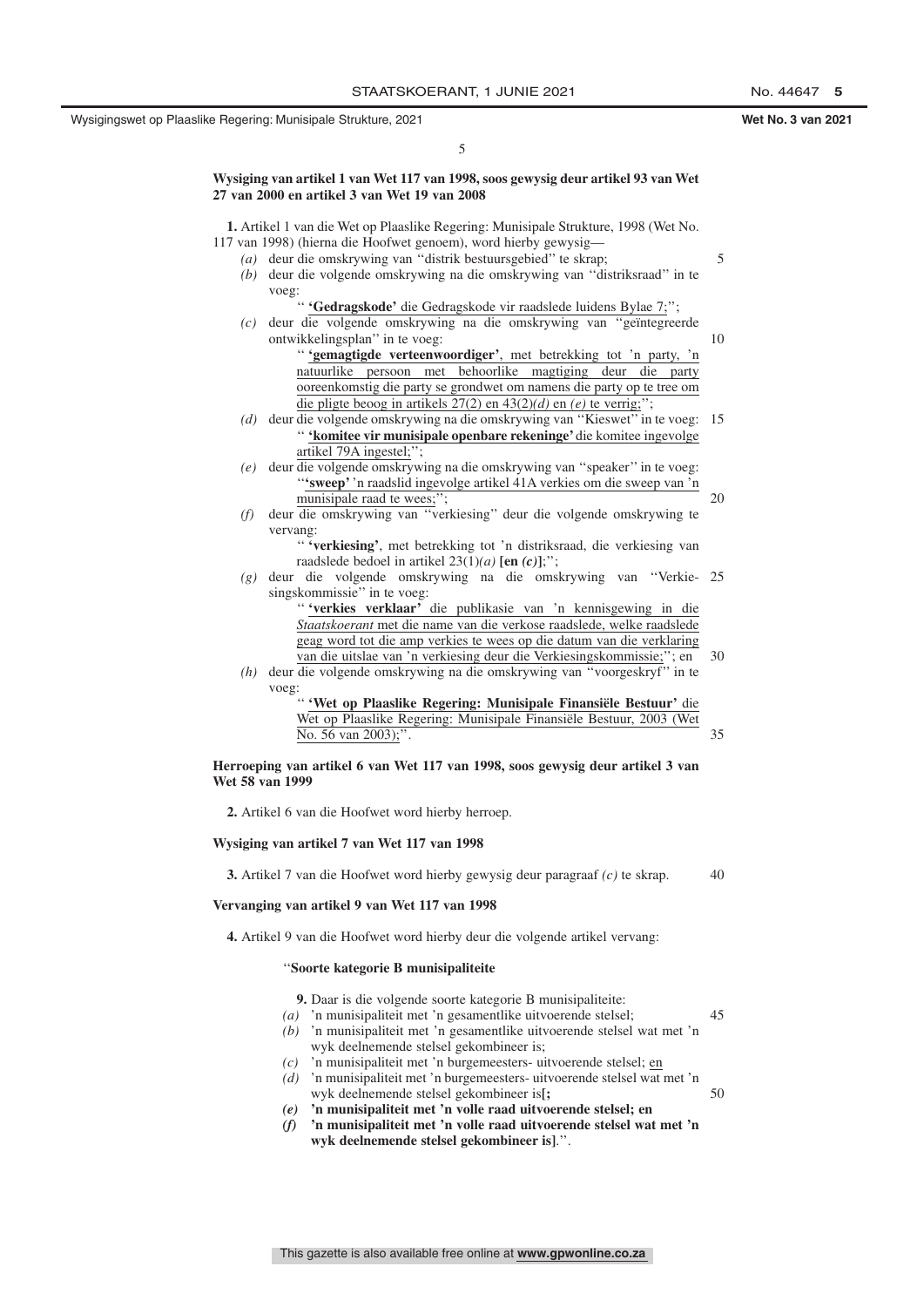**Wysiging van artikel 1 van Wet 117 van 1998, soos gewysig deur artikel 93 van Wet 27 van 2000 en artikel 3 van Wet 19 van 2008**

**1.** Artikel 1 van die Wet op Plaaslike Regering: Munisipale Strukture, 1998 (Wet No. 117 van 1998) (hierna die Hoofwet genoem), word hierby gewysig—

*(a)* deur die omskrywing van ''distrik bestuursgebied'' te skrap;

*(b)* deur die volgende omskrywing na die omskrywing van ''distriksraad'' in te voeg:

'' **'Gedragskode'** die Gedragskode vir raadslede luidens Bylae 7;'';

*(c)* deur die volgende omskrywing na die omskrywing van ''geïntegreerde ontwikkelingsplan'' in te voeg:

'' <u>**'gemagtigde verteenwoordiger'**, met betrekking tot 'n party, 'n natuurlike persoon met behoorlike magtiging deur die party ooreenkomstig die party se grondwet om namens die party op te tree om die pligte beoog in artikels 27(2) en 43(2)*(d)* en *(e)* te verrig;</u>'';

*(d)* deur die volgende omskrywing na die omskrywing van ''Kieswet'' in te voeg:

'' <u>**'komitee vir munisipale openbare rekeninge'** die komitee ingevolge artikel 79A ingestel;</u>'';

*(e)* deur die volgende omskrywing na die omskrywing van ''speaker'' in te voeg:

''<u>**'sweep'** 'n raadslid ingevolge artikel 41A verkies om die sweep van 'n munisipale raad te wees;</u>'';

*(f)* deur die omskrywing van ''verkiesing'' deur die volgende omskrywing te vervang:

'' **'verkiesing'**, met betrekking tot 'n distriksraad, die verkiesing van raadslede bedoel in artikel 23(1)*(a)* **[en *(c)*]**;'';

*(g)* deur die volgende omskrywing na die omskrywing van ''Verkiesingskommissie'' in te voeg:

'' <u>**'verkies verklaar'** die publikasie van 'n kennisgewing in die *Staatskoerant* met die name van die verkose raadslede, welke raadslede geag word tot die amp verkies te wees op die datum van die verklaring van die uitslae van 'n verkiesing deur die Verkiesingskommissie;</u>''; en

*(h)* deur die volgende omskrywing na die omskrywing van ''voorgeskryf'' in te voeg:

'' <u>**'Wet op Plaaslike Regering: Munisipale Finansiële Bestuur'** die Wet op Plaaslike Regering: Munisipale Finansiële Bestuur, 2003 (Wet No. 56 van 2003);</u>''.

**Herroeping van artikel 6 van Wet 117 van 1998, soos gewysig deur artikel 3 van Wet 58 van 1999**

**2.** Artikel 6 van die Hoofwet word hierby herroep.

**Wysiging van artikel 7 van Wet 117 van 1998**

**3.** Artikel 7 van die Hoofwet word hierby gewysig deur paragraaf *(c)* te skrap.

**Vervanging van artikel 9 van Wet 117 van 1998**

**4.** Artikel 9 van die Hoofwet word hierby deur die volgende artikel vervang:

''**Soorte kategorie B munisipaliteite**

**9.** Daar is die volgende soorte kategorie B munisipaliteite:

*(a)* 'n munisipaliteit met 'n gesamentlike uitvoerende stelsel;

*(b)* 'n munisipaliteit met 'n gesamentlike uitvoerende stelsel wat met 'n wyk deelnemende stelsel gekombineer is;

*(c)* 'n munisipaliteit met 'n burgemeesters- uitvoerende stelsel; <u>en</u>

*(d)* 'n munisipaliteit met 'n burgemeesters- uitvoerende stelsel wat met 'n wyk deelnemende stelsel gekombineer is**[;**

***(e)*** **'n munisipaliteit met 'n volle raad uitvoerende stelsel; en**

***(f)*** **'n munisipaliteit met 'n volle raad uitvoerende stelsel wat met 'n wyk deelnemende stelsel gekombineer is]**.''.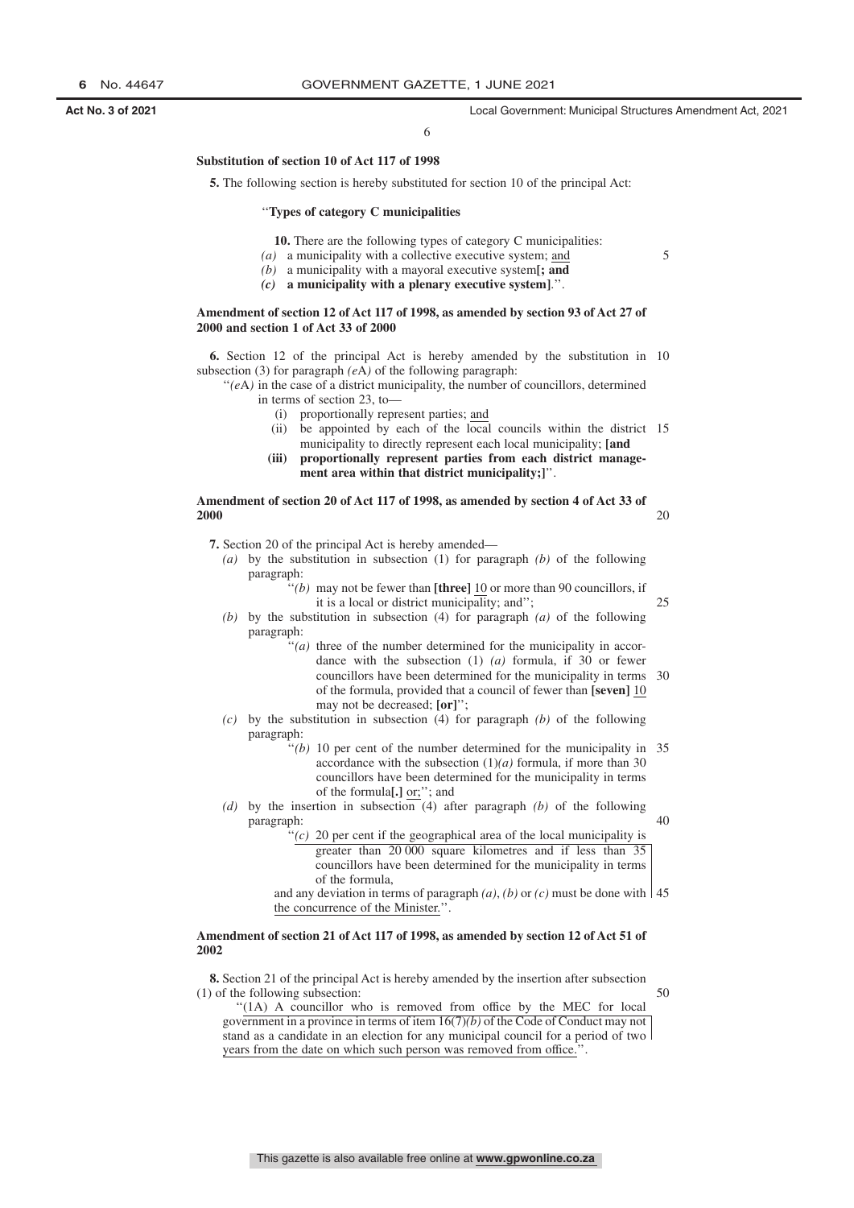**Substitution of section 10 of Act 117 of 1998**

**5.** The following section is hereby substituted for section 10 of the principal Act:

''**Types of category C municipalities**

**10.** There are the following types of category C municipalities:

*(a)* a municipality with a collective executive system; and

*(b)* a municipality with a mayoral executive system**[; and**

***(c)*** **a municipality with a plenary executive system]**.''.

**Amendment of section 12 of Act 117 of 1998, as amended by section 93 of Act 27 of 2000 and section 1 of Act 33 of 2000**

**6.** Section 12 of the principal Act is hereby amended by the substitution in subsection (3) for paragraph *(e*A*)* of the following paragraph:

''*(e*A*)* in the case of a district municipality, the number of councillors, determined in terms of section 23, to—

(i) proportionally represent parties; and

(ii) be appointed by each of the local councils within the district municipality to directly represent each local municipality; **[and**

**(iii) proportionally represent parties from each district management area within that district municipality;]**''.

**Amendment of section 20 of Act 117 of 1998, as amended by section 4 of Act 33 of 2000**

**7.** Section 20 of the principal Act is hereby amended—

*(a)* by the substitution in subsection (1) for paragraph *(b)* of the following paragraph:

''*(b)* may not be fewer than **[three]** 10 or more than 90 councillors, if it is a local or district municipality; and'';

*(b)* by the substitution in subsection (4) for paragraph *(a)* of the following paragraph:

''*(a)* three of the number determined for the municipality in accordance with the subsection (1) *(a)* formula, if 30 or fewer councillors have been determined for the municipality in terms of the formula, provided that a council of fewer than **[seven]** 10 may not be decreased; **[or]**'';

*(c)* by the substitution in subsection (4) for paragraph *(b)* of the following paragraph:

''*(b)* 10 per cent of the number determined for the municipality in accordance with the subsection (1)*(a)* formula, if more than 30 councillors have been determined for the municipality in terms of the formula**[.]** or;''; and

*(d)* by the insertion in subsection (4) after paragraph *(b)* of the following paragraph:

''*(c)* 20 per cent if the geographical area of the local municipality is greater than 20 000 square kilometres and if less than 35 councillors have been determined for the municipality in terms of the formula,

and any deviation in terms of paragraph *(a)*, *(b)* or *(c)* must be done with the concurrence of the Minister.''.

**Amendment of section 21 of Act 117 of 1998, as amended by section 12 of Act 51 of 2002**

**8.** Section 21 of the principal Act is hereby amended by the insertion after subsection (1) of the following subsection:

''(1A) A councillor who is removed from office by the MEC for local government in a province in terms of item 16(7)*(b)* of the Code of Conduct may not stand as a candidate in an election for any municipal council for a period of two years from the date on which such person was removed from office.''.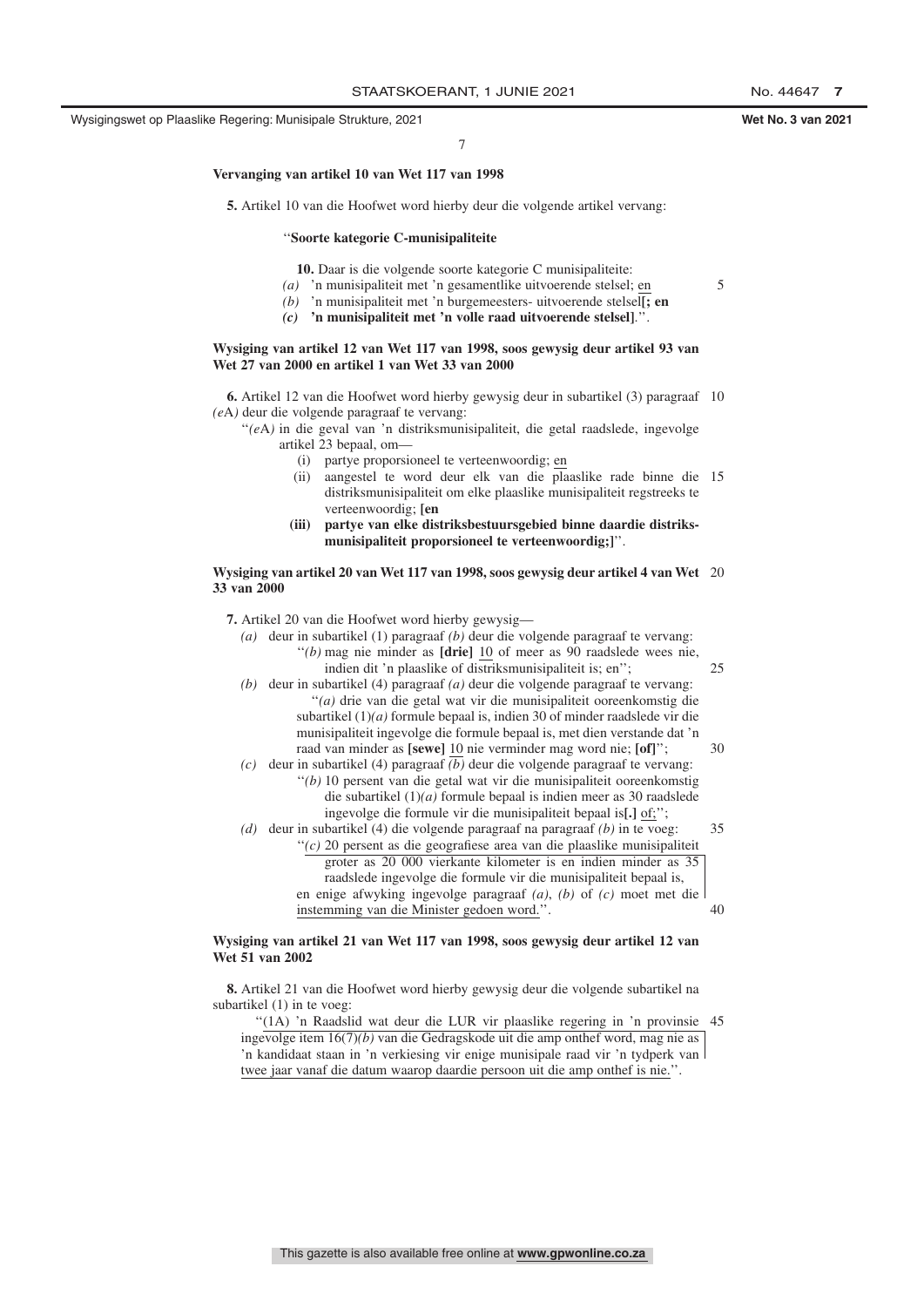**Vervanging van artikel 10 van Wet 117 van 1998**

**5.** Artikel 10 van die Hoofwet word hierby deur die volgende artikel vervang:

''**Soorte kategorie C-munisipaliteite**

**10.** Daar is die volgende soorte kategorie C munisipaliteite:

*(a)* 'n munisipaliteit met 'n gesamentlike uitvoerende stelsel; en

*(b)* 'n munisipaliteit met 'n burgemeesters- uitvoerende stelsel**[; en**

***(c)* 'n munisipaliteit met 'n volle raad uitvoerende stelsel]**.''.

**Wysiging van artikel 12 van Wet 117 van 1998, soos gewysig deur artikel 93 van Wet 27 van 2000 en artikel 1 van Wet 33 van 2000**

**6.** Artikel 12 van die Hoofwet word hierby gewysig deur in subartikel (3) paragraaf *(e*A*)* deur die volgende paragraaf te vervang:

''*(e*A*)* in die geval van 'n distriksmunisipaliteit, die getal raadslede, ingevolge artikel 23 bepaal, om—

(i) partye proporsioneel te verteenwoordig; en

(ii) aangestel te word deur elk van die plaaslike rade binne die distriksmunisipaliteit om elke plaaslike munisipaliteit regstreeks te verteenwoordig; **[en**

**(iii) partye van elke distriksbestuursgebied binne daardie distriksmunisipaliteit proporsioneel te verteenwoordig;]**''.

**Wysiging van artikel 20 van Wet 117 van 1998, soos gewysig deur artikel 4 van Wet 33 van 2000**

**7.** Artikel 20 van die Hoofwet word hierby gewysig—

*(a)* deur in subartikel (1) paragraaf *(b)* deur die volgende paragraaf te vervang:

''*(b)* mag nie minder as **[drie]** 10 of meer as 90 raadslede wees nie, indien dit 'n plaaslike of distriksmunisipaliteit is; en'';

*(b)* deur in subartikel (4) paragraaf *(a)* deur die volgende paragraaf te vervang:

''*(a)* drie van die getal wat vir die munisipaliteit ooreenkomstig die subartikel (1)*(a)* formule bepaal is, indien 30 of minder raadslede vir die munisipaliteit ingevolge die formule bepaal is, met dien verstande dat 'n raad van minder as **[sewe]** 10 nie verminder mag word nie; **[of]**'';

*(c)* deur in subartikel (4) paragraaf *(b)* deur die volgende paragraaf te vervang:

''*(b)* 10 persent van die getal wat vir die munisipaliteit ooreenkomstig die subartikel (1)*(a)* formule bepaal is indien meer as 30 raadslede ingevolge die formule vir die munisipaliteit bepaal is**[.]** of;'';

*(d)* deur in subartikel (4) die volgende paragraaf na paragraaf *(b)* in te voeg:

''*(c)* 20 persent as die geografiese area van die plaaslike munisipaliteit groter as 20 000 vierkante kilometer is en indien minder as 35 raadslede ingevolge die formule vir die munisipaliteit bepaal is,

en enige afwyking ingevolge paragraaf *(a)*, *(b)* of *(c)* moet met die instemming van die Minister gedoen word.''.

**Wysiging van artikel 21 van Wet 117 van 1998, soos gewysig deur artikel 12 van Wet 51 van 2002**

**8.** Artikel 21 van die Hoofwet word hierby gewysig deur die volgende subartikel na subartikel (1) in te voeg:

''(1A) 'n Raadslid wat deur die LUR vir plaaslike regering in 'n provinsie ingevolge item 16(7)*(b)* van die Gedragskode uit die amp onthef word, mag nie as 'n kandidaat staan in 'n verkiesing vir enige munisipale raad vir 'n tydperk van twee jaar vanaf die datum waarop daardie persoon uit die amp onthef is nie.''.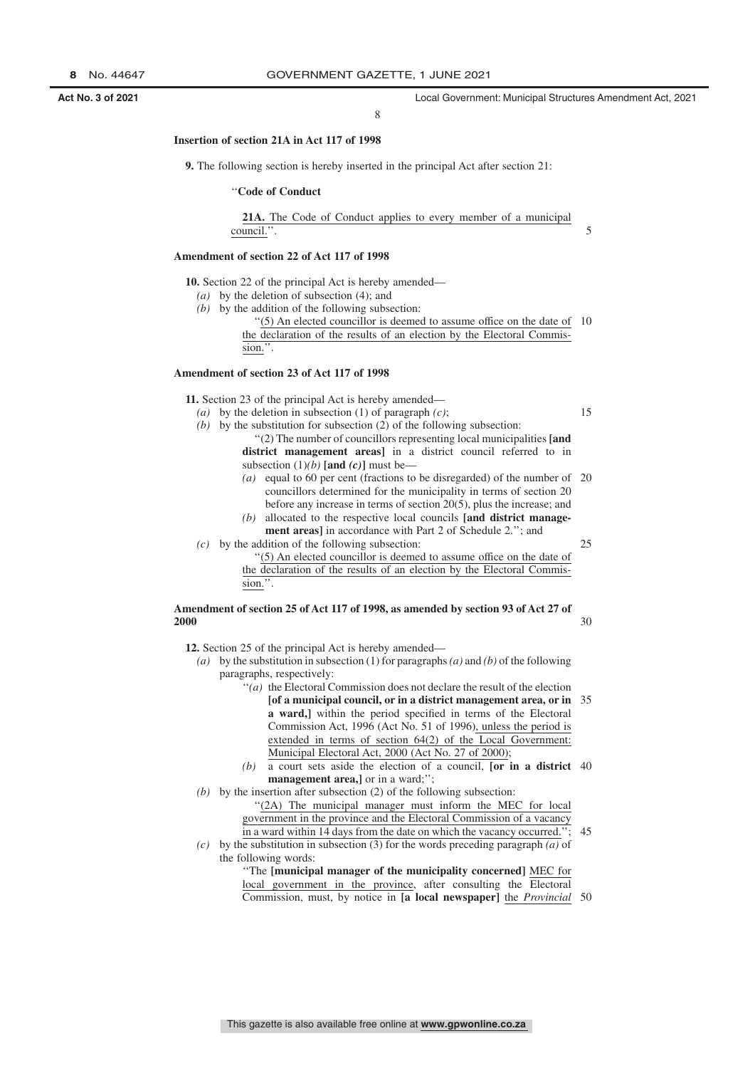**Insertion of section 21A in Act 117 of 1998**

**9.** The following section is hereby inserted in the principal Act after section 21:

''**Code of Conduct**

**21A.** The Code of Conduct applies to every member of a municipal council.''.

**Amendment of section 22 of Act 117 of 1998**

**10.** Section 22 of the principal Act is hereby amended—

*(a)* by the deletion of subsection (4); and

*(b)* by the addition of the following subsection:

''(5) An elected councillor is deemed to assume office on the date of the declaration of the results of an election by the Electoral Commission.''.

**Amendment of section 23 of Act 117 of 1998**

**11.** Section 23 of the principal Act is hereby amended—

*(a)* by the deletion in subsection (1) of paragraph *(c)*;

*(b)* by the substitution for subsection (2) of the following subsection:

''(2) The number of councillors representing local municipalities **[and district management areas]** in a district council referred to in subsection (1)*(b)* **[and *(c)*]** must be—

*(a)* equal to 60 per cent (fractions to be disregarded) of the number of councillors determined for the municipality in terms of section 20 before any increase in terms of section 20(5), plus the increase; and

*(b)* allocated to the respective local councils **[and district management areas]** in accordance with Part 2 of Schedule 2.''; and

*(c)* by the addition of the following subsection:

''(5) An elected councillor is deemed to assume office on the date of the declaration of the results of an election by the Electoral Commission.''.

**Amendment of section 25 of Act 117 of 1998, as amended by section 93 of Act 27 of 2000**

**12.** Section 25 of the principal Act is hereby amended—

*(a)* by the substitution in subsection (1) for paragraphs *(a)* and *(b)* of the following paragraphs, respectively:

''*(a)* the Electoral Commission does not declare the result of the election **[of a municipal council, or in a district management area, or in a ward,]** within the period specified in terms of the Electoral Commission Act, 1996 (Act No. 51 of 1996), unless the period is extended in terms of section 64(2) of the Local Government: Municipal Electoral Act, 2000 (Act No. 27 of 2000);

*(b)* a court sets aside the election of a council, **[or in a district management area,]** or in a ward;'';

*(b)* by the insertion after subsection (2) of the following subsection:

''(2A) The municipal manager must inform the MEC for local government in the province and the Electoral Commission of a vacancy in a ward within 14 days from the date on which the vacancy occurred.'';

*(c)* by the substitution in subsection (3) for the words preceding paragraph *(a)* of the following words:

''The **[municipal manager of the municipality concerned]** MEC for local government in the province, after consulting the Electoral Commission, must, by notice in **[a local newspaper]** the *Provincial*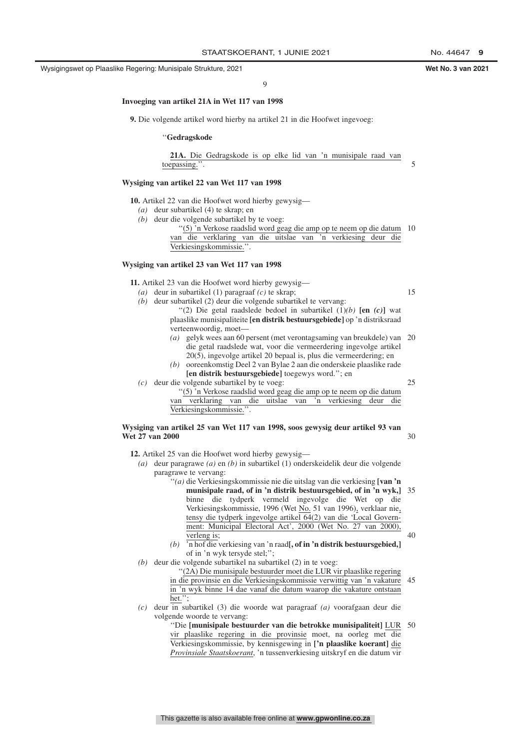**Invoeging van artikel 21A in Wet 117 van 1998**

**9.** Die volgende artikel word hierby na artikel 21 in die Hoofwet ingevoeg:

''**Gedragskode**

**21A.** Die Gedragskode is op elke lid van 'n munisipale raad van toepassing.''.

**Wysiging van artikel 22 van Wet 117 van 1998**

**10.** Artikel 22 van die Hoofwet word hierby gewysig—

*(a)* deur subartikel (4) te skrap; en

*(b)* deur die volgende subartikel by te voeg:

''(5) 'n Verkose raadslid word geag die amp op te neem op die datum van die verklaring van die uitslae van 'n verkiesing deur die Verkiesingskommissie.''.

**Wysiging van artikel 23 van Wet 117 van 1998**

**11.** Artikel 23 van die Hoofwet word hierby gewysig—

*(a)* deur in subartikel (1) paragraaf *(c)* te skrap;

*(b)* deur subartikel (2) deur die volgende subartikel te vervang:

''(2) Die getal raadslede bedoel in subartikel (1)*(b)* **[en *(c)*]** wat plaaslike munisipaliteite **[en distrik bestuursgebiede]** op 'n distriksraad verteenwoordig, moet—

*(a)* gelyk wees aan 60 persent (met verontagsaming van breukdele) van die getal raadslede wat, voor die vermeerdering ingevolge artikel 20(5), ingevolge artikel 20 bepaal is, plus die vermeerdering; en

*(b)* ooreenkomstig Deel 2 van Bylae 2 aan die onderskeie plaaslike rade **[en distrik bestuursgebiede]** toegewys word.''; en

*(c)* deur die volgende subartikel by te voeg:

''(5) 'n Verkose raadslid word geag die amp op te neem op die datum van verklaring van die uitslae van 'n verkiesing deur die Verkiesingskommissie.''.

**Wysiging van artikel 25 van Wet 117 van 1998, soos gewysig deur artikel 93 van Wet 27 van 2000**

**12.** Artikel 25 van die Hoofwet word hierby gewysig—

*(a)* deur paragrawe *(a)* en *(b)* in subartikel (1) onderskeidelik deur die volgende paragrawe te vervang:

''*(a)* die Verkiesingskommissie nie die uitslag van die verkiesing **[van 'n munisipale raad, of in 'n distrik bestuursgebied, of in 'n wyk,]** binne die tydperk vermeld ingevolge die Wet op die Verkiesingskommissie, 1996 (Wet No. 51 van 1996), verklaar nie, tensy die tydperk ingevolge artikel 64(2) van die 'Local Government: Municipal Electoral Act', 2000 (Wet No. 27 van 2000), verleng is;

*(b)* 'n hof die verkiesing van 'n raad**[, of in 'n distrik bestuursgebied,]** of in 'n wyk tersyde stel;'';

*(b)* deur die volgende subartikel na subartikel (2) in te voeg:

''(2A) Die munisipale bestuurder moet die LUR vir plaaslike regering in die provinsie en die Verkiesingskommissie verwittig van 'n vakature in 'n wyk binne 14 dae vanaf die datum waarop die vakature ontstaan het.'';

*(c)* deur in subartikel (3) die woorde wat paragraaf *(a)* voorafgaan deur die volgende woorde te vervang:

''Die **[munisipale bestuurder van die betrokke munisipaliteit]** LUR vir plaaslike regering in die provinsie moet, na oorleg met die Verkiesingskommissie, by kennisgewing in **['n plaaslike koerant]** die *Provinsiale Staatskoerant*, 'n tussenverkiesing uitskryf en die datum vir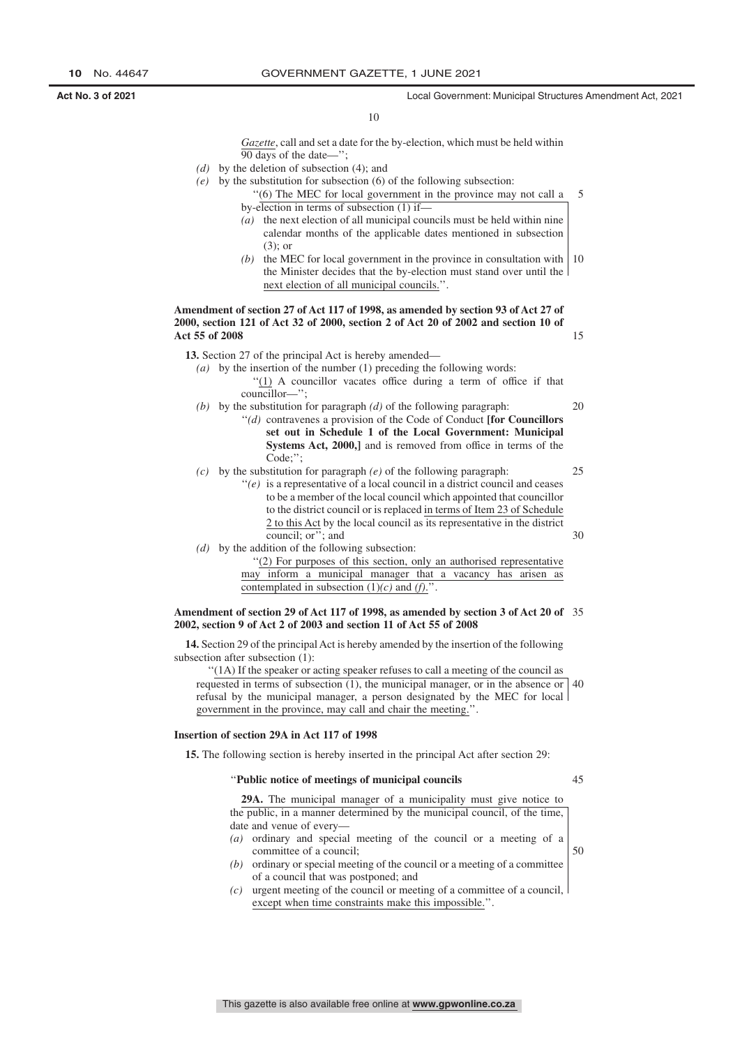*Gazette*, call and set a date for the by-election, which must be held within 90 days of the date—'';

*(d)* by the deletion of subsection (4); and

*(e)* by the substitution for subsection (6) of the following subsection:

''(6) The MEC for local government in the province may not call a by-election in terms of subsection (1) if—

*(a)* the next election of all municipal councils must be held within nine calendar months of the applicable dates mentioned in subsection (3); or

*(b)* the MEC for local government in the province in consultation with the Minister decides that the by-election must stand over until the next election of all municipal councils.''.

**Amendment of section 27 of Act 117 of 1998, as amended by section 93 of Act 27 of 2000, section 121 of Act 32 of 2000, section 2 of Act 20 of 2002 and section 10 of Act 55 of 2008**

**13.** Section 27 of the principal Act is hereby amended—

*(a)* by the insertion of the number (1) preceding the following words:

''(1) A councillor vacates office during a term of office if that councillor—'';

*(b)* by the substitution for paragraph *(d)* of the following paragraph:

''*(d)* contravenes a provision of the Code of Conduct **[for Councillors set out in Schedule 1 of the Local Government: Municipal Systems Act, 2000,]** and is removed from office in terms of the Code;'';

*(c)* by the substitution for paragraph *(e)* of the following paragraph:

''*(e)* is a representative of a local council in a district council and ceases to be a member of the local council which appointed that councillor to the district council or is replaced in terms of Item 23 of Schedule 2 to this Act by the local council as its representative in the district council; or''; and

*(d)* by the addition of the following subsection:

''(2) For purposes of this section, only an authorised representative may inform a municipal manager that a vacancy has arisen as contemplated in subsection (1)*(c)* and *(f)*.''.

**Amendment of section 29 of Act 117 of 1998, as amended by section 3 of Act 20 of 2002, section 9 of Act 2 of 2003 and section 11 of Act 55 of 2008**

**14.** Section 29 of the principal Act is hereby amended by the insertion of the following subsection after subsection (1):

''(1A) If the speaker or acting speaker refuses to call a meeting of the council as requested in terms of subsection (1), the municipal manager, or in the absence or refusal by the municipal manager, a person designated by the MEC for local government in the province, may call and chair the meeting.''.

**Insertion of section 29A in Act 117 of 1998**

**15.** The following section is hereby inserted in the principal Act after section 29:

''**Public notice of meetings of municipal councils**

**29A.** The municipal manager of a municipality must give notice to the public, in a manner determined by the municipal council, of the time, date and venue of every—

*(a)* ordinary and special meeting of the council or a meeting of a committee of a council;

*(b)* ordinary or special meeting of the council or a meeting of a committee of a council that was postponed; and

*(c)* urgent meeting of the council or meeting of a committee of a council, except when time constraints make this impossible.''.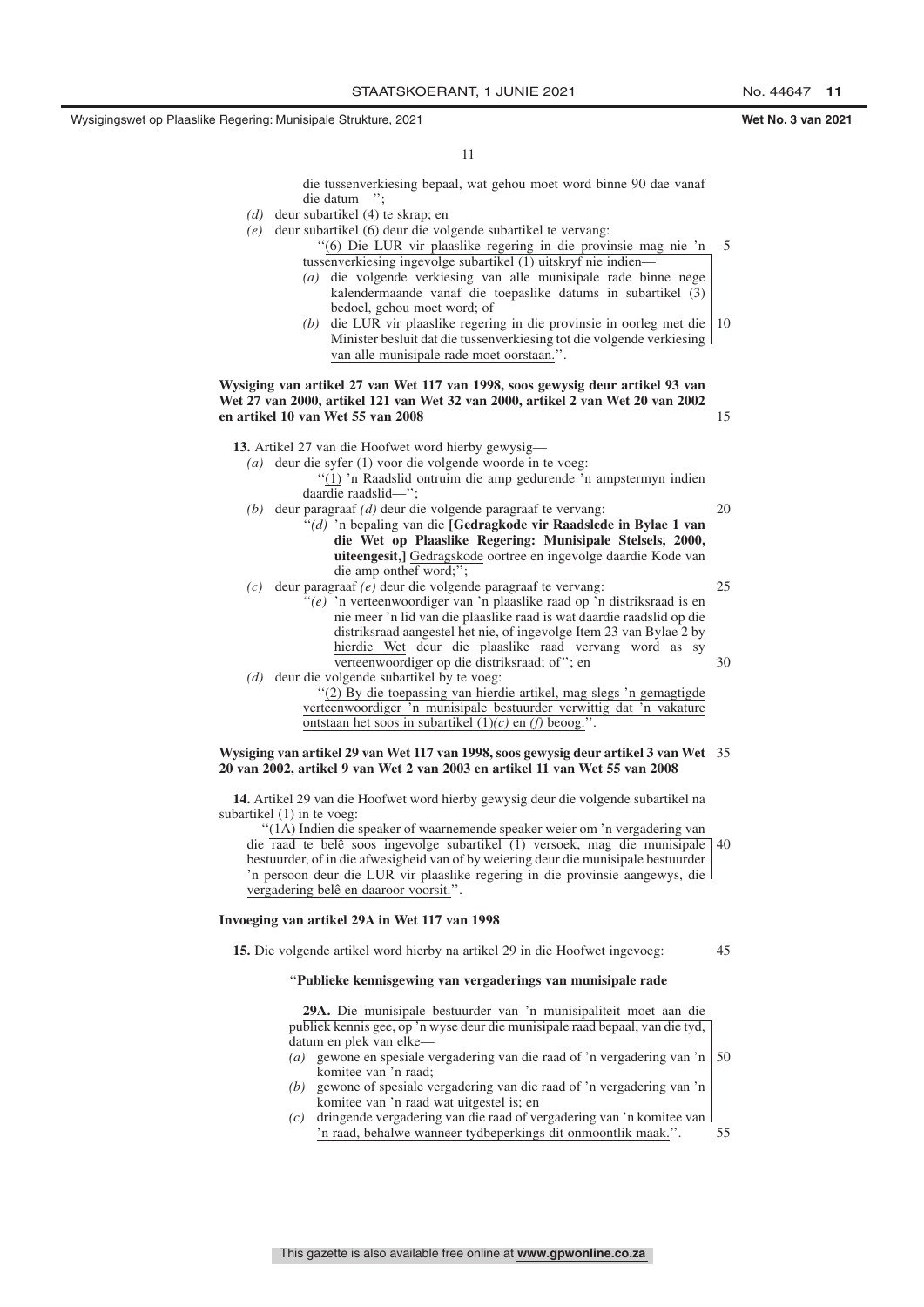die tussenverkiesing bepaal, wat gehou moet word binne 90 dae vanaf die datum—'';

*(d)* deur subartikel (4) te skrap; en

*(e)* deur subartikel (6) deur die volgende subartikel te vervang:

''(6) Die LUR vir plaaslike regering in die provinsie mag nie 'n tussenverkiesing ingevolge subartikel (1) uitskryf nie indien—

*(a)* die volgende verkiesing van alle munisipale rade binne nege kalendermaande vanaf die toepaslike datums in subartikel (3) bedoel, gehou moet word; of

*(b)* die LUR vir plaaslike regering in die provinsie in oorleg met die Minister besluit dat die tussenverkiesing tot die volgende verkiesing van alle munisipale rade moet oorstaan.''.

**Wysiging van artikel 27 van Wet 117 van 1998, soos gewysig deur artikel 93 van Wet 27 van 2000, artikel 121 van Wet 32 van 2000, artikel 2 van Wet 20 van 2002 en artikel 10 van Wet 55 van 2008**

**13.** Artikel 27 van die Hoofwet word hierby gewysig—

*(a)* deur die syfer (1) voor die volgende woorde in te voeg:

''(1) 'n Raadslid ontruim die amp gedurende 'n ampstermyn indien daardie raadslid—'';

*(b)* deur paragraaf *(d)* deur die volgende paragraaf te vervang:

''*(d)* 'n bepaling van die **[Gedragkode vir Raadslede in Bylae 1 van die Wet op Plaaslike Regering: Munisipale Stelsels, 2000, uiteengesit,]** Gedragskode oortree en ingevolge daardie Kode van die amp onthef word;'';

*(c)* deur paragraaf *(e)* deur die volgende paragraaf te vervang:

''*(e)* 'n verteenwoordiger van 'n plaaslike raad op 'n distriksraad is en nie meer 'n lid van die plaaslike raad is wat daardie raadslid op die distriksraad aangestel het nie, of ingevolge Item 23 van Bylae 2 by hierdie Wet deur die plaaslike raad vervang word as sy verteenwoordiger op die distriksraad; of''; en

*(d)* deur die volgende subartikel by te voeg:

''(2) By die toepassing van hierdie artikel, mag slegs 'n gemagtigde verteenwoordiger 'n munisipale bestuurder verwittig dat 'n vakature ontstaan het soos in subartikel (1)*(c)* en *(f)* beoog.''.

**Wysiging van artikel 29 van Wet 117 van 1998, soos gewysig deur artikel 3 van Wet 20 van 2002, artikel 9 van Wet 2 van 2003 en artikel 11 van Wet 55 van 2008**

**14.** Artikel 29 van die Hoofwet word hierby gewysig deur die volgende subartikel na subartikel (1) in te voeg:

''(1A) Indien die speaker of waarnemende speaker weier om 'n vergadering van die raad te belê soos ingevolge subartikel (1) versoek, mag die munisipale bestuurder, of in die afwesigheid van of by weiering deur die munisipale bestuurder 'n persoon deur die LUR vir plaaslike regering in die provinsie aangewys, die vergadering belê en daaroor voorsit.''.

**Invoeging van artikel 29A in Wet 117 van 1998**

**15.** Die volgende artikel word hierby na artikel 29 in die Hoofwet ingevoeg:

''**Publieke kennisgewing van vergaderings van munisipale rade**

**29A.** Die munisipale bestuurder van 'n munisipaliteit moet aan die publiek kennis gee, op 'n wyse deur die munisipale raad bepaal, van die tyd, datum en plek van elke—

*(a)* gewone en spesiale vergadering van die raad of 'n vergadering van 'n komitee van 'n raad;

*(b)* gewone of spesiale vergadering van die raad of 'n vergadering van 'n komitee van 'n raad wat uitgestel is; en

*(c)* dringende vergadering van die raad of vergadering van 'n komitee van 'n raad, behalwe wanneer tydbeperkings dit onmoontlik maak.''.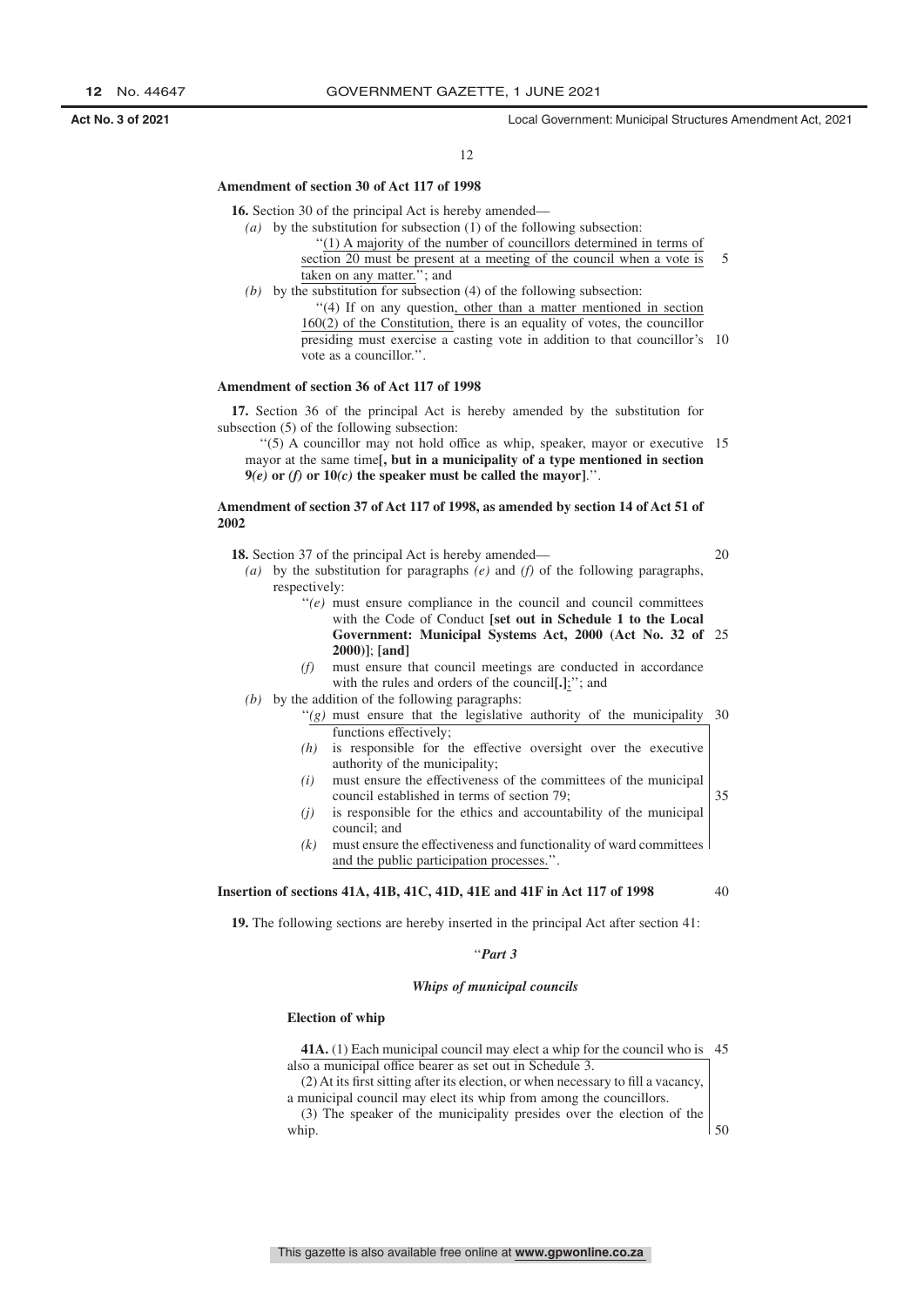**Amendment of section 30 of Act 117 of 1998**

**16.** Section 30 of the principal Act is hereby amended—

*(a)* by the substitution for subsection (1) of the following subsection:

"(1) A majority of the number of councillors determined in terms of section 20 must be present at a meeting of the council when a vote is taken on any matter."; and

*(b)* by the substitution for subsection (4) of the following subsection:

"(4) If on any question, other than a matter mentioned in section 160(2) of the Constitution, there is an equality of votes, the councillor presiding must exercise a casting vote in addition to that councillor's vote as a councillor.".

**Amendment of section 36 of Act 117 of 1998**

**17.** Section 36 of the principal Act is hereby amended by the substitution for subsection (5) of the following subsection:

"(5) A councillor may not hold office as whip, speaker, mayor or executive mayor at the same time**[, but in a municipality of a type mentioned in section 9*(e)* or *(f)* or 10*(c)* the speaker must be called the mayor]**.".

**Amendment of section 37 of Act 117 of 1998, as amended by section 14 of Act 51 of 2002**

**18.** Section 37 of the principal Act is hereby amended—

*(a)* by the substitution for paragraphs *(e)* and *(f)* of the following paragraphs, respectively:

"*(e)* must ensure compliance in the council and council committees with the Code of Conduct **[set out in Schedule 1 to the Local Government: Municipal Systems Act, 2000 (Act No. 32 of 2000)]**; **[and]**

*(f)* must ensure that council meetings are conducted in accordance with the rules and orders of the council**[.]**;"; and

*(b)* by the addition of the following paragraphs:

"*(g)* must ensure that the legislative authority of the municipality functions effectively;

*(h)* is responsible for the effective oversight over the executive authority of the municipality;

*(i)* must ensure the effectiveness of the committees of the municipal council established in terms of section 79;

*(j)* is responsible for the ethics and accountability of the municipal council; and

*(k)* must ensure the effectiveness and functionality of ward committees and the public participation processes.".

**Insertion of sections 41A, 41B, 41C, 41D, 41E and 41F in Act 117 of 1998**

**19.** The following sections are hereby inserted in the principal Act after section 41:

"***Part 3***

***Whips of municipal councils***

**Election of whip**

**41A.** (1) Each municipal council may elect a whip for the council who is also a municipal office bearer as set out in Schedule 3.

(2) At its first sitting after its election, or when necessary to fill a vacancy, a municipal council may elect its whip from among the councillors.

(3) The speaker of the municipality presides over the election of the whip.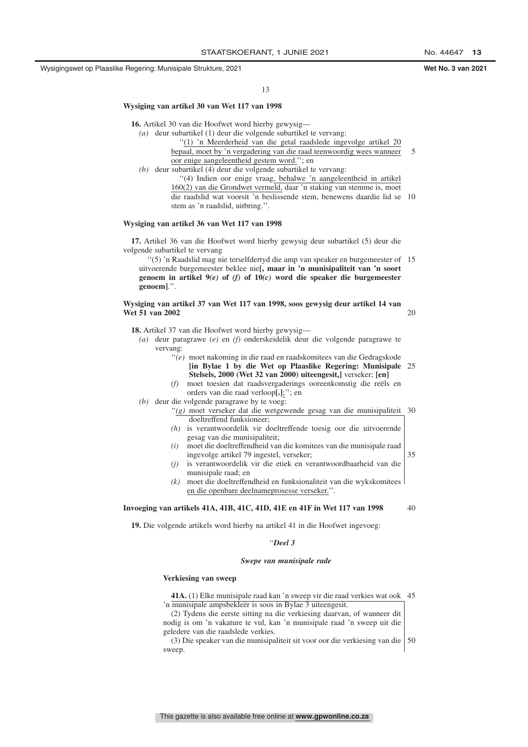**Wysiging van artikel 30 van Wet 117 van 1998**

**16.** Artikel 30 van die Hoofwet word hierby gewysig—

*(a)* deur subartikel (1) deur die volgende subartikel te vervang:

"(1) 'n Meerderheid van die getal raadslede ingevolge artikel 20 bepaal, moet by 'n vergadering van die raad teenwoordig wees wanneer oor enige aangeleentheid gestem word."; en

*(b)* deur subartikel (4) deur die volgende subartikel te vervang:

"(4) Indien oor enige vraag, behalwe 'n aangeleentheid in artikel 160(2) van die Grondwet vermeld, daar 'n staking van stemme is, moet die raadslid wat voorsit 'n beslissende stem, benewens daardie lid se stem as 'n raadslid, uitbring.".

**Wysiging van artikel 36 van Wet 117 van 1998**

**17.** Artikel 36 van die Hoofwet word hierby gewysig deur subartikel (5) deur die volgende subartikel te vervang

"(5) 'n Raadslid mag nie terselfdertyd die amp van speaker en burgemeester of uitvoerende burgemeester beklee nie**[, maar in 'n munisipaliteit van 'n soort genoem in artikel 9*(e)* of *(f)* of 10*(c)* word die speaker die burgemeester genoem]**.".

**Wysiging van artikel 37 van Wet 117 van 1998, soos gewysig deur artikel 14 van Wet 51 van 2002**

**18.** Artikel 37 van die Hoofwet word hierby gewysig—

*(a)* deur paragrawe *(e)* en *(f)* onderskeidelik deur die volgende paragrawe te vervang:

"*(e)* moet nakoming in die raad en raadskomitees van die Gedragskode **[in Bylae 1 by die Wet op Plaaslike Regering: Munisipale Stelsels, 2000 (Wet 32 van 2000) uiteengesit,]** verseker; **[en]**

*(f)* moet toesien dat raadsvergaderings ooreenkomstig die reëls en orders van die raad verloop**[.]**;"; en

*(b)* deur die volgende paragrawe by te voeg:

"*(g)* moet verseker dat die wetgewende gesag van die munisipaliteit doeltreffend funksioneer;

*(h)* is verantwoordelik vir doeltreffende toesig oor die uitvoerende gesag van die munisipaliteit;

*(i)* moet die doeltreffendheid van die komitees van die munisipale raad ingevolge artikel 79 ingestel, verseker;

*(j)* is verantwoordelik vir die etiek en verantwoordbaarheid van die munisipale raad; en

*(k)* moet die doeltreffendheid en funksionaliteit van die wykskomitees en die openbare deelnameprosesse verseker.".

**Invoeging van artikels 41A, 41B, 41C, 41D, 41E en 41F in Wet 117 van 1998**

**19.** Die volgende artikels word hierby na artikel 41 in die Hoofwet ingevoeg:

"***Deel 3***

***Swepe van munisipale rade***

**Verkiesing van sweep**

**41A.** (1) Elke munisipale raad kan 'n sweep vir die raad verkies wat ook 'n munisipale ampsbekleër is soos in Bylae 3 uiteengesit.

(2) Tydens die eerste sitting na die verkiesing daarvan, of wanneer dit nodig is om 'n vakature te vul, kan 'n munisipale raad 'n sweep uit die geledere van die raadslede verkies.

(3) Die speaker van die munisipaliteit sit voor oor die verkiesing van die sweep.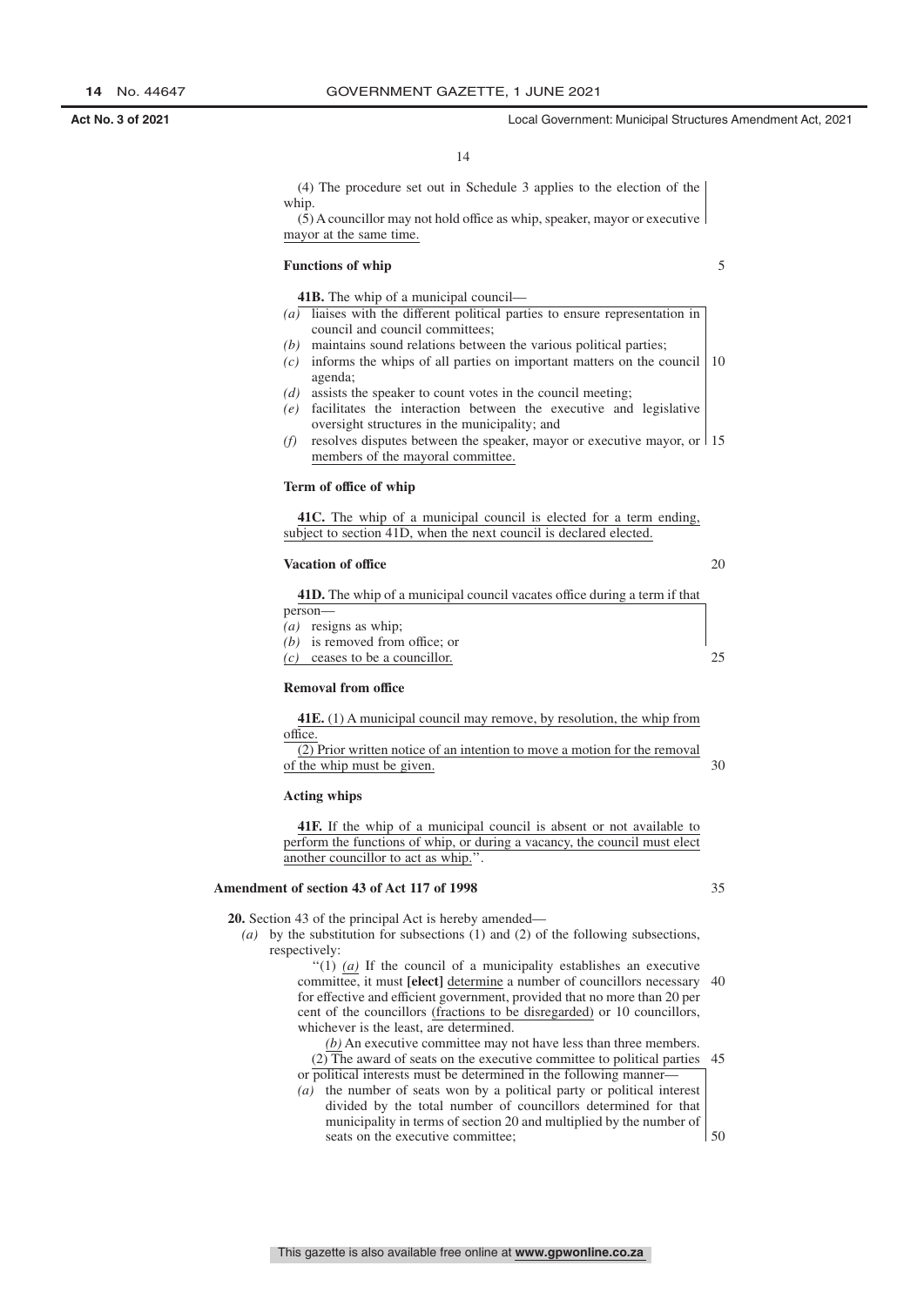(4) The procedure set out in Schedule 3 applies to the election of the whip.

(5) A councillor may not hold office as whip, speaker, mayor or executive mayor at the same time.

**Functions of whip**

**41B.** The whip of a municipal council—

*(a)* liaises with the different political parties to ensure representation in council and council committees;

*(b)* maintains sound relations between the various political parties;

*(c)* informs the whips of all parties on important matters on the council agenda;

*(d)* assists the speaker to count votes in the council meeting;

*(e)* facilitates the interaction between the executive and legislative oversight structures in the municipality; and

*(f)* resolves disputes between the speaker, mayor or executive mayor, or members of the mayoral committee.

**Term of office of whip**

**41C.** The whip of a municipal council is elected for a term ending, subject to section 41D, when the next council is declared elected.

**Vacation of office**

**41D.** The whip of a municipal council vacates office during a term if that person—

*(a)* resigns as whip;

*(b)* is removed from office; or

*(c)* ceases to be a councillor.

**Removal from office**

**41E.** (1) A municipal council may remove, by resolution, the whip from office.

(2) Prior written notice of an intention to move a motion for the removal of the whip must be given.

**Acting whips**

**41F.** If the whip of a municipal council is absent or not available to perform the functions of whip, or during a vacancy, the council must elect another councillor to act as whip.''.

**Amendment of section 43 of Act 117 of 1998**

**20.** Section 43 of the principal Act is hereby amended—

*(a)* by the substitution for subsections (1) and (2) of the following subsections, respectively:

''(1) *(a)* If the council of a municipality establishes an executive committee, it must **[elect]** determine a number of councillors necessary for effective and efficient government, provided that no more than 20 per cent of the councillors (fractions to be disregarded) or 10 councillors, whichever is the least, are determined.

*(b)* An executive committee may not have less than three members.

(2) The award of seats on the executive committee to political parties or political interests must be determined in the following manner—

*(a)* the number of seats won by a political party or political interest divided by the total number of councillors determined for that municipality in terms of section 20 and multiplied by the number of seats on the executive committee;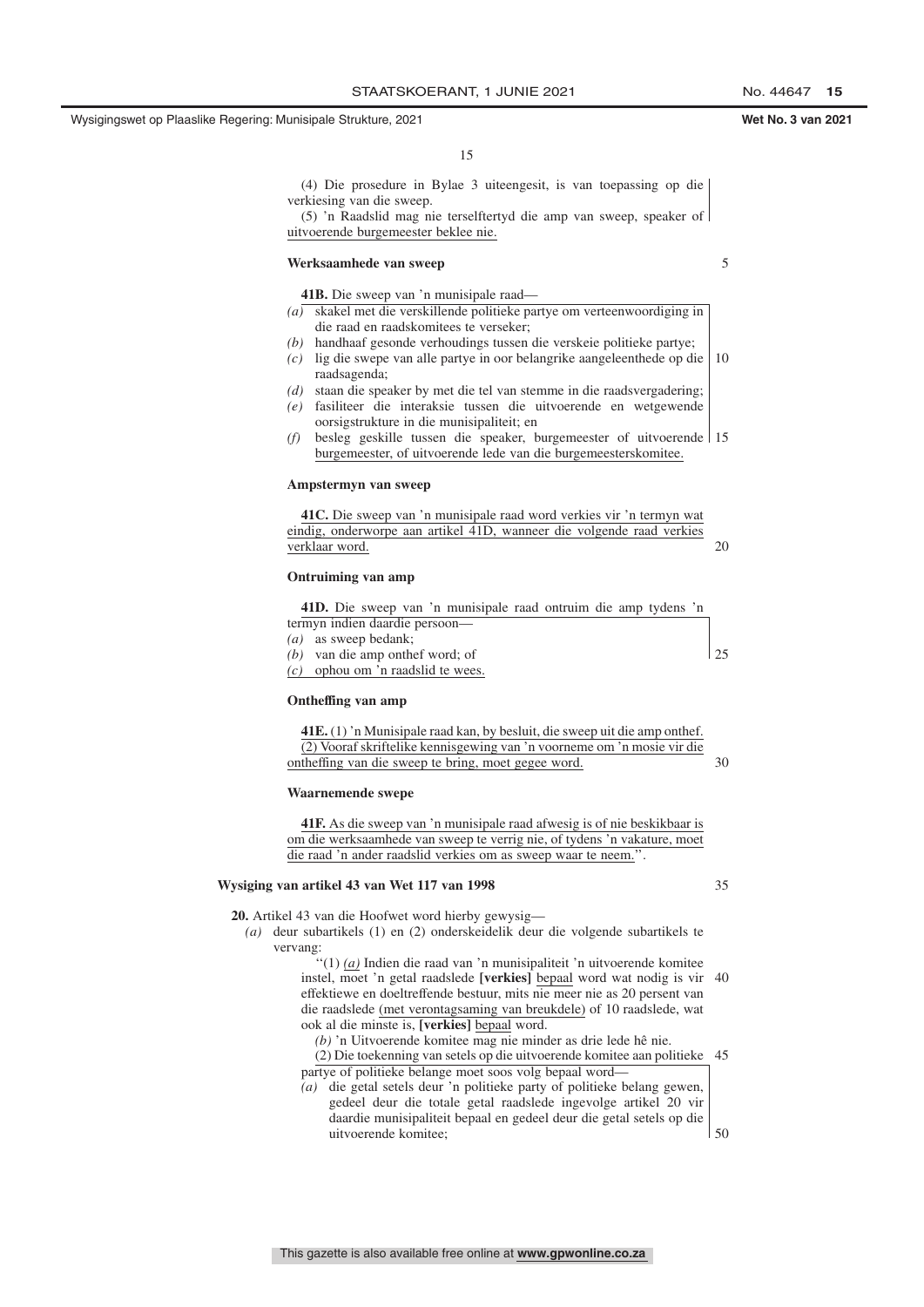(4) Die prosedure in Bylae 3 uiteengesit, is van toepassing op die verkiesing van die sweep.

(5) 'n Raadslid mag nie terselftertyd die amp van sweep, speaker of uitvoerende burgemeester beklee nie.

**Werksaamhede van sweep**

**41B.** Die sweep van 'n munisipale raad—

*(a)* skakel met die verskillende politieke partye om verteenwoordiging in die raad en raadskomitees te verseker;

*(b)* handhaaf gesonde verhoudings tussen die verskeie politieke partye;

*(c)* lig die swepe van alle partye in oor belangrike aangeleenthede op die raadsagenda;

*(d)* staan die speaker by met die tel van stemme in die raadsvergadering;

*(e)* fasiliteer die interaksie tussen die uitvoerende en wetgewende oorsigstrukture in die munisipaliteit; en

*(f)* besleg geskille tussen die speaker, burgemeester of uitvoerende burgemeester, of uitvoerende lede van die burgemeesterskomitee.

**Ampstermyn van sweep**

**41C.** Die sweep van 'n munisipale raad word verkies vir 'n termyn wat eindig, onderworpe aan artikel 41D, wanneer die volgende raad verkies verklaar word.

**Ontruiming van amp**

**41D.** Die sweep van 'n munisipale raad ontruim die amp tydens 'n termyn indien daardie persoon—

*(a)* as sweep bedank;

*(b)* van die amp onthef word; of

*(c)* ophou om 'n raadslid te wees.

**Ontheffing van amp**

**41E.** (1) 'n Munisipale raad kan, by besluit, die sweep uit die amp onthef.

(2) Vooraf skriftelike kennisgewing van 'n voorneme om 'n mosie vir die ontheffing van die sweep te bring, moet gegee word.

**Waarnemende swepe**

**41F.** As die sweep van 'n munisipale raad afwesig is of nie beskikbaar is om die werksaamhede van sweep te verrig nie, of tydens 'n vakature, moet die raad 'n ander raadslid verkies om as sweep waar te neem.".

**Wysiging van artikel 43 van Wet 117 van 1998**

**20.** Artikel 43 van die Hoofwet word hierby gewysig—

*(a)* deur subartikels (1) en (2) onderskeidelik deur die volgende subartikels te vervang:

"(1) *(a)* Indien die raad van 'n munisipaliteit 'n uitvoerende komitee instel, moet 'n getal raadslede **[verkies]** bepaal word wat nodig is vir effektiewe en doeltreffende bestuur, mits nie meer nie as 20 persent van die raadslede (met verontagsaming van breukdele) of 10 raadslede, wat ook al die minste is, **[verkies]** bepaal word.

*(b)* 'n Uitvoerende komitee mag nie minder as drie lede hê nie.

(2) Die toekenning van setels op die uitvoerende komitee aan politieke partye of politieke belange moet soos volg bepaal word—

*(a)* die getal setels deur 'n politieke party of politieke belang gewen, gedeel deur die totale getal raadslede ingevolge artikel 20 vir daardie munisipaliteit bepaal en gedeel deur die getal setels op die uitvoerende komitee;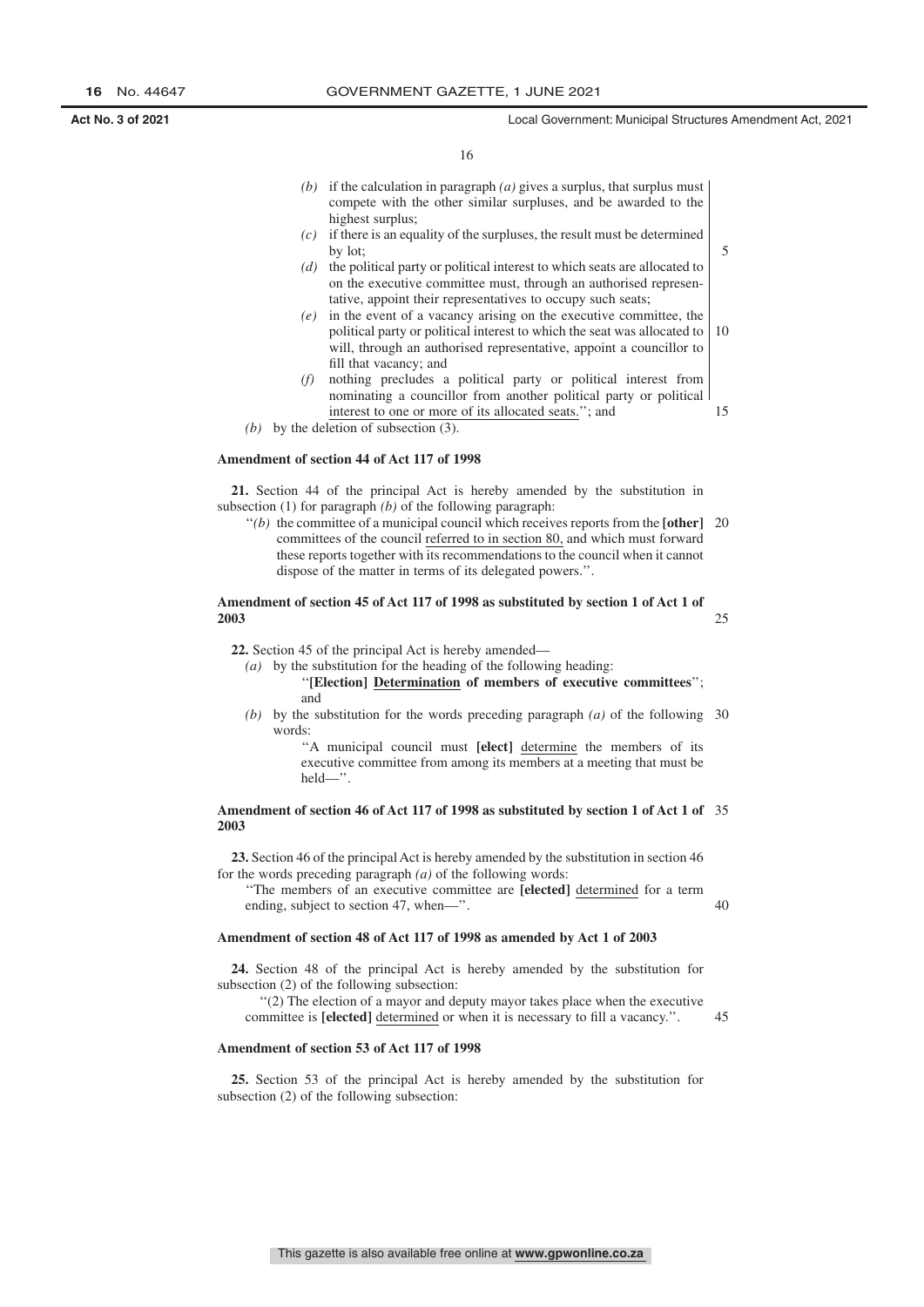- *(b)* if the calculation in paragraph *(a)* gives a surplus, that surplus must compete with the other similar surpluses, and be awarded to the highest surplus;
- *(c)* if there is an equality of the surpluses, the result must be determined by lot;
- *(d)* the political party or political interest to which seats are allocated to on the executive committee must, through an authorised representative, appoint their representatives to occupy such seats;
- *(e)* in the event of a vacancy arising on the executive committee, the political party or political interest to which the seat was allocated to will, through an authorised representative, appoint a councillor to fill that vacancy; and
- *(f)* nothing precludes a political party or political interest from nominating a councillor from another political party or political <u>interest to one or more of its allocated seats.</u>''; and

*(b)* by the deletion of subsection (3).

**Amendment of section 44 of Act 117 of 1998**

**21.** Section 44 of the principal Act is hereby amended by the substitution in subsection (1) for paragraph *(b)* of the following paragraph:

''*(b)* the committee of a municipal council which receives reports from the **[other]** committees of the council <u>referred to in section 80,</u> and which must forward these reports together with its recommendations to the council when it cannot dispose of the matter in terms of its delegated powers.''.

**Amendment of section 45 of Act 117 of 1998 as substituted by section 1 of Act 1 of 2003**

**22.** Section 45 of the principal Act is hereby amended—

*(a)* by the substitution for the heading of the following heading:

''**[Election]** <u>**Determination**</u> **of members of executive committees**''; and

*(b)* by the substitution for the words preceding paragraph *(a)* of the following words:

''A municipal council must **[elect]** <u>determine</u> the members of its executive committee from among its members at a meeting that must be held—''.

**Amendment of section 46 of Act 117 of 1998 as substituted by section 1 of Act 1 of 2003**

**23.** Section 46 of the principal Act is hereby amended by the substitution in section 46 for the words preceding paragraph *(a)* of the following words:

''The members of an executive committee are **[elected]** <u>determined</u> for a term ending, subject to section 47, when—''.

**Amendment of section 48 of Act 117 of 1998 as amended by Act 1 of 2003**

**24.** Section 48 of the principal Act is hereby amended by the substitution for subsection (2) of the following subsection:

''(2) The election of a mayor and deputy mayor takes place when the executive committee is **[elected]** <u>determined</u> or when it is necessary to fill a vacancy.''.

**Amendment of section 53 of Act 117 of 1998**

**25.** Section 53 of the principal Act is hereby amended by the substitution for subsection (2) of the following subsection: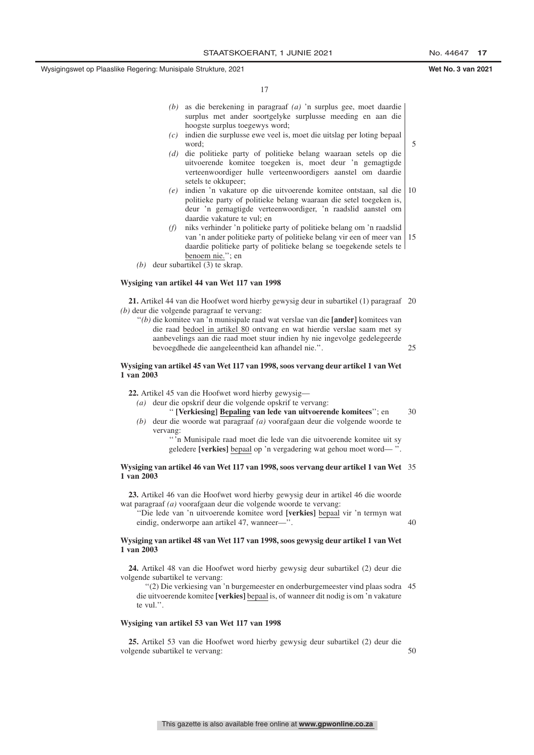(b) as die berekening in paragraaf *(a)* 'n surplus gee, moet daardie surplus met ander soortgelyke surplusse meeding en aan die hoogste surplus toegewys word;

(c) indien die surplusse ewe veel is, moet die uitslag per loting bepaal word;

(d) die politieke party of politieke belang waaraan setels op die uitvoerende komitee toegeken is, moet deur 'n gemagtigde verteenwoordiger hulle verteenwoordigers aanstel om daardie setels te okkupeer;

(e) indien 'n vakature op die uitvoerende komitee ontstaan, sal die politieke party of politieke belang waaraan die setel toegeken is, deur 'n gemagtigde verteenwoordiger, 'n raadslid aanstel om daardie vakature te vul; en

(f) niks verhinder 'n politieke party of politieke belang om 'n raadslid van 'n ander politieke party of politieke belang vir een of meer van daardie politieke party of politieke belang se toegekende setels te benoem nie.''; en

*(b)* deur subartikel (3) te skrap.

**Wysiging van artikel 44 van Wet 117 van 1998**

**21.** Artikel 44 van die Hoofwet word hierby gewysig deur in subartikel (1) paragraaf *(b)* deur die volgende paragraaf te vervang:

''*(b)* die komitee van 'n munisipale raad wat verslae van die **[ander]** komitees van die raad bedoel in artikel 80 ontvang en wat hierdie verslae saam met sy aanbevelings aan die raad moet stuur indien hy nie ingevolge gedelegeerde bevoegdhede die aangeleentheid kan afhandel nie.''.

**Wysiging van artikel 45 van Wet 117 van 1998, soos vervang deur artikel 1 van Wet 1 van 2003**

**22.** Artikel 45 van die Hoofwet word hierby gewysig—

*(a)* deur die opskrif deur die volgende opskrif te vervang:

'' **[Verkiesing] Bepaling van lede van uitvoerende komitees**''; en

*(b)* deur die woorde wat paragraaf *(a)* voorafgaan deur die volgende woorde te vervang:

'''n Munisipale raad moet die lede van die uitvoerende komitee uit sy geledere **[verkies]** bepaal op 'n vergadering wat gehou moet word— ''.

**Wysiging van artikel 46 van Wet 117 van 1998, soos vervang deur artikel 1 van Wet 1 van 2003**

**23.** Artikel 46 van die Hoofwet word hierby gewysig deur in artikel 46 die woorde wat paragraaf *(a)* voorafgaan deur die volgende woorde te vervang:

''Die lede van 'n uitvoerende komitee word **[verkies]** bepaal vir 'n termyn wat eindig, onderworpe aan artikel 47, wanneer—''.

**Wysiging van artikel 48 van Wet 117 van 1998, soos gewysig deur artikel 1 van Wet 1 van 2003**

**24.** Artikel 48 van die Hoofwet word hierby gewysig deur subartikel (2) deur die volgende subartikel te vervang:

''(2) Die verkiesing van 'n burgemeester en onderburgemeester vind plaas sodra die uitvoerende komitee **[verkies]** bepaal is, of wanneer dit nodig is om 'n vakature te vul.''.

**Wysiging van artikel 53 van Wet 117 van 1998**

**25.** Artikel 53 van die Hoofwet word hierby gewysig deur subartikel (2) deur die volgende subartikel te vervang: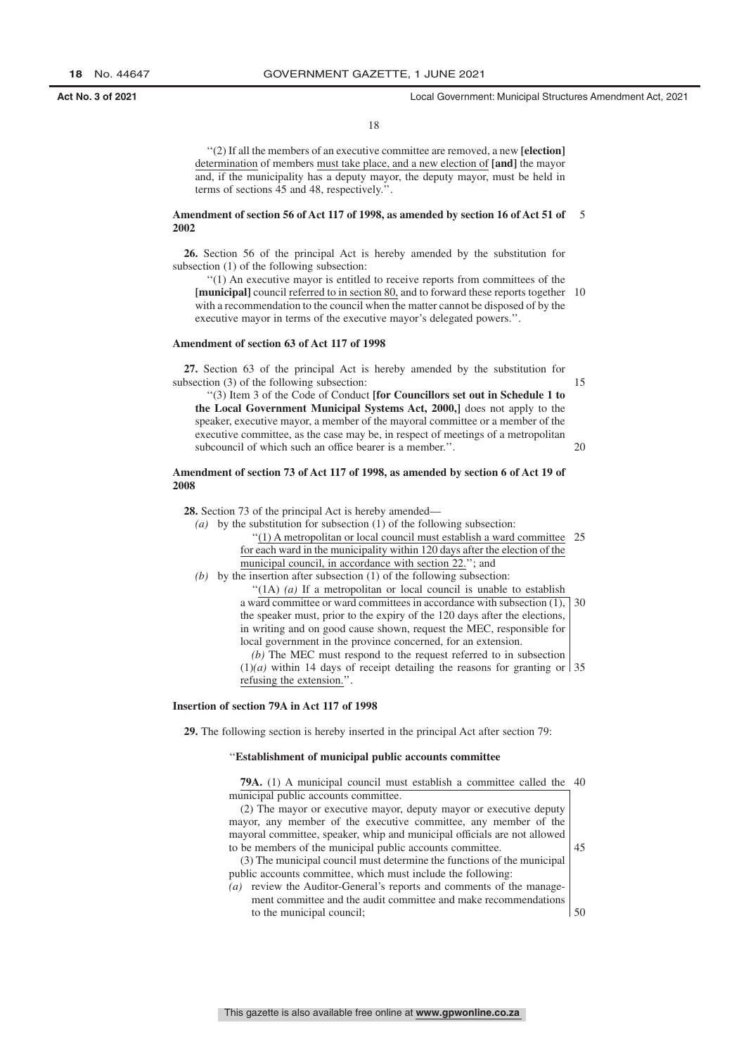"(2) If all the members of an executive committee are removed, a new **[election]** determination of members must take place, and a new election of **[and]** the mayor and, if the municipality has a deputy mayor, the deputy mayor, must be held in terms of sections 45 and 48, respectively.".

**Amendment of section 56 of Act 117 of 1998, as amended by section 16 of Act 51 of 2002**

**26.** Section 56 of the principal Act is hereby amended by the substitution for subsection (1) of the following subsection:

"(1) An executive mayor is entitled to receive reports from committees of the **[municipal]** council referred to in section 80, and to forward these reports together with a recommendation to the council when the matter cannot be disposed of by the executive mayor in terms of the executive mayor's delegated powers.".

**Amendment of section 63 of Act 117 of 1998**

**27.** Section 63 of the principal Act is hereby amended by the substitution for subsection (3) of the following subsection:

"(3) Item 3 of the Code of Conduct **[for Councillors set out in Schedule 1 to the Local Government Municipal Systems Act, 2000,]** does not apply to the speaker, executive mayor, a member of the mayoral committee or a member of the executive committee, as the case may be, in respect of meetings of a metropolitan subcouncil of which such an office bearer is a member.".

**Amendment of section 73 of Act 117 of 1998, as amended by section 6 of Act 19 of 2008**

**28.** Section 73 of the principal Act is hereby amended—

*(a)* by the substitution for subsection (1) of the following subsection:

"(1) A metropolitan or local council must establish a ward committee for each ward in the municipality within 120 days after the election of the municipal council, in accordance with section 22."; and

*(b)* by the insertion after subsection (1) of the following subsection:

"(1A) *(a)* If a metropolitan or local council is unable to establish a ward committee or ward committees in accordance with subsection (1), the speaker must, prior to the expiry of the 120 days after the elections, in writing and on good cause shown, request the MEC, responsible for local government in the province concerned, for an extension.

*(b)* The MEC must respond to the request referred to in subsection (1)*(a)* within 14 days of receipt detailing the reasons for granting or refusing the extension.".

**Insertion of section 79A in Act 117 of 1998**

**29.** The following section is hereby inserted in the principal Act after section 79:

"**Establishment of municipal public accounts committee**

**79A.** (1) A municipal council must establish a committee called the municipal public accounts committee.

(2) The mayor or executive mayor, deputy mayor or executive deputy mayor, any member of the executive committee, any member of the mayoral committee, speaker, whip and municipal officials are not allowed to be members of the municipal public accounts committee.

(3) The municipal council must determine the functions of the municipal public accounts committee, which must include the following:

*(a)* review the Auditor-General's reports and comments of the management committee and the audit committee and make recommendations to the municipal council;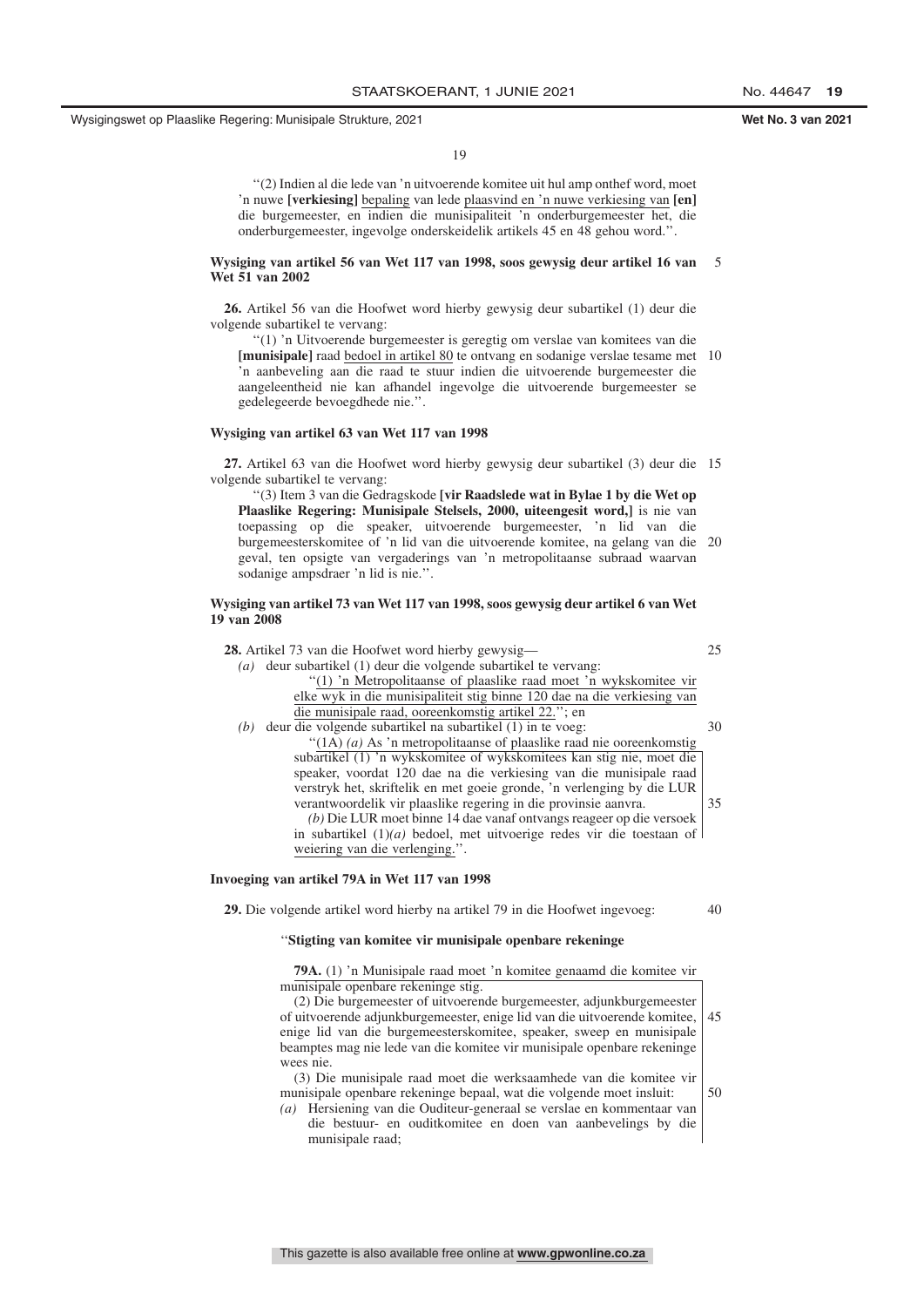"(2) Indien al die lede van 'n uitvoerende komitee uit hul amp onthef word, moet 'n nuwe **[verkiesing]** bepaling van lede plaasvind en 'n nuwe verkiesing van **[en]** die burgemeester, en indien die munisipaliteit 'n onderburgemeester het, die onderburgemeester, ingevolge onderskeidelik artikels 45 en 48 gehou word.".

**Wysiging van artikel 56 van Wet 117 van 1998, soos gewysig deur artikel 16 van Wet 51 van 2002**

**26.** Artikel 56 van die Hoofwet word hierby gewysig deur subartikel (1) deur die volgende subartikel te vervang:

"(1) 'n Uitvoerende burgemeester is geregtig om verslae van komitees van die **[munisipale]** raad bedoel in artikel 80 te ontvang en sodanige verslae tesame met 'n aanbeveling aan die raad te stuur indien die uitvoerende burgemeester die aangeleentheid nie kan afhandel ingevolge die uitvoerende burgemeester se gedelegeerde bevoegdhede nie.".

**Wysiging van artikel 63 van Wet 117 van 1998**

**27.** Artikel 63 van die Hoofwet word hierby gewysig deur subartikel (3) deur die volgende subartikel te vervang:

"(3) Item 3 van die Gedragskode **[vir Raadslede wat in Bylae 1 by die Wet op Plaaslike Regering: Munisipale Stelsels, 2000, uiteengesit word,]** is nie van toepassing op die speaker, uitvoerende burgemeester, 'n lid van die burgemeesterskomitee of 'n lid van die uitvoerende komitee, na gelang van die geval, ten opsigte van vergaderings van 'n metropolitaanse subraad waarvan sodanige ampsdraer 'n lid is nie.".

**Wysiging van artikel 73 van Wet 117 van 1998, soos gewysig deur artikel 6 van Wet 19 van 2008**

**28.** Artikel 73 van die Hoofwet word hierby gewysig—

*(a)* deur subartikel (1) deur die volgende subartikel te vervang:

"(1) 'n Metropolitaanse of plaaslike raad moet 'n wykskomitee vir elke wyk in die munisipaliteit stig binne 120 dae na die verkiesing van die munisipale raad, ooreenkomstig artikel 22."; en

*(b)* deur die volgende subartikel na subartikel (1) in te voeg:

"(1A) *(a)* As 'n metropolitaanse of plaaslike raad nie ooreenkomstig subartikel (1) 'n wykskomitee of wykskomitees kan stig nie, moet die speaker, voordat 120 dae na die verkiesing van die munisipale raad verstryk het, skriftelik en met goeie gronde, 'n verlenging by die LUR verantwoordelik vir plaaslike regering in die provinsie aanvra.

*(b)* Die LUR moet binne 14 dae vanaf ontvangs reageer op die versoek in subartikel (1)*(a)* bedoel, met uitvoerige redes vir die toestaan of weiering van die verlenging.".

**Invoeging van artikel 79A in Wet 117 van 1998**

**29.** Die volgende artikel word hierby na artikel 79 in die Hoofwet ingevoeg:

"**Stigting van komitee vir munisipale openbare rekeninge**

**79A.** (1) 'n Munisipale raad moet 'n komitee genaamd die komitee vir munisipale openbare rekeninge stig.

(2) Die burgemeester of uitvoerende burgemeester, adjunkburgemeester of uitvoerende adjunkburgemeester, enige lid van die uitvoerende komitee, enige lid van die burgemeesterskomitee, speaker, sweep en munisipale beamptes mag nie lede van die komitee vir munisipale openbare rekeninge wees nie.

(3) Die munisipale raad moet die werksaamhede van die komitee vir munisipale openbare rekeninge bepaal, wat die volgende moet insluit:

*(a)* Hersiening van die Ouditeur-generaal se verslae en kommentaar van die bestuur- en ouditkomitee en doen van aanbevelings by die munisipale raad;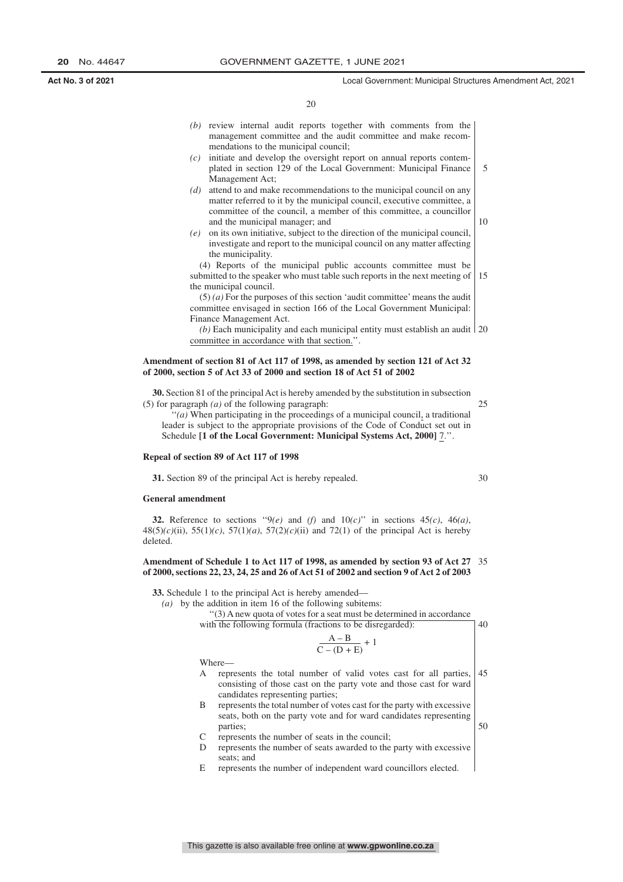*(b)* review internal audit reports together with comments from the management committee and the audit committee and make recommendations to the municipal council;

*(c)* initiate and develop the oversight report on annual reports contemplated in section 129 of the Local Government: Municipal Finance Management Act;

*(d)* attend to and make recommendations to the municipal council on any matter referred to it by the municipal council, executive committee, a committee of the council, a member of this committee, a councillor and the municipal manager; and

*(e)* on its own initiative, subject to the direction of the municipal council, investigate and report to the municipal council on any matter affecting the municipality.

(4) Reports of the municipal public accounts committee must be submitted to the speaker who must table such reports in the next meeting of the municipal council.

(5) *(a)* For the purposes of this section 'audit committee' means the audit committee envisaged in section 166 of the Local Government Municipal: Finance Management Act.

*(b)* Each municipality and each municipal entity must establish an audit committee in accordance with that section.''.

**Amendment of section 81 of Act 117 of 1998, as amended by section 121 of Act 32 of 2000, section 5 of Act 33 of 2000 and section 18 of Act 51 of 2002**

**30.** Section 81 of the principal Act is hereby amended by the substitution in subsection (5) for paragraph *(a)* of the following paragraph:

''*(a)* When participating in the proceedings of a municipal council, a traditional leader is subject to the appropriate provisions of the Code of Conduct set out in Schedule **[1 of the Local Government: Municipal Systems Act, 2000]** 7.''.

**Repeal of section 89 of Act 117 of 1998**

**31.** Section 89 of the principal Act is hereby repealed.

**General amendment**

**32.** Reference to sections ''9*(e)* and *(f)* and 10*(c)*'' in sections 45*(c)*, 46*(a)*, 48(5)*(c)*(ii), 55(1)*(c)*, 57(1)*(a)*, 57(2)*(c)*(ii) and 72(1) of the principal Act is hereby deleted.

**Amendment of Schedule 1 to Act 117 of 1998, as amended by section 93 of Act 27 of 2000, sections 22, 23, 24, 25 and 26 of Act 51 of 2002 and section 9 of Act 2 of 2003**

**33.** Schedule 1 to the principal Act is hereby amended—

*(a)* by the addition in item 16 of the following subitems:

''(3) A new quota of votes for a seat must be determined in accordance with the following formula (fractions to be disregarded):

$$\frac{A - B}{C - (D + E)} + 1$$

Where—

A represents the total number of valid votes cast for all parties, consisting of those cast on the party vote and those cast for ward candidates representing parties;

B represents the total number of votes cast for the party with excessive seats, both on the party vote and for ward candidates representing parties;

C represents the number of seats in the council;

D represents the number of seats awarded to the party with excessive seats; and

E represents the number of independent ward councillors elected.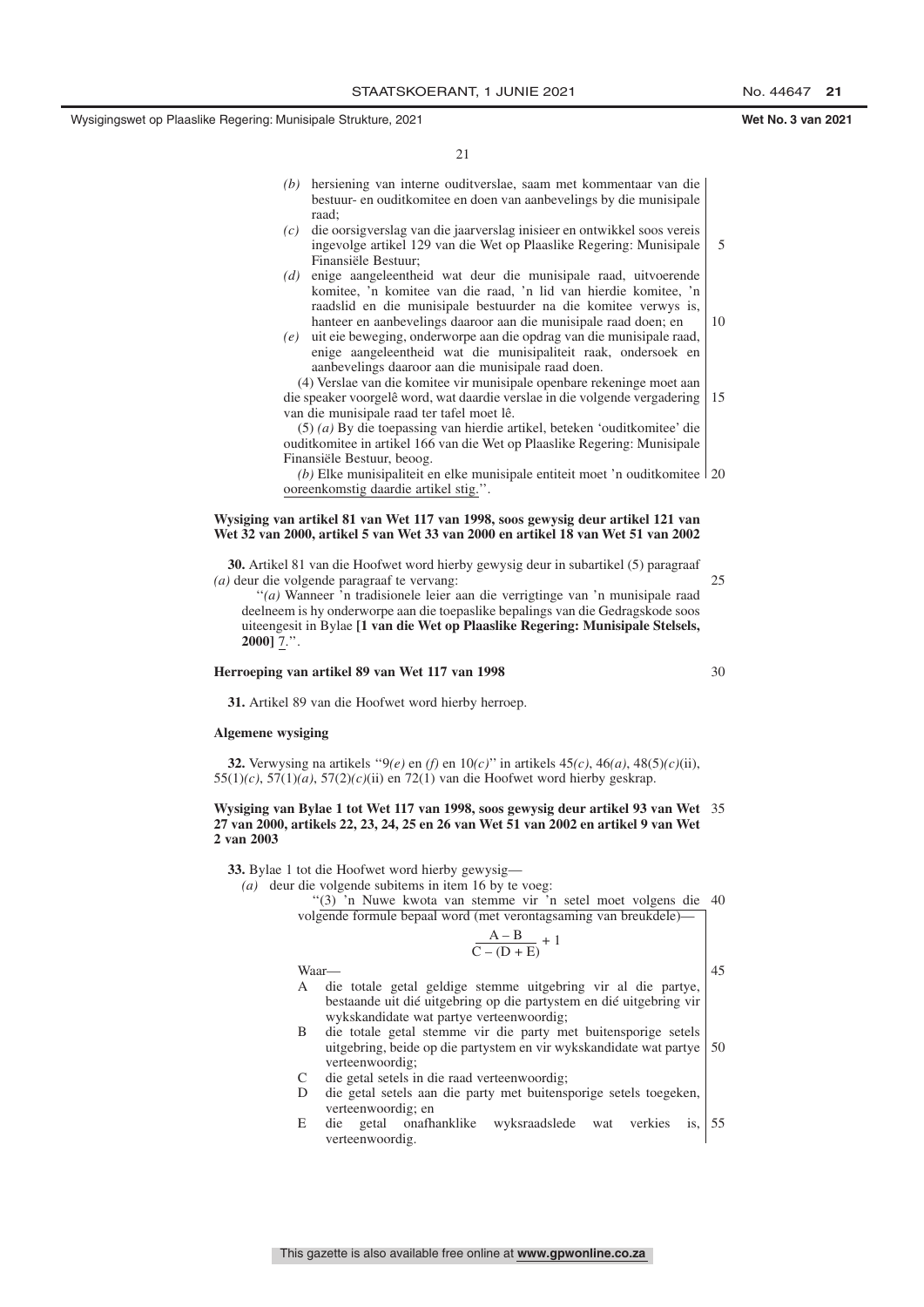(b) hersiening van interne ouditverslae, saam met kommentaar van die bestuur- en ouditkomitee en doen van aanbevelings by die munisipale raad;

(c) die oorsigverslag van die jaarverslag inisieer en ontwikkel soos vereis ingevolge artikel 129 van die Wet op Plaaslike Regering: Munisipale Finansiële Bestuur;

(d) enige aangeleentheid wat deur die munisipale raad, uitvoerende komitee, 'n komitee van die raad, 'n lid van hierdie komitee, 'n raadslid en die munisipale bestuurder na die komitee verwys is, hanteer en aanbevelings daaroor aan die munisipale raad doen; en

(e) uit eie beweging, onderworpe aan die opdrag van die munisipale raad, enige aangeleentheid wat die munisipaliteit raak, ondersoek en aanbevelings daaroor aan die munisipale raad doen.

(4) Verslae van die komitee vir munisipale openbare rekeninge moet aan die speaker voorgelê word, wat daardie verslae in die volgende vergadering van die munisipale raad ter tafel moet lê.

(5) (a) By die toepassing van hierdie artikel, beteken 'ouditkomitee' die ouditkomitee in artikel 166 van die Wet op Plaaslike Regering: Munisipale Finansiële Bestuur, beoog.

(b) Elke munisipaliteit en elke munisipale entiteit moet 'n ouditkomitee ooreenkomstig daardie artikel stig.".

**Wysiging van artikel 81 van Wet 117 van 1998, soos gewysig deur artikel 121 van Wet 32 van 2000, artikel 5 van Wet 33 van 2000 en artikel 18 van Wet 51 van 2002**

**30.** Artikel 81 van die Hoofwet word hierby gewysig deur in subartikel (5) paragraaf (a) deur die volgende paragraaf te vervang:

"(a) Wanneer 'n tradisionele leier aan die verrigtinge van 'n munisipale raad deelneem is hy onderworpe aan die toepaslike bepalings van die Gedragskode soos uiteengesit in Bylae **[1 van die Wet op Plaaslike Regering: Munisipale Stelsels, 2000]** 7.".

**Herroeping van artikel 89 van Wet 117 van 1998**

**31.** Artikel 89 van die Hoofwet word hierby herroep.

**Algemene wysiging**

**32.** Verwysing na artikels "9(e) en (f) en 10(c)" in artikels 45(c), 46(a), 48(5)(c)(ii), 55(1)(c), 57(1)(a), 57(2)(c)(ii) en 72(1) van die Hoofwet word hierby geskrap.

**Wysiging van Bylae 1 tot Wet 117 van 1998, soos gewysig deur artikel 93 van Wet 27 van 2000, artikels 22, 23, 24, 25 en 26 van Wet 51 van 2002 en artikel 9 van Wet 2 van 2003**

**33.** Bylae 1 tot die Hoofwet word hierby gewysig—

(a) deur die volgende subitems in item 16 by te voeg:

"(3) 'n Nuwe kwota van stemme vir 'n setel moet volgens die volgende formule bepaal word (met verontagsaming van breukdele)—

$$\frac{A - B}{C - (D + E)} + 1$$

Waar—

A die totale getal geldige stemme uitgebring vir al die partye, bestaande uit dié uitgebring op die partystem en dié uitgebring vir wykskandidate wat partye verteenwoordig;

B die totale getal stemme vir die party met buitensporige setels uitgebring, beide op die partystem en vir wykskandidate wat partye verteenwoordig;

C die getal setels in die raad verteenwoordig;

D die getal setels aan die party met buitensporige setels toegeken, verteenwoordig; en

E die getal onafhanklike wyksraadslede wat verkies is, verteenwoordig.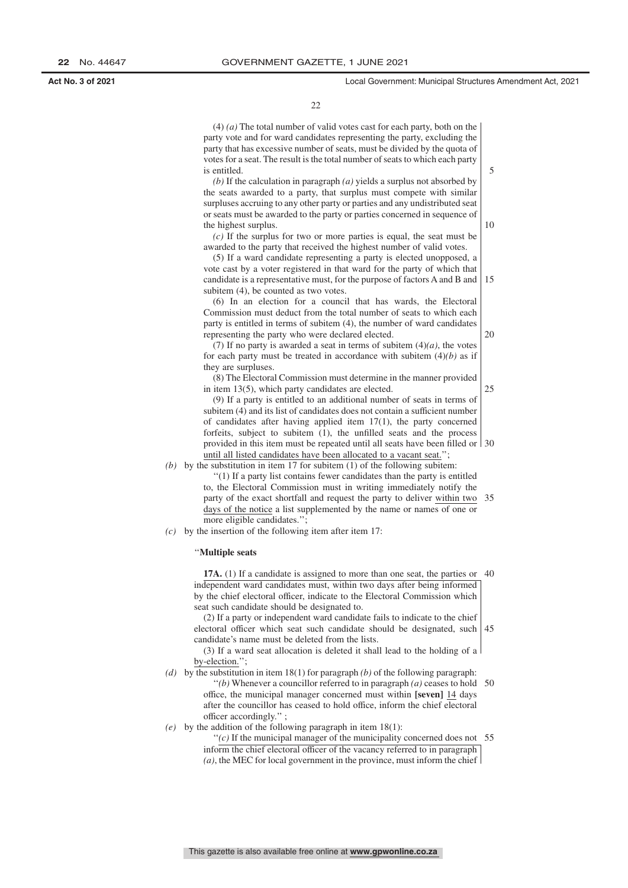(4) *(a)* The total number of valid votes cast for each party, both on the party vote and for ward candidates representing the party, excluding the party that has excessive number of seats, must be divided by the quota of votes for a seat. The result is the total number of seats to which each party is entitled.

*(b)* If the calculation in paragraph *(a)* yields a surplus not absorbed by the seats awarded to a party, that surplus must compete with similar surpluses accruing to any other party or parties and any undistributed seat or seats must be awarded to the party or parties concerned in sequence of the highest surplus.

*(c)* If the surplus for two or more parties is equal, the seat must be awarded to the party that received the highest number of valid votes.

(5) If a ward candidate representing a party is elected unopposed, a vote cast by a voter registered in that ward for the party of which that candidate is a representative must, for the purpose of factors A and B and subitem (4), be counted as two votes.

(6) In an election for a council that has wards, the Electoral Commission must deduct from the total number of seats to which each party is entitled in terms of subitem (4), the number of ward candidates representing the party who were declared elected.

(7) If no party is awarded a seat in terms of subitem (4)*(a)*, the votes for each party must be treated in accordance with subitem (4)*(b)* as if they are surpluses.

(8) The Electoral Commission must determine in the manner provided in item 13(5), which party candidates are elected.

(9) If a party is entitled to an additional number of seats in terms of subitem (4) and its list of candidates does not contain a sufficient number of candidates after having applied item 17(1), the party concerned forfeits, subject to subitem (1), the unfilled seats and the process provided in this item must be repeated until all seats have been filled or until all listed candidates have been allocated to a vacant seat.'';

*(b)* by the substitution in item 17 for subitem (1) of the following subitem:

''(1) If a party list contains fewer candidates than the party is entitled to, the Electoral Commission must in writing immediately notify the party of the exact shortfall and request the party to deliver within two days of the notice a list supplemented by the name or names of one or more eligible candidates.'';

*(c)* by the insertion of the following item after item 17:

''**Multiple seats**

**17A.** (1) If a candidate is assigned to more than one seat, the parties or independent ward candidates must, within two days after being informed by the chief electoral officer, indicate to the Electoral Commission which seat such candidate should be designated to.

(2) If a party or independent ward candidate fails to indicate to the chief electoral officer which seat such candidate should be designated, such candidate's name must be deleted from the lists.

(3) If a ward seat allocation is deleted it shall lead to the holding of a by-election.'';

*(d)* by the substitution in item 18(1) for paragraph *(b)* of the following paragraph:

''*(b)* Whenever a councillor referred to in paragraph *(a)* ceases to hold office, the municipal manager concerned must within **[seven]** 14 days after the councillor has ceased to hold office, inform the chief electoral officer accordingly.'' ;

*(e)* by the addition of the following paragraph in item 18(1):

''*(c)* If the municipal manager of the municipality concerned does not inform the chief electoral officer of the vacancy referred to in paragraph *(a)*, the MEC for local government in the province, must inform the chief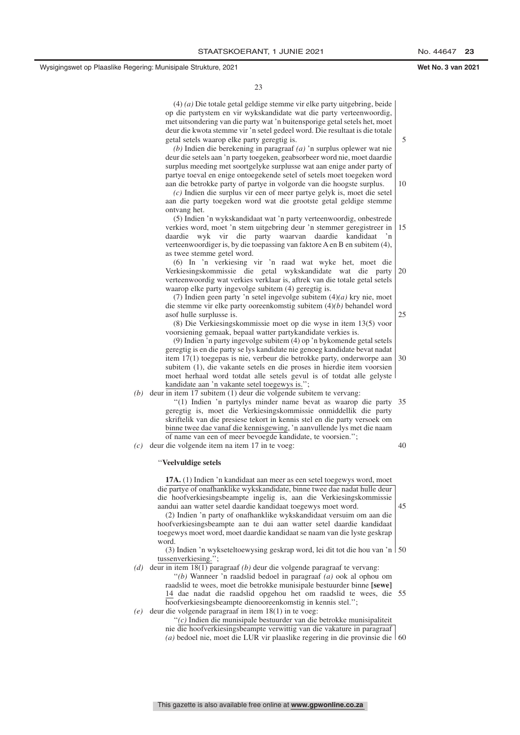(4) *(a)* Die totale getal geldige stemme vir elke party uitgebring, beide op die partystem en vir wykskandidate wat die party verteenwoordig, met uitsondering van die party wat 'n buitensporige getal setels het, moet deur die kwota stemme vir 'n setel gedeel word. Die resultaat is die totale getal setels waarop elke party geregtig is.

*(b)* Indien die berekening in paragraaf *(a)* 'n surplus oplewer wat nie deur die setels aan 'n party toegeken, geabsorbeer word nie, moet daardie surplus meeding met soortgelyke surplusse wat aan enige ander party of partye toeval en enige ontoegekende setel of setels moet toegeken word aan die betrokke party of partye in volgorde van die hoogste surplus.

*(c)* Indien die surplus vir een of meer partye gelyk is, moet die setel aan die party toegeken word wat die grootste getal geldige stemme ontvang het.

(5) Indien 'n wykskandidaat wat 'n party verteenwoordig, onbestrede verkies word, moet 'n stem uitgebring deur 'n stemmer geregistreer in daardie wyk vir die party waarvan daardie kandidaat 'n verteenwoordiger is, by die toepassing van faktore A en B en subitem (4), as twee stemme getel word.

(6) In 'n verkiesing vir 'n raad wat wyke het, moet die Verkiesingskommissie die getal wykskandidate wat die party verteenwoordig wat verkies verklaar is, aftrek van die totale getal setels waarop elke party ingevolge subitem (4) geregtig is.

(7) Indien geen party 'n setel ingevolge subitem (4)*(a)* kry nie, moet die stemme vir elke party ooreenkomstig subitem (4)*(b)* behandel word asof hulle surplusse is.

(8) Die Verkiesingskommissie moet op die wyse in item 13(5) voor voorsiening gemaak, bepaal watter partykandidate verkies is.

(9) Indien 'n party ingevolge subitem (4) op 'n bykomende getal setels geregtig is en die party se lys kandidate nie genoeg kandidate bevat nadat item 17(1) toegepas is nie, verbeur die betrokke party, onderworpe aan subitem (1), die vakante setels en die proses in hierdie item voorsien moet herhaal word totdat alle setels gevul is of totdat alle gelyste kandidate aan 'n vakante setel toegewys is.'';

*(b)* deur in item 17 subitem (1) deur die volgende subitem te vervang:

''(1) Indien 'n partylys minder name bevat as waarop die party geregtig is, moet die Verkiesingskommissie onmiddellik die party skriftelik van die presiese tekort in kennis stel en die party versoek om binne twee dae vanaf die kennisgewing, 'n aanvullende lys met die naam of name van een of meer bevoegde kandidate, te voorsien.'';

*(c)* deur die volgende item na item 17 in te voeg:

''**Veelvuldige setels**

**17A.** (1) Indien 'n kandidaat aan meer as een setel toegewys word, moet die partye of onafhanklike wykskandidate, binne twee dae nadat hulle deur die hoofverkiesingsbeampte ingelig is, aan die Verkiesingskommissie aandui aan watter setel daardie kandidaat toegewys moet word.

(2) Indien 'n party of onafhanklike wykskandidaat versuim om aan die hoofverkiesingsbeampte aan te dui aan watter setel daardie kandidaat toegewys moet word, moet daardie kandidaat se naam van die lyste geskrap word.

(3) Indien 'n wykseteltoewysing geskrap word, lei dit tot die hou van 'n tussenverkiesing.'';

*(d)* deur in item 18(1) paragraaf *(b)* deur die volgende paragraaf te vervang:

''*(b)* Wanneer 'n raadslid bedoel in paragraaf *(a)* ook al ophou om raadslid te wees, moet die betrokke munisipale bestuurder binne **[sewe]** 14 dae nadat die raadslid opgehou het om raadslid te wees, die hoofverkiesingsbeampte dienooreenkomstig in kennis stel.'';

*(e)* deur die volgende paragraaf in item 18(1) in te voeg:

''*(c)* Indien die munisipale bestuurder van die betrokke munisipaliteit nie die hoofverkiesingsbeampte verwittig van die vakature in paragraaf *(a)* bedoel nie, moet die LUR vir plaaslike regering in die provinsie die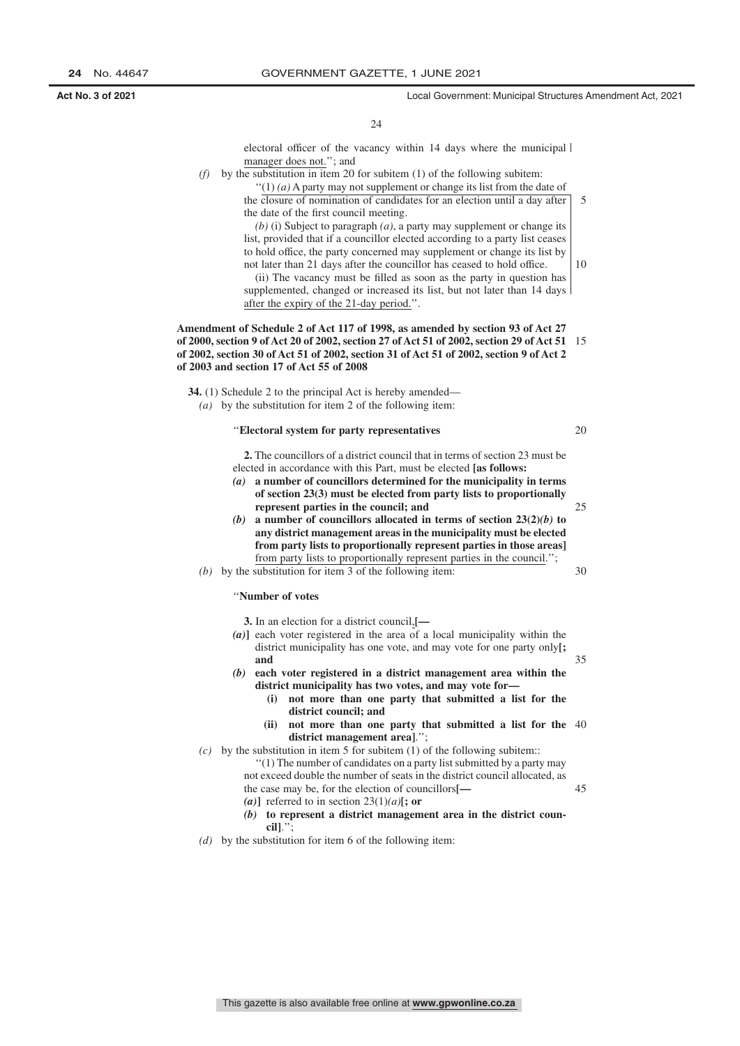electoral officer of the vacancy within 14 days where the municipal manager does not.''; and

*(f)* by the substitution in item 20 for subitem (1) of the following subitem:

''(1) *(a)* A party may not supplement or change its list from the date of the closure of nomination of candidates for an election until a day after the date of the first council meeting.

*(b)* (i) Subject to paragraph *(a)*, a party may supplement or change its list, provided that if a councillor elected according to a party list ceases to hold office, the party concerned may supplement or change its list by not later than 21 days after the councillor has ceased to hold office.

(ii) The vacancy must be filled as soon as the party in question has supplemented, changed or increased its list, but not later than 14 days after the expiry of the 21-day period.''.

**Amendment of Schedule 2 of Act 117 of 1998, as amended by section 93 of Act 27 of 2000, section 9 of Act 20 of 2002, section 27 of Act 51 of 2002, section 29 of Act 51 of 2002, section 30 of Act 51 of 2002, section 31 of Act 51 of 2002, section 9 of Act 2 of 2003 and section 17 of Act 55 of 2008**

**34.** (1) Schedule 2 to the principal Act is hereby amended—

*(a)* by the substitution for item 2 of the following item:

''**Electoral system for party representatives**

**2.** The councillors of a district council that in terms of section 23 must be elected in accordance with this Part, must be elected **[as follows:**

***(a)*** **a number of councillors determined for the municipality in terms of section 23(3) must be elected from party lists to proportionally represent parties in the council; and**

***(b)*** **a number of councillors allocated in terms of section 23(2)*(b)* to any district management areas in the municipality must be elected from party lists to proportionally represent parties in those areas]** from party lists to proportionally represent parties in the council.'';

*(b)* by the substitution for item 3 of the following item:

''**Number of votes**

**3.** In an election for a district council,**[—**

***(a)*]** each voter registered in the area of a local municipality within the district municipality has one vote, and may vote for one party only**[; and**

***(b)*** **each voter registered in a district management area within the district municipality has two votes, and may vote for—**

**(i) not more than one party that submitted a list for the district council; and**

**(ii) not more than one party that submitted a list for the district management area]**.'';

*(c)* by the substitution in item 5 for subitem (1) of the following subitem::

''(1) The number of candidates on a party list submitted by a party may not exceed double the number of seats in the district council allocated, as the case may be, for the election of councillors**[—**

***(a)*]** referred to in section 23(1)*(a)***[; or**

***(b)*** **to represent a district management area in the district council]**.'';

*(d)* by the substitution for item 6 of the following item: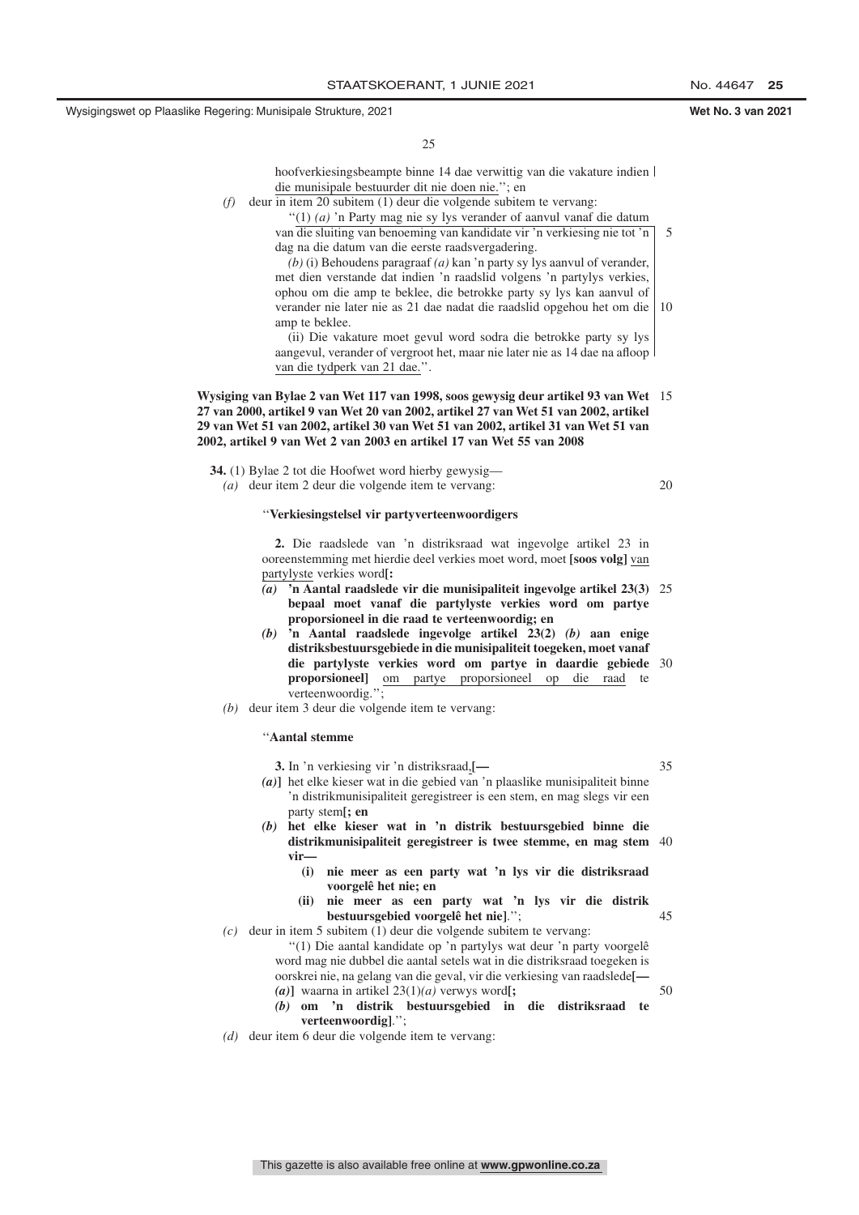hoofverkiesingsbeampte binne 14 dae verwittig van die vakature indien die munisipale bestuurder dit nie doen nie.''; en

*(f)* deur in item 20 subitem (1) deur die volgende subitem te vervang:

''(1) *(a)* 'n Party mag nie sy lys verander of aanvul vanaf die datum van die sluiting van benoeming van kandidate vir 'n verkiesing nie tot 'n dag na die datum van die eerste raadsvergadering.

*(b)* (i) Behoudens paragraaf *(a)* kan 'n party sy lys aanvul of verander, met dien verstande dat indien 'n raadslid volgens 'n partylys verkies, ophou om die amp te beklee, die betrokke party sy lys kan aanvul of verander nie later nie as 21 dae nadat die raadslid opgehou het om die amp te beklee.

(ii) Die vakature moet gevul word sodra die betrokke party sy lys aangevul, verander of vergroot het, maar nie later nie as 14 dae na afloop van die tydperk van 21 dae.''.

**Wysiging van Bylae 2 van Wet 117 van 1998, soos gewysig deur artikel 93 van Wet 27 van 2000, artikel 9 van Wet 20 van 2002, artikel 27 van Wet 51 van 2002, artikel 29 van Wet 51 van 2002, artikel 30 van Wet 51 van 2002, artikel 31 van Wet 51 van 2002, artikel 9 van Wet 2 van 2003 en artikel 17 van Wet 55 van 2008**

**34.** (1) Bylae 2 tot die Hoofwet word hierby gewysig—

*(a)* deur item 2 deur die volgende item te vervang:

''**Verkiesingstelsel vir partyverteenwoordigers**

**2.** Die raadslede van 'n distriksraad wat ingevolge artikel 23 in ooreenstemming met hierdie deel verkies moet word, moet **[soos volg]** partylyste verkies word**[:**

***(a)*** **'n Aantal raadslede vir die munisipaliteit ingevolge artikel 23(3) bepaal moet vanaf die partylyste verkies word om partye proporsioneel in die raad te verteenwoordig; en**

***(b)*** **'n Aantal raadslede ingevolge artikel 23(2)** ***(b)*** **aan enige distriksbestuursgebiede in die munisipaliteit toegeken, moet vanaf die partylyste verkies word om partye in daardie gebiede proporsioneel]** om partye proporsioneel op die raad te verteenwoordig.'';

*(b)* deur item 3 deur die volgende item te vervang:

''**Aantal stemme**

**3.** In 'n verkiesing vir 'n distriksraad,**[—**

***(a)*]** het elke kieser wat in die gebied van 'n plaaslike munisipaliteit binne 'n distrikmunisipaliteit geregistreer is een stem, en mag slegs vir een party stem**[; en**

***(b)*** **het elke kieser wat in 'n distrik bestuursgebied binne die distrikmunisipaliteit geregistreer is twee stemme, en mag stem vir—**

**(i) nie meer as een party wat 'n lys vir die distriksraad voorgelê het nie; en**

**(ii) nie meer as een party wat 'n lys vir die distrik bestuursgebied voorgelê het nie]**.'';

*(c)* deur in item 5 subitem (1) deur die volgende subitem te vervang:

''(1) Die aantal kandidate op 'n partylys wat deur 'n party voorgelê word mag nie dubbel die aantal setels wat in die distriksraad toegeken is oorskrei nie, na gelang van die geval, vir die verkiesing van raadslede**[—**

***(a)*]** waarna in artikel 23(1)*(a)* verwys word**[;**

***(b)*** **om 'n distrik bestuursgebied in die distriksraad te verteenwoordig]**.'';

*(d)* deur item 6 deur die volgende item te vervang: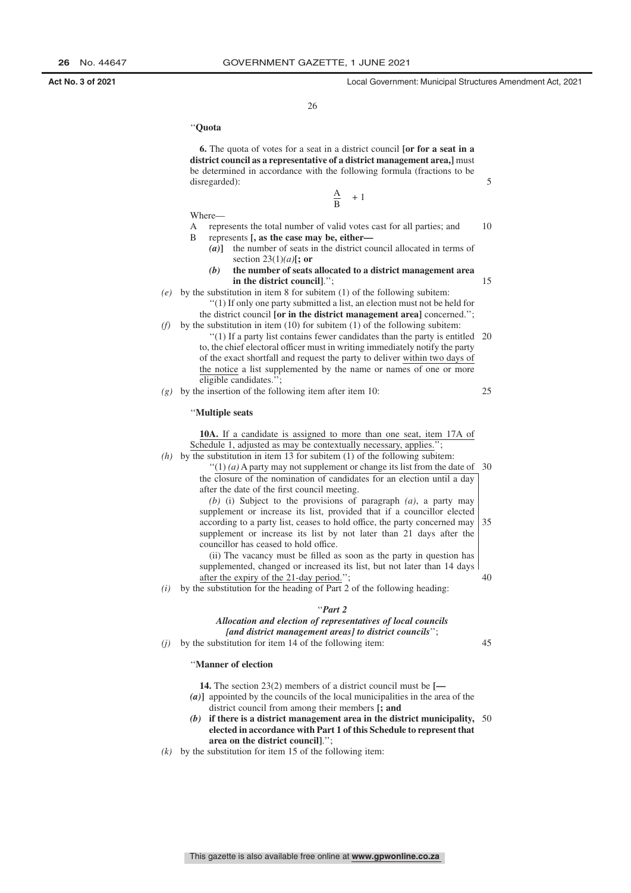“**Quota**

**6.** The quota of votes for a seat in a district council **[or for a seat in a district council as a representative of a district management area,]** must be determined in accordance with the following formula (fractions to be disregarded):

$$\frac{A}{B} + 1$$

Where—

A represents the total number of valid votes cast for all parties; and

B represents **[, as the case may be, either—**

**(a)]** the number of seats in the district council allocated in terms of section 23(1)*(a)***[; or**

***(b)*** **the number of seats allocated to a district management area in the district council]**.”;

*(e)* by the substitution in item 8 for subitem (1) of the following subitem:

“(1) If only one party submitted a list, an election must not be held for the district council **[or in the district management area]** concerned.”;

*(f)* by the substitution in item (10) for subitem (1) of the following subitem:

“(1) If a party list contains fewer candidates than the party is entitled to, the chief electoral officer must in writing immediately notify the party of the exact shortfall and request the party to deliver within two days of the notice a list supplemented by the name or names of one or more eligible candidates.”;

*(g)* by the insertion of the following item after item 10:

“**Multiple seats**

**10A.** If a candidate is assigned to more than one seat, item 17A of Schedule 1, adjusted as may be contextually necessary, applies.”;

*(h)* by the substitution in item 13 for subitem (1) of the following subitem:

“(1) *(a)* A party may not supplement or change its list from the date of the closure of the nomination of candidates for an election until a day after the date of the first council meeting.

*(b)* (i) Subject to the provisions of paragraph *(a)*, a party may supplement or increase its list, provided that if a councillor elected according to a party list, ceases to hold office, the party concerned may supplement or increase its list by not later than 21 days after the councillor has ceased to hold office.

(ii) The vacancy must be filled as soon as the party in question has supplemented, changed or increased its list, but not later than 14 days after the expiry of the 21-day period.”;

*(i)* by the substitution for the heading of Part 2 of the following heading:

“***Part 2***

***Allocation and election of representatives of local councils [and district management areas] to district councils***”;

*(j)* by the substitution for item 14 of the following item:

“**Manner of election**

**14.** The section 23(2) members of a district council must be **[—**

***(a)*]** appointed by the councils of the local municipalities in the area of the district council from among their members **[; and**

***(b)*** **if there is a district management area in the district municipality, elected in accordance with Part 1 of this Schedule to represent that area on the district council]**.”;

*(k)* by the substitution for item 15 of the following item: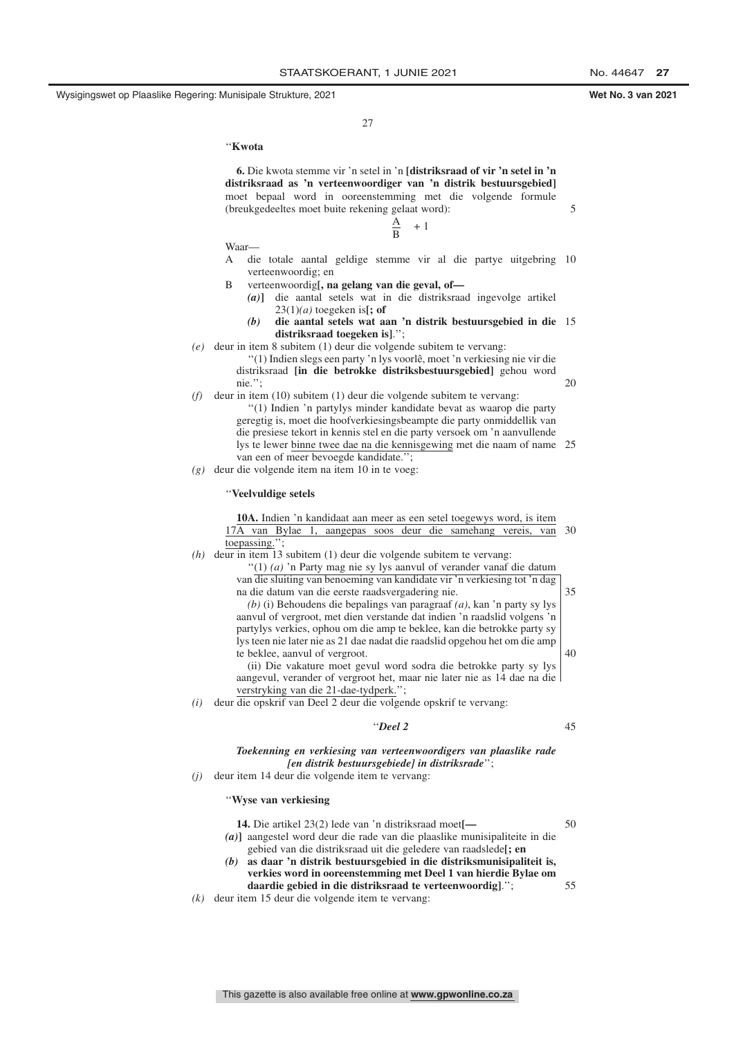‘‘**Kwota**

**6.** Die kwota stemme vir ’n setel in ’n **[distriksraad of vir ’n setel in ’n distriksraad as ’n verteenwoordiger van ’n distrik bestuursgebied]** moet bepaal word in ooreenstemming met die volgende formule (breukgedeeltes moet buite rekening gelaat word):

$$\frac{A}{B} + 1$$

Waar—

A die totale aantal geldige stemme vir al die partye uitgebring verteenwoordig; en

B verteenwoordig**[, na gelang van die geval, of—**

**(a)]** die aantal setels wat in die distriksraad ingevolge artikel 23(1)*(a)* toegeken is**[; of**

***(b)*** **die aantal setels wat aan ’n distrik bestuursgebied in die distriksraad toegeken is]**.’’;

*(e)* deur in item 8 subitem (1) deur die volgende subitem te vervang:

‘‘(1) Indien slegs een party ’n lys voorlê, moet ’n verkiesing nie vir die distriksraad **[in die betrokke distriksbestuursgebied]** gehou word nie.’’;

*(f)* deur in item (10) subitem (1) deur die volgende subitem te vervang:

‘‘(1) Indien ’n partylys minder kandidate bevat as waarop die party geregtig is, moet die hoofverkiesingsbeampte die party onmiddellik van die presiese tekort in kennis stel en die party versoek om ’n aanvullende lys te lewer binne twee dae na die kennisgewing met die naam of name van een of meer bevoegde kandidate.’’;

*(g)* deur die volgende item na item 10 in te voeg:

‘‘**Veelvuldige setels**

**10A.** Indien ’n kandidaat aan meer as een setel toegewys word, is item 17A van Bylae 1, aangepas soos deur die samehang vereis, van toepassing.’’;

*(h)* deur in item 13 subitem (1) deur die volgende subitem te vervang:

‘‘(1) *(a)* ’n Party mag nie sy lys aanvul of verander vanaf die datum van die sluiting van benoeming van kandidate vir ’n verkiesing tot ’n dag na die datum van die eerste raadsvergadering nie.

*(b)* (i) Behoudens die bepalings van paragraaf *(a)*, kan ’n party sy lys aanvul of vergroot, met dien verstande dat indien ’n raadslid volgens ’n partylys verkies, ophou om die amp te beklee, kan die betrokke party sy lys teen nie later nie as 21 dae nadat die raadslid opgehou het om die amp te beklee, aanvul of vergroot.

(ii) Die vakature moet gevul word sodra die betrokke party sy lys aangevul, verander of vergroot het, maar nie later nie as 14 dae na die verstryking van die 21-dae-tydperk.’’;

*(i)* deur die opskrif van Deel 2 deur die volgende opskrif te vervang:

‘‘***Deel 2***

***Toekenning en verkiesing van verteenwoordigers van plaaslike rade [en distrik bestuursgebiede] in distriksrade***’’;

*(j)* deur item 14 deur die volgende item te vervang:

‘‘**Wyse van verkiesing**

**14.** Die artikel 23(2) lede van ’n distriksraad moet**[—**

***(a)*]** aangestel word deur die rade van die plaaslike munisipaliteite in die gebied van die distriksraad uit die geledere van raadslede**[; en**

***(b)*** **as daar ’n distrik bestuursgebied in die distriksmunisipaliteit is, verkies word in ooreenstemming met Deel 1 van hierdie Bylae om daardie gebied in die distriksraad te verteenwoordig]**.’’;

*(k)* deur item 15 deur die volgende item te vervang: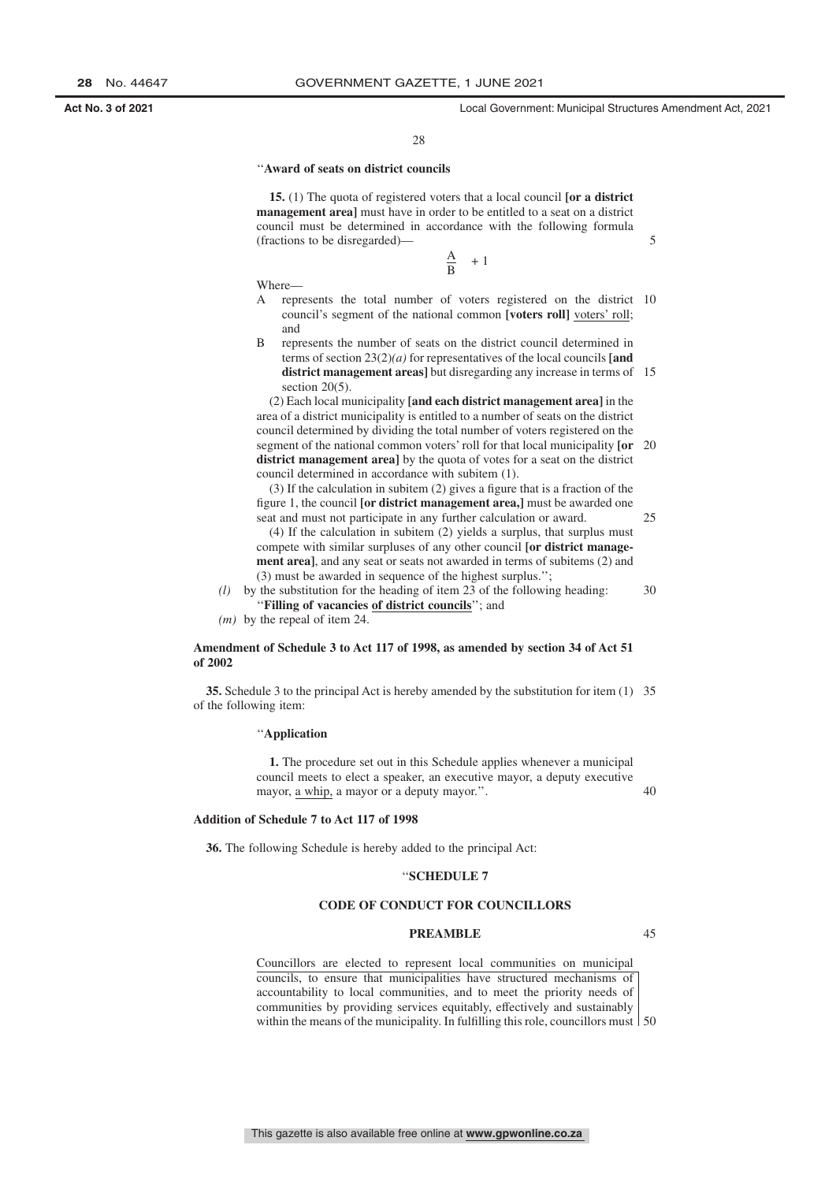''**Award of seats on district councils**

**15.** (1) The quota of registered voters that a local council **[or a district management area]** must have in order to be entitled to a seat on a district council must be determined in accordance with the following formula (fractions to be disregarded)—

$$\frac{A}{B} + 1$$

Where—

A represents the total number of voters registered on the district council's segment of the national common **[voters roll]** voters' roll; and

B represents the number of seats on the district council determined in terms of section 23(2)*(a)* for representatives of the local councils **[and district management areas]** but disregarding any increase in terms of section 20(5).

(2) Each local municipality **[and each district management area]** in the area of a district municipality is entitled to a number of seats on the district council determined by dividing the total number of voters registered on the segment of the national common voters' roll for that local municipality **[or district management area]** by the quota of votes for a seat on the district council determined in accordance with subitem (1).

(3) If the calculation in subitem (2) gives a figure that is a fraction of the figure 1, the council **[or district management area,]** must be awarded one seat and must not participate in any further calculation or award.

(4) If the calculation in subitem (2) yields a surplus, that surplus must compete with similar surpluses of any other council **[or district management area]**, and any seat or seats not awarded in terms of subitems (2) and (3) must be awarded in sequence of the highest surplus.'';

*(l)* by the substitution for the heading of item 23 of the following heading:
''**Filling of vacancies of district councils**''; and

*(m)* by the repeal of item 24.

**Amendment of Schedule 3 to Act 117 of 1998, as amended by section 34 of Act 51 of 2002**

**35.** Schedule 3 to the principal Act is hereby amended by the substitution for item (1) of the following item:

''**Application**

**1.** The procedure set out in this Schedule applies whenever a municipal council meets to elect a speaker, an executive mayor, a deputy executive mayor, a whip, a mayor or a deputy mayor.''.

**Addition of Schedule 7 to Act 117 of 1998**

**36.** The following Schedule is hereby added to the principal Act:

''**SCHEDULE 7**

**CODE OF CONDUCT FOR COUNCILLORS**

**PREAMBLE**

Councillors are elected to represent local communities on municipal councils, to ensure that municipalities have structured mechanisms of accountability to local communities, and to meet the priority needs of communities by providing services equitably, effectively and sustainably within the means of the municipality. In fulfilling this role, councillors must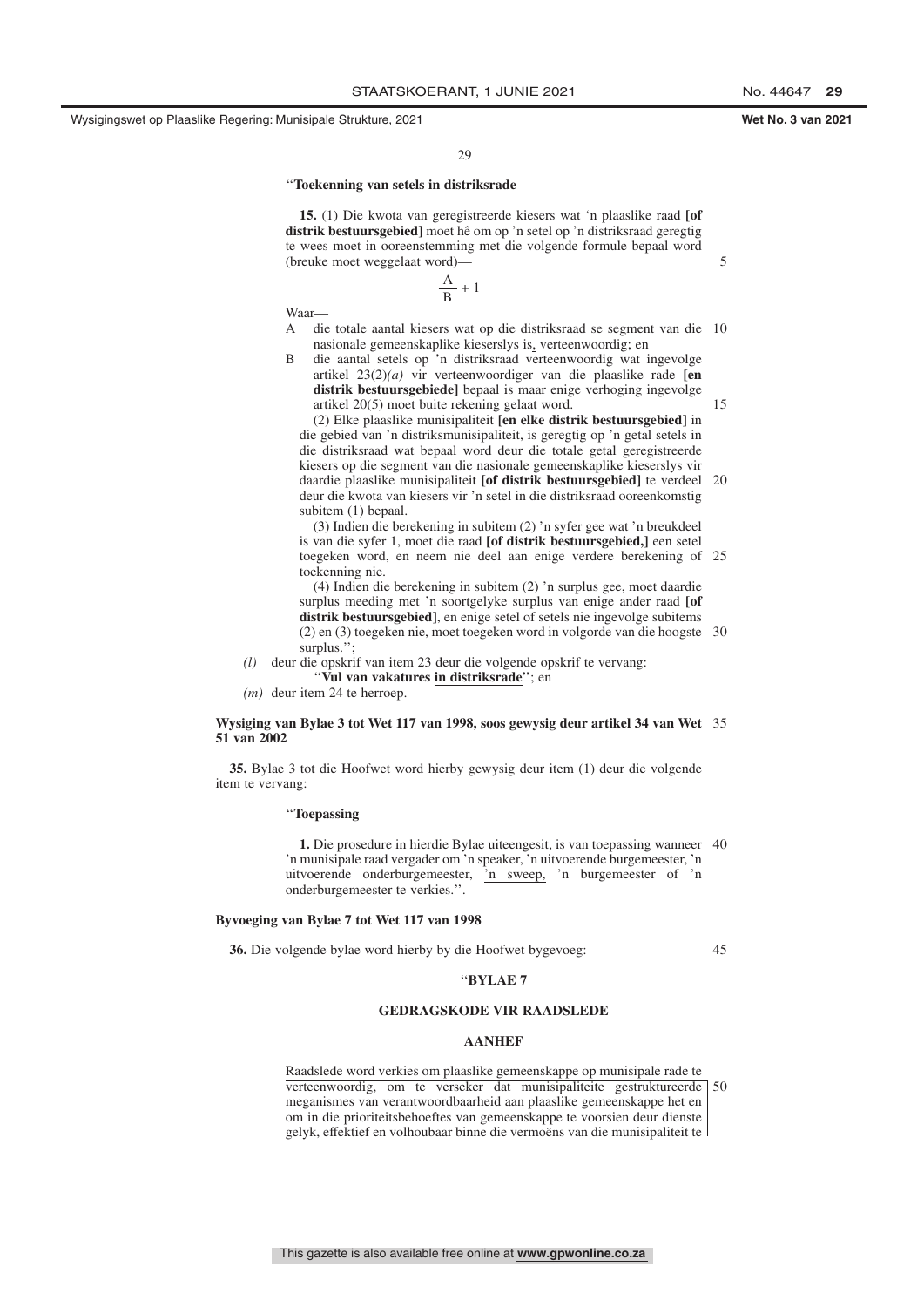"**Toekenning van setels in distriksrade**

**15.** (1) Die kwota van geregistreerde kiesers wat 'n plaaslike raad **[of distrik bestuursgebied]** moet hê om op 'n setel op 'n distriksraad geregtig te wees moet in ooreenstemming met die volgende formule bepaal word (breuke moet weggelaat word)—

$$\frac{A}{B} + 1$$

Waar—

A die totale aantal kiesers wat op die distriksraad se segment van die nasionale gemeenskaplike kieserslys is, verteenwoordig; en

B die aantal setels op 'n distriksraad verteenwoordig wat ingevolge artikel 23(2)*(a)* vir verteenwoordiger van die plaaslike rade **[en distrik bestuursgebiede]** bepaal is maar enige verhoging ingevolge artikel 20(5) moet buite rekening gelaat word.

(2) Elke plaaslike munisipaliteit **[en elke distrik bestuursgebied]** in die gebied van 'n distriksmunisipaliteit, is geregtig op 'n getal setels in die distriksraad wat bepaal word deur die totale getal geregistreerde kiesers op die segment van die nasionale gemeenskaplike kieserslys vir daardie plaaslike munisipaliteit **[of distrik bestuursgebied]** te verdeel deur die kwota van kiesers vir 'n setel in die distriksraad ooreenkomstig subitem (1) bepaal.

(3) Indien die berekening in subitem (2) 'n syfer gee wat 'n breukdeel is van die syfer 1, moet die raad **[of distrik bestuursgebied,]** een setel toegeken word, en neem nie deel aan enige verdere berekening of toekenning nie.

(4) Indien die berekening in subitem (2) 'n surplus gee, moet daardie surplus meeding met 'n soortgelyke surplus van enige ander raad **[of distrik bestuursgebied]**, en enige setel of setels nie ingevolge subitems (2) en (3) toegeken nie, moet toegeken word in volgorde van die hoogste surplus.";

*(l)* deur die opskrif van item 23 deur die volgende opskrif te vervang:

"**Vul van vakatures <u>in distriksrade</u>**"; en

*(m)* deur item 24 te herroep.

**Wysiging van Bylae 3 tot Wet 117 van 1998, soos gewysig deur artikel 34 van Wet 51 van 2002**

**35.** Bylae 3 tot die Hoofwet word hierby gewysig deur item (1) deur die volgende item te vervang:

"**Toepassing**

**1.** Die prosedure in hierdie Bylae uiteengesit, is van toepassing wanneer 'n munisipale raad vergader om 'n speaker, 'n uitvoerende burgemeester, 'n uitvoerende onderburgemeester, <u>'n sweep,</u> 'n burgemeester of 'n onderburgemeester te verkies.".

**Byvoeging van Bylae 7 tot Wet 117 van 1998**

**36.** Die volgende bylae word hierby by die Hoofwet bygevoeg:

"**BYLAE 7**

**GEDRAGSKODE VIR RAADSLEDE**

**AANHEF**

<u>Raadslede word verkies om plaaslike gemeenskappe op munisipale rade te verteenwoordig, om te verseker dat munisipaliteite gestruktureerde meganismes van verantwoordbaarheid aan plaaslike gemeenskappe het en om in die prioriteitsbehoeftes van gemeenskappe te voorsien deur dienste gelyk, effektief en volhoubaar binne die vermoëns van die munisipaliteit te</u>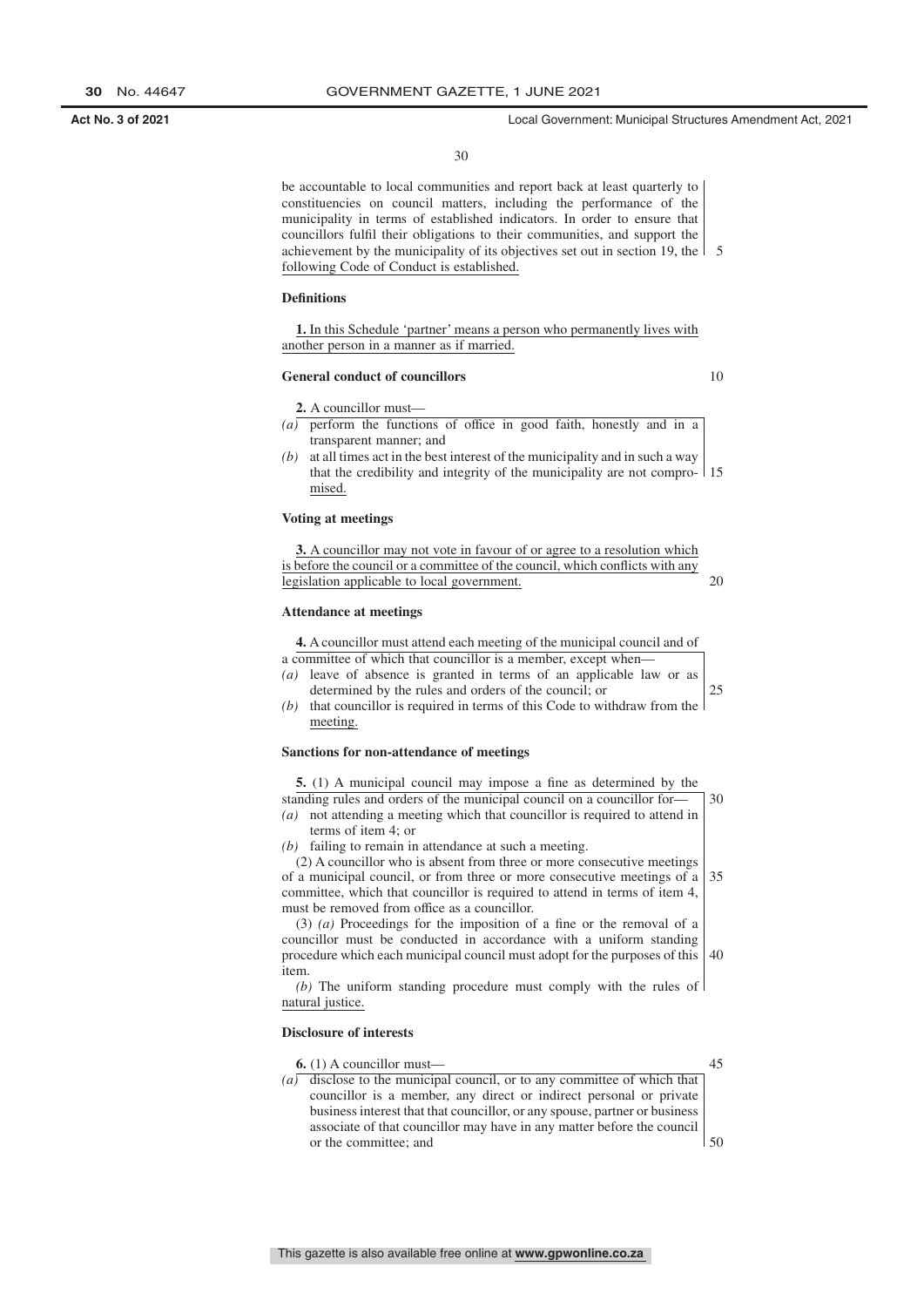be accountable to local communities and report back at least quarterly to constituencies on council matters, including the performance of the municipality in terms of established indicators. In order to ensure that councillors fulfil their obligations to their communities, and support the achievement by the municipality of its objectives set out in section 19, the following Code of Conduct is established.

**Definitions**

**1.** In this Schedule 'partner' means a person who permanently lives with another person in a manner as if married.

**General conduct of councillors**

**2.** A councillor must—

*(a)* perform the functions of office in good faith, honestly and in a transparent manner; and

*(b)* at all times act in the best interest of the municipality and in such a way that the credibility and integrity of the municipality are not compromised.

**Voting at meetings**

**3.** A councillor may not vote in favour of or agree to a resolution which is before the council or a committee of the council, which conflicts with any legislation applicable to local government.

**Attendance at meetings**

**4.** A councillor must attend each meeting of the municipal council and of a committee of which that councillor is a member, except when—

*(a)* leave of absence is granted in terms of an applicable law or as determined by the rules and orders of the council; or

*(b)* that councillor is required in terms of this Code to withdraw from the meeting.

**Sanctions for non-attendance of meetings**

**5.** (1) A municipal council may impose a fine as determined by the standing rules and orders of the municipal council on a councillor for—

*(a)* not attending a meeting which that councillor is required to attend in terms of item 4; or

*(b)* failing to remain in attendance at such a meeting.

(2) A councillor who is absent from three or more consecutive meetings of a municipal council, or from three or more consecutive meetings of a committee, which that councillor is required to attend in terms of item 4, must be removed from office as a councillor.

(3) *(a)* Proceedings for the imposition of a fine or the removal of a councillor must be conducted in accordance with a uniform standing procedure which each municipal council must adopt for the purposes of this item.

*(b)* The uniform standing procedure must comply with the rules of natural justice.

**Disclosure of interests**

**6.** (1) A councillor must—

*(a)* disclose to the municipal council, or to any committee of which that councillor is a member, any direct or indirect personal or private business interest that that councillor, or any spouse, partner or business associate of that councillor may have in any matter before the council or the committee; and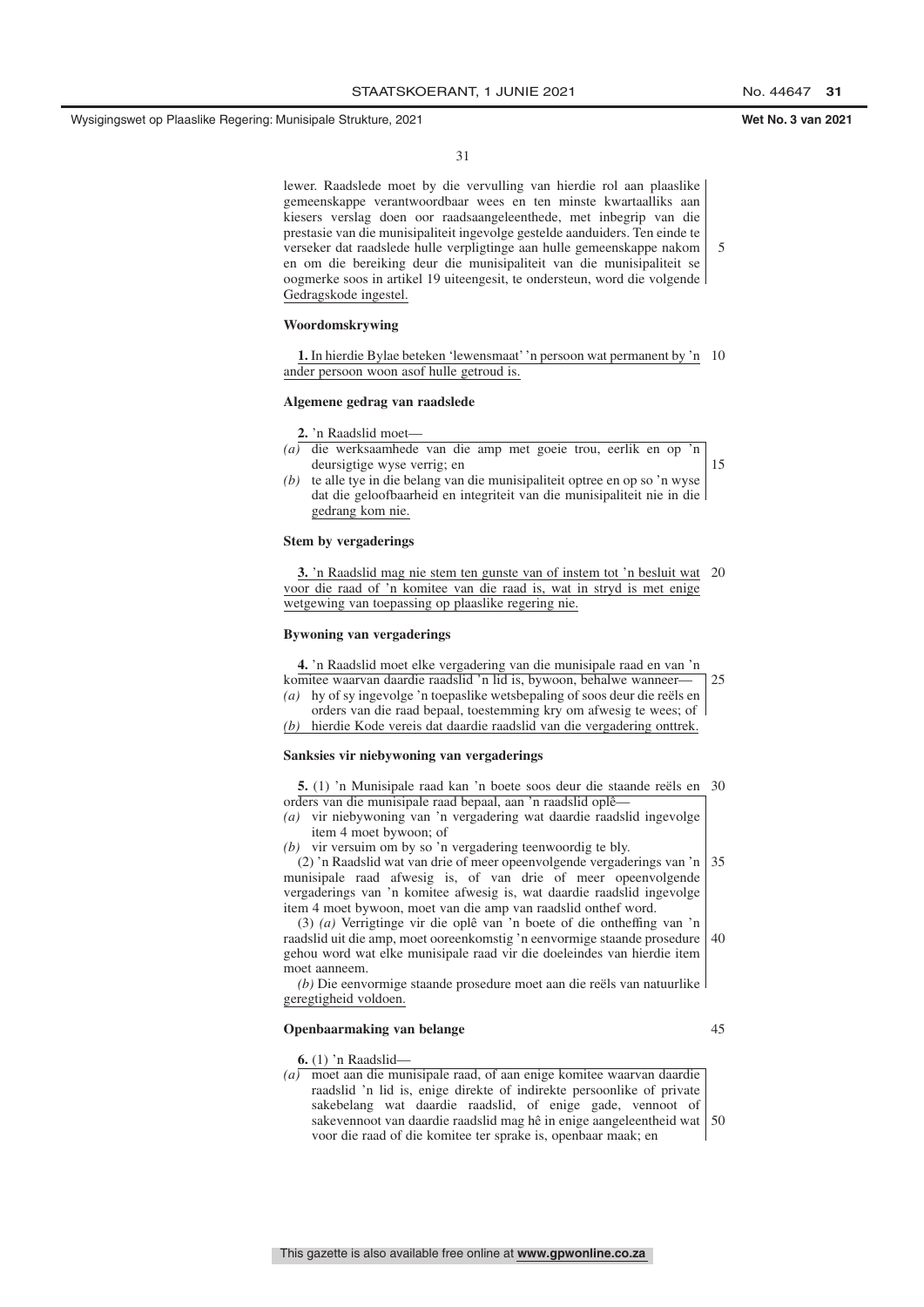lewer. Raadslede moet by die vervulling van hierdie rol aan plaaslike gemeenskappe verantwoordbaar wees en ten minste kwartaalliks aan kiesers verslag doen oor raadsaangeleenthede, met inbegrip van die prestasie van die munisipaliteit ingevolge gestelde aanduiders. Ten einde te verseker dat raadslede hulle verpligtinge aan hulle gemeenskappe nakom en om die bereiking deur die munisipaliteit van die munisipaliteit se oogmerke soos in artikel 19 uiteengesit, te ondersteun, word die volgende Gedragskode ingestel.

**Woordomskrywing**

**1.** In hierdie Bylae beteken 'lewensmaat' 'n persoon wat permanent by 'n ander persoon woon asof hulle getroud is.

**Algemene gedrag van raadslede**

**2.** 'n Raadslid moet—

*(a)* die werksaamhede van die amp met goeie trou, eerlik en op 'n deursigtige wyse verrig; en

*(b)* te alle tye in die belang van die munisipaliteit optree en op so 'n wyse dat die geloofbaarheid en integriteit van die munisipaliteit nie in die gedrang kom nie.

**Stem by vergaderings**

**3.** 'n Raadslid mag nie stem ten gunste van of instem tot 'n besluit wat voor die raad of 'n komitee van die raad is, wat in stryd is met enige wetgewing van toepassing op plaaslike regering nie.

**Bywoning van vergaderings**

**4.** 'n Raadslid moet elke vergadering van die munisipale raad en van 'n komitee waarvan daardie raadslid 'n lid is, bywoon, behalwe wanneer—

*(a)* hy of sy ingevolge 'n toepaslike wetsbepaling of soos deur die reëls en orders van die raad bepaal, toestemming kry om afwesig te wees; of

*(b)* hierdie Kode vereis dat daardie raadslid van die vergadering onttrek.

**Sanksies vir niebywoning van vergaderings**

**5.** (1) 'n Munisipale raad kan 'n boete soos deur die staande reëls en orders van die munisipale raad bepaal, aan 'n raadslid oplê—

*(a)* vir niebywoning van 'n vergadering wat daardie raadslid ingevolge item 4 moet bywoon; of

*(b)* vir versuim om by so 'n vergadering teenwoordig te bly.

(2) 'n Raadslid wat van drie of meer opeenvolgende vergaderings van 'n munisipale raad afwesig is, of van drie of meer opeenvolgende vergaderings van 'n komitee afwesig is, wat daardie raadslid ingevolge item 4 moet bywoon, moet van die amp van raadslid onthef word.

(3) *(a)* Verrigtinge vir die oplê van 'n boete of die ontheffing van 'n raadslid uit die amp, moet ooreenkomstig 'n eenvormige staande prosedure gehou word wat elke munisipale raad vir die doeleindes van hierdie item moet aanneem.

*(b)* Die eenvormige staande prosedure moet aan die reëls van natuurlike geregtigheid voldoen.

**Openbaarmaking van belange**

**6.** (1) 'n Raadslid—

*(a)* moet aan die munisipale raad, of aan enige komitee waarvan daardie raadslid 'n lid is, enige direkte of indirekte persoonlike of private sakebelang wat daardie raadslid, of enige gade, vennoot of sakevennoot van daardie raadslid mag hê in enige aangeleentheid wat voor die raad of die komitee ter sprake is, openbaar maak; en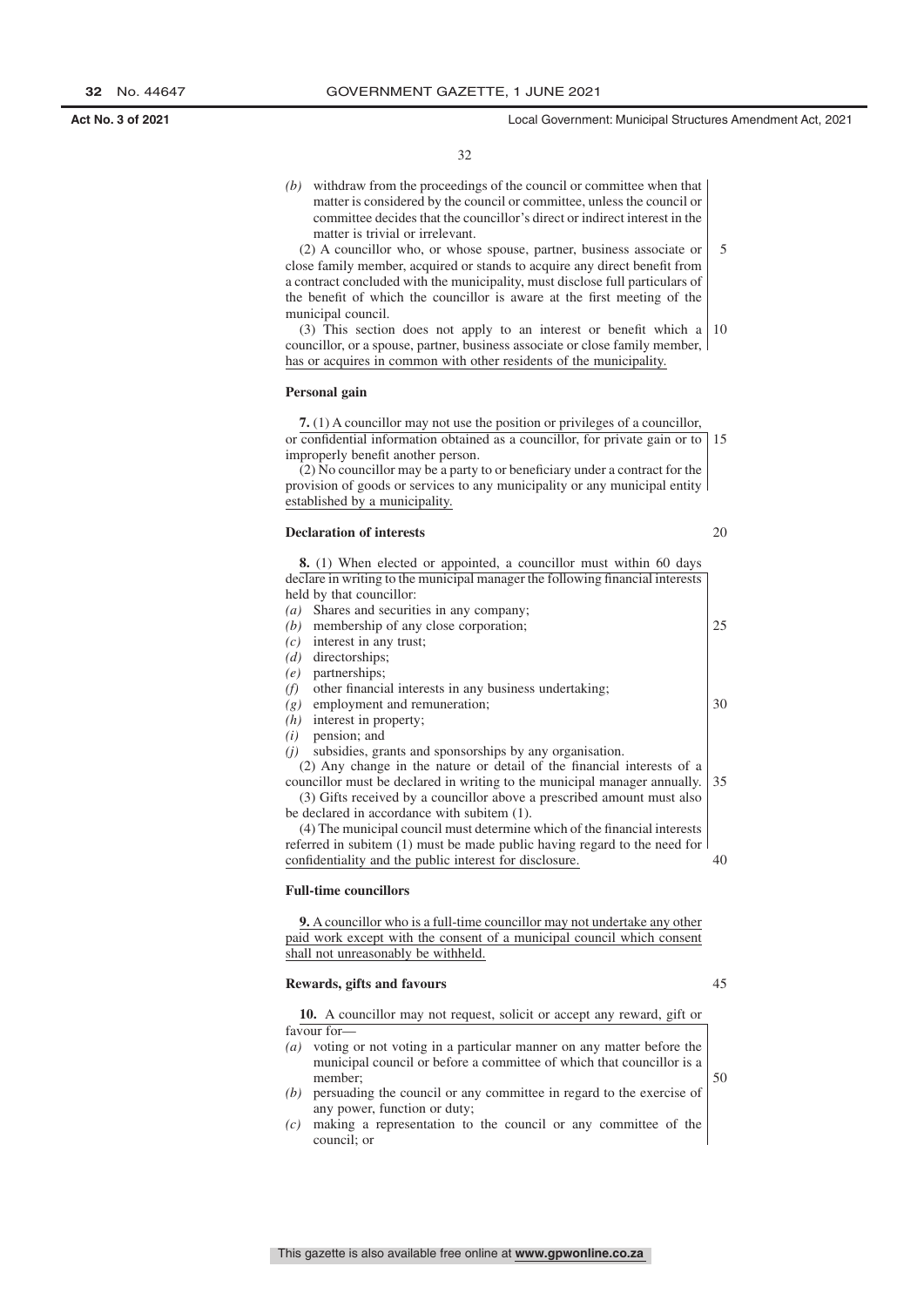*(b)* withdraw from the proceedings of the council or committee when that matter is considered by the council or committee, unless the council or committee decides that the councillor's direct or indirect interest in the matter is trivial or irrelevant.

(2) A councillor who, or whose spouse, partner, business associate or close family member, acquired or stands to acquire any direct benefit from a contract concluded with the municipality, must disclose full particulars of the benefit of which the councillor is aware at the first meeting of the municipal council.

(3) This section does not apply to an interest or benefit which a councillor, or a spouse, partner, business associate or close family member, has or acquires in common with other residents of the municipality.

**Personal gain**

**7.** (1) A councillor may not use the position or privileges of a councillor, or confidential information obtained as a councillor, for private gain or to improperly benefit another person.

(2) No councillor may be a party to or beneficiary under a contract for the provision of goods or services to any municipality or any municipal entity established by a municipality.

**Declaration of interests**

**8.** (1) When elected or appointed, a councillor must within 60 days declare in writing to the municipal manager the following financial interests held by that councillor:

*(a)* Shares and securities in any company;
*(b)* membership of any close corporation;
*(c)* interest in any trust;
*(d)* directorships;
*(e)* partnerships;
*(f)* other financial interests in any business undertaking;
*(g)* employment and remuneration;
*(h)* interest in property;
*(i)* pension; and
*(j)* subsidies, grants and sponsorships by any organisation.

(2) Any change in the nature or detail of the financial interests of a councillor must be declared in writing to the municipal manager annually.

(3) Gifts received by a councillor above a prescribed amount must also be declared in accordance with subitem (1).

(4) The municipal council must determine which of the financial interests referred in subitem (1) must be made public having regard to the need for confidentiality and the public interest for disclosure.

**Full-time councillors**

**9.** A councillor who is a full-time councillor may not undertake any other paid work except with the consent of a municipal council which consent shall not unreasonably be withheld.

**Rewards, gifts and favours**

**10.** A councillor may not request, solicit or accept any reward, gift or favour for—

*(a)* voting or not voting in a particular manner on any matter before the municipal council or before a committee of which that councillor is a member;
*(b)* persuading the council or any committee in regard to the exercise of any power, function or duty;
*(c)* making a representation to the council or any committee of the council; or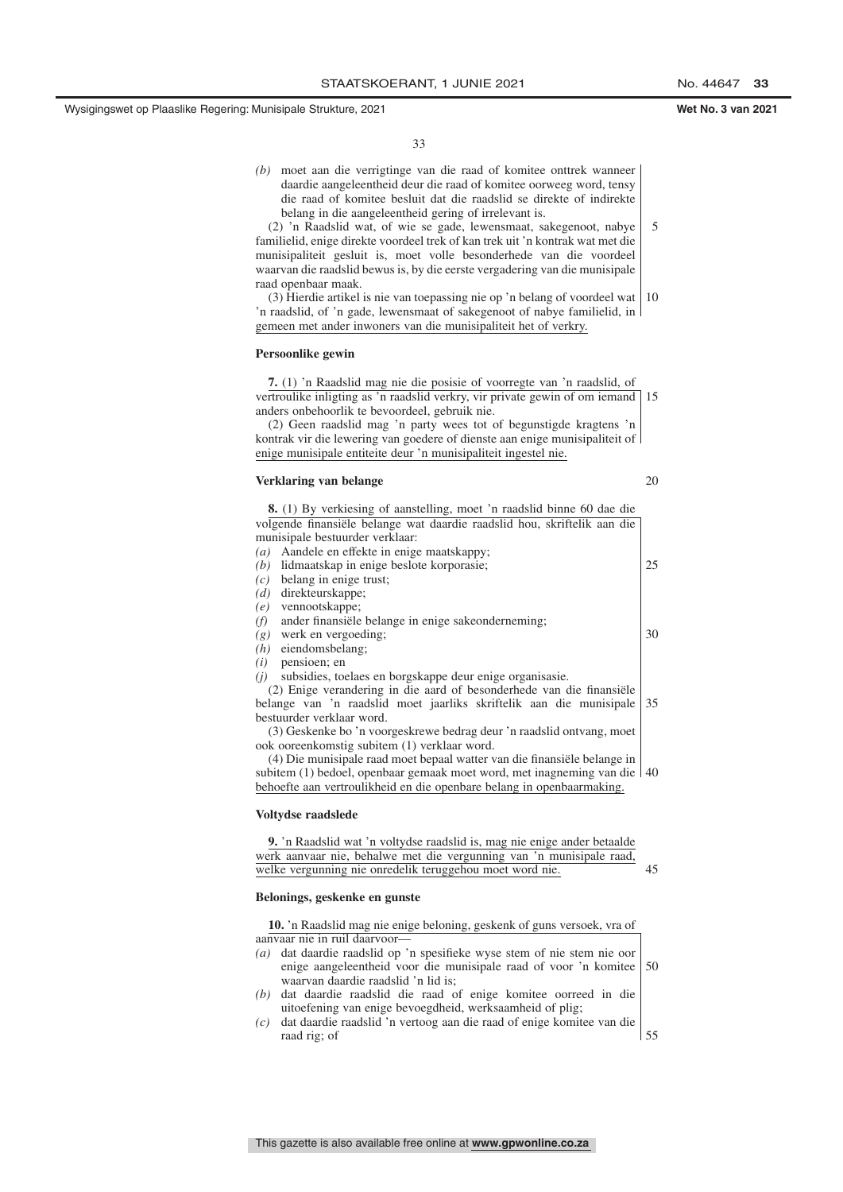*(b)* moet aan die verrigtinge van die raad of komitee onttrek wanneer daardie aangeleentheid deur die raad of komitee oorweeg word, tensy die raad of komitee besluit dat die raadslid se direkte of indirekte belang in die aangeleentheid gering of irrelevant is.

(2) 'n Raadslid wat, of wie se gade, lewensmaat, sakegenoot, nabye familielid, enige direkte voordeel trek of kan trek uit 'n kontrak wat met die munisipaliteit gesluit is, moet volle besonderhede van die voordeel waarvan die raadslid bewus is, by die eerste vergadering van die munisipale raad openbaar maak.

(3) Hierdie artikel is nie van toepassing nie op 'n belang of voordeel wat 'n raadslid, of 'n gade, lewensmaat of sakegenoot of nabye familielid, in gemeen met ander inwoners van die munisipaliteit het of verkry.

**Persoonlike gewin**

**7.** (1) 'n Raadslid mag nie die posisie of voorregte van 'n raadslid, of vertroulike inligting as 'n raadslid verkry, vir private gewin of om iemand anders onbehoorlik te bevoordeel, gebruik nie.

(2) Geen raadslid mag 'n party wees tot of begunstigde kragtens 'n kontrak vir die lewering van goedere of dienste aan enige munisipaliteit of enige munisipale entiteite deur 'n munisipaliteit ingestel nie.

**Verklaring van belange**

**8.** (1) By verkiesing of aanstelling, moet 'n raadslid binne 60 dae die volgende finansiële belange wat daardie raadslid hou, skriftelik aan die munisipale bestuurder verklaar:

*(a)* Aandele en effekte in enige maatskappy;
*(b)* lidmaatskap in enige beslote korporasie;
*(c)* belang in enige trust;
*(d)* direkteurskappe;
*(e)* vennootskappe;
*(f)* ander finansiële belange in enige sakeonderneming;
*(g)* werk en vergoeding;
*(h)* eiendomsbelang;
*(i)* pensioen; en
*(j)* subsidies, toelaes en borgskappe deur enige organisasie.

(2) Enige verandering in die aard of besonderhede van die finansiële belange van 'n raadslid moet jaarliks skriftelik aan die munisipale bestuurder verklaar word.

(3) Geskenke bo 'n voorgeskrewe bedrag deur 'n raadslid ontvang, moet ook ooreenkomstig subitem (1) verklaar word.

(4) Die munisipale raad moet bepaal watter van die finansiële belange in subitem (1) bedoel, openbaar gemaak moet word, met inagneming van die behoefte aan vertroulikheid en die openbare belang in openbaarmaking.

**Voltydse raadslede**

**9.** 'n Raadslid wat 'n voltydse raadslid is, mag nie enige ander betaalde werk aanvaar nie, behalwe met die vergunning van 'n munisipale raad, welke vergunning nie onredelik teruggehou moet word nie.

**Belonings, geskenke en gunste**

**10.** 'n Raadslid mag nie enige beloning, geskenk of guns versoek, vra of aanvaar nie in ruil daarvoor—

*(a)* dat daardie raadslid op 'n spesifieke wyse stem of nie stem nie oor enige aangeleentheid voor die munisipale raad of voor 'n komitee waarvan daardie raadslid 'n lid is;
*(b)* dat daardie raadslid die raad of enige komitee oorreed in die uitoefening van enige bevoegdheid, werksaamheid of plig;
*(c)* dat daardie raadslid 'n vertoog aan die raad of enige komitee van die raad rig; of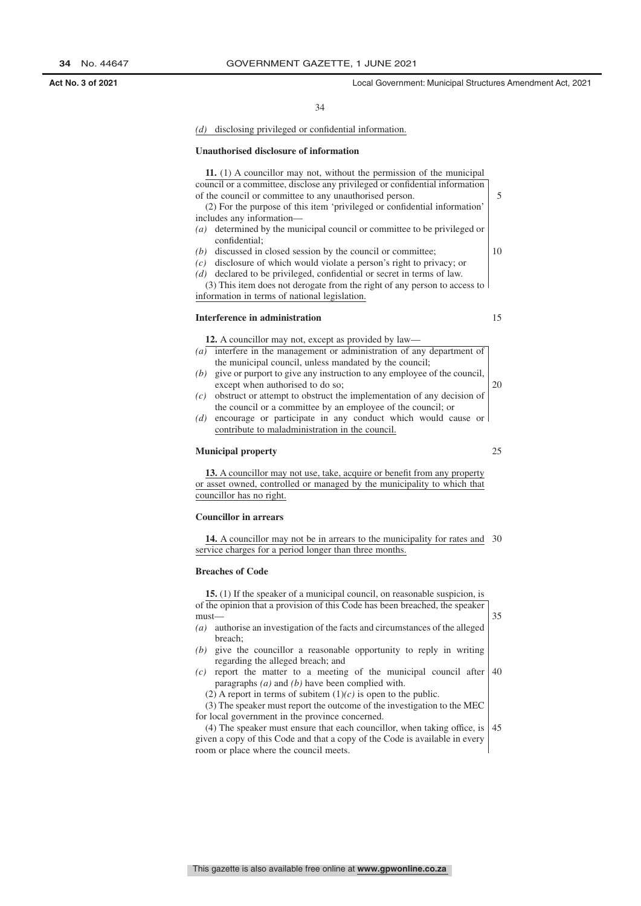*(d)* disclosing privileged or confidential information.

**Unauthorised disclosure of information**

**11.** (1) A councillor may not, without the permission of the municipal council or a committee, disclose any privileged or confidential information of the council or committee to any unauthorised person.

(2) For the purpose of this item 'privileged or confidential information' includes any information—

*(a)* determined by the municipal council or committee to be privileged or confidential;

*(b)* discussed in closed session by the council or committee;

*(c)* disclosure of which would violate a person's right to privacy; or

*(d)* declared to be privileged, confidential or secret in terms of law.

(3) This item does not derogate from the right of any person to access to information in terms of national legislation.

**Interference in administration**

**12.** A councillor may not, except as provided by law—

*(a)* interfere in the management or administration of any department of the municipal council, unless mandated by the council;

*(b)* give or purport to give any instruction to any employee of the council, except when authorised to do so;

*(c)* obstruct or attempt to obstruct the implementation of any decision of the council or a committee by an employee of the council; or

*(d)* encourage or participate in any conduct which would cause or contribute to maladministration in the council.

**Municipal property**

**13.** A councillor may not use, take, acquire or benefit from any property or asset owned, controlled or managed by the municipality to which that councillor has no right.

**Councillor in arrears**

**14.** A councillor may not be in arrears to the municipality for rates and service charges for a period longer than three months.

**Breaches of Code**

**15.** (1) If the speaker of a municipal council, on reasonable suspicion, is of the opinion that a provision of this Code has been breached, the speaker must—

*(a)* authorise an investigation of the facts and circumstances of the alleged breach;

*(b)* give the councillor a reasonable opportunity to reply in writing regarding the alleged breach; and

*(c)* report the matter to a meeting of the municipal council after paragraphs *(a)* and *(b)* have been complied with.

(2) A report in terms of subitem (1)*(c)* is open to the public.

(3) The speaker must report the outcome of the investigation to the MEC for local government in the province concerned.

(4) The speaker must ensure that each councillor, when taking office, is given a copy of this Code and that a copy of the Code is available in every room or place where the council meets.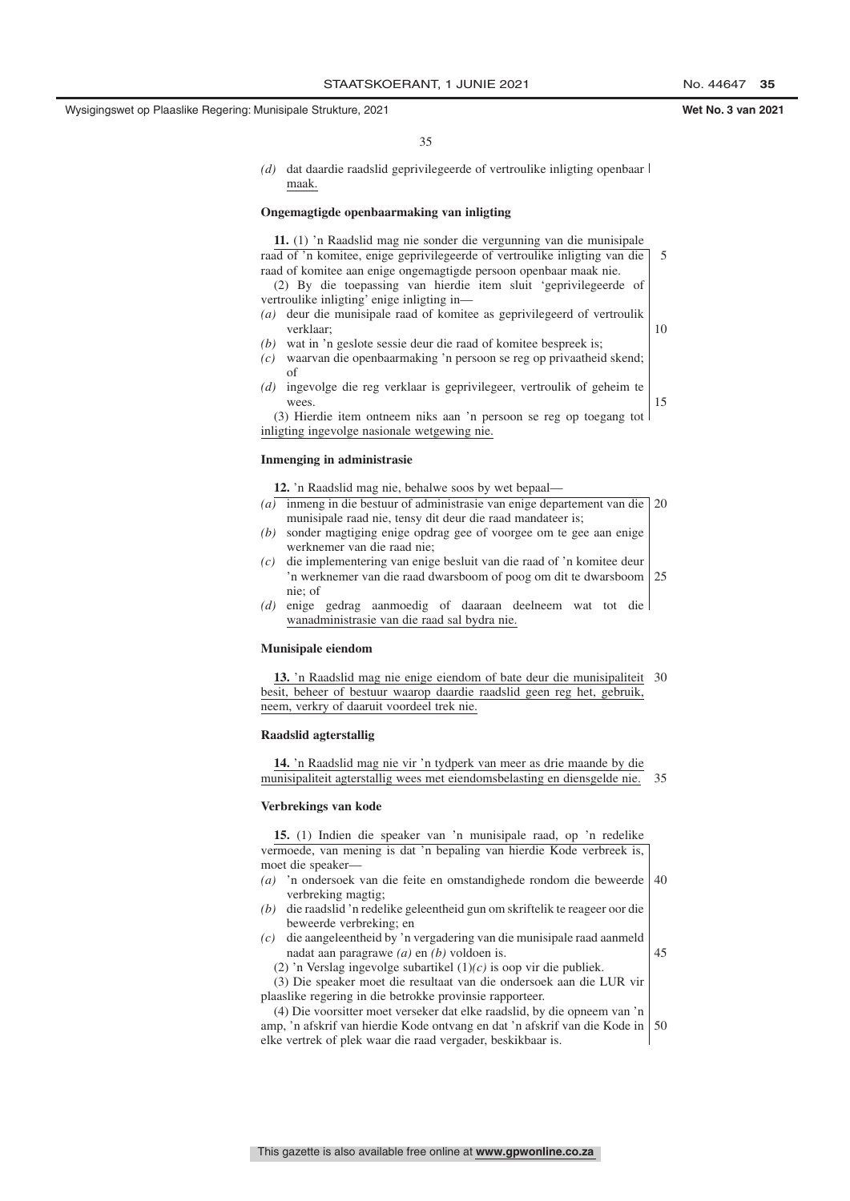*(d)* dat daardie raadslid geprivilegeerde of vertroulike inligting openbaar maak.

**Ongemagtigde openbaarmaking van inligting**

**11.** (1) 'n Raadslid mag nie sonder die vergunning van die munisipale raad of 'n komitee, enige geprivilegeerde of vertroulike inligting van die raad of komitee aan enige ongemagtigde persoon openbaar maak nie.

(2) By die toepassing van hierdie item sluit 'geprivilegeerde of vertroulike inligting' enige inligting in—

*(a)* deur die munisipale raad of komitee as geprivilegeerd of vertroulik verklaar;

*(b)* wat in 'n geslote sessie deur die raad of komitee bespreek is;

*(c)* waarvan die openbaarmaking 'n persoon se reg op privaatheid skend; of

*(d)* ingevolge die reg verklaar is geprivilegeer, vertroulik of geheim te wees.

(3) Hierdie item ontneem niks aan 'n persoon se reg op toegang tot inligting ingevolge nasionale wetgewing nie.

**Inmenging in administrasie**

**12.** 'n Raadslid mag nie, behalwe soos by wet bepaal—

*(a)* inmeng in die bestuur of administrasie van enige departement van die munisipale raad nie, tensy dit deur die raad mandateer is;

*(b)* sonder magtiging enige opdrag gee of voorgee om te gee aan enige werknemer van die raad nie;

*(c)* die implementering van enige besluit van die raad of 'n komitee deur 'n werknemer van die raad dwarsboom of poog om dit te dwarsboom nie; of

*(d)* enige gedrag aanmoedig of daaraan deelneem wat tot die wanadministrasie van die raad sal bydra nie.

**Munisipale eiendom**

**13.** 'n Raadslid mag nie enige eiendom of bate deur die munisipaliteit besit, beheer of bestuur waarop daardie raadslid geen reg het, gebruik, neem, verkry of daaruit voordeel trek nie.

**Raadslid agterstallig**

**14.** 'n Raadslid mag nie vir 'n tydperk van meer as drie maande by die munisipaliteit agterstallig wees met eiendomsbelasting en diensgelde nie.

**Verbrekings van kode**

**15.** (1) Indien die speaker van 'n munisipale raad, op 'n redelike vermoede, van mening is dat 'n bepaling van hierdie Kode verbreek is, moet die speaker—

*(a)* 'n ondersoek van die feite en omstandighede rondom die beweerde verbreking magtig;

*(b)* die raadslid 'n redelike geleentheid gun om skriftelik te reageer oor die beweerde verbreking; en

*(c)* die aangeleentheid by 'n vergadering van die munisipale raad aanmeld nadat aan paragrawe *(a)* en *(b)* voldoen is.

(2) 'n Verslag ingevolge subartikel (1)*(c)* is oop vir die publiek.

(3) Die speaker moet die resultaat van die ondersoek aan die LUR vir plaaslike regering in die betrokke provinsie rapporteer.

(4) Die voorsitter moet verseker dat elke raadslid, by die opneem van 'n amp, 'n afskrif van hierdie Kode ontvang en dat 'n afskrif van die Kode in elke vertrek of plek waar die raad vergader, beskikbaar is.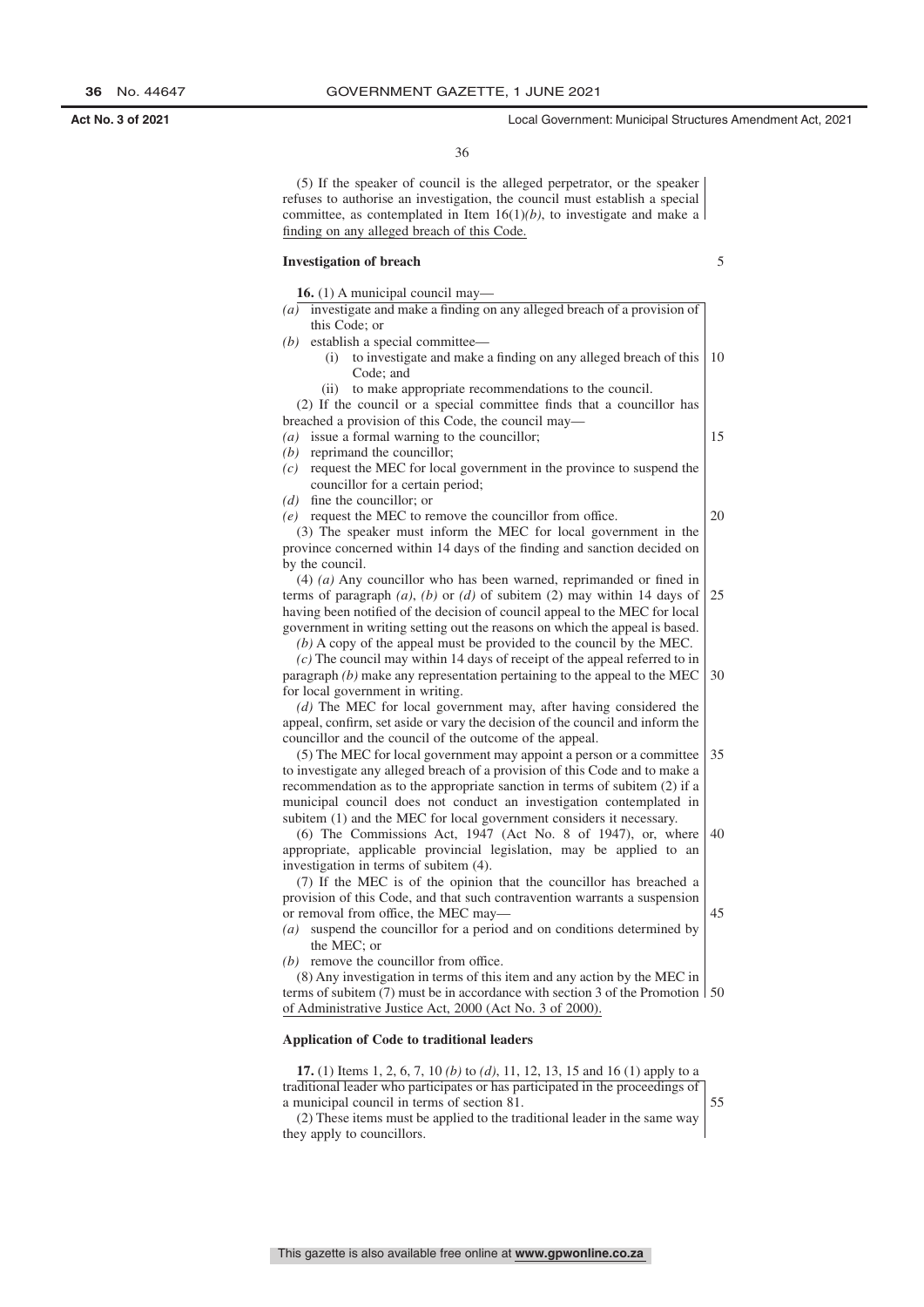(5) If the speaker of council is the alleged perpetrator, or the speaker refuses to authorise an investigation, the council must establish a special committee, as contemplated in Item 16(1)*(b)*, to investigate and make a finding on any alleged breach of this Code.

**Investigation of breach**

**16.** (1) A municipal council may—

*(a)* investigate and make a finding on any alleged breach of a provision of this Code; or

*(b)* establish a special committee—

(i) to investigate and make a finding on any alleged breach of this Code; and

(ii) to make appropriate recommendations to the council.

(2) If the council or a special committee finds that a councillor has breached a provision of this Code, the council may—

*(a)* issue a formal warning to the councillor;

*(b)* reprimand the councillor;

*(c)* request the MEC for local government in the province to suspend the councillor for a certain period;

*(d)* fine the councillor; or

*(e)* request the MEC to remove the councillor from office.

(3) The speaker must inform the MEC for local government in the province concerned within 14 days of the finding and sanction decided on by the council.

(4) *(a)* Any councillor who has been warned, reprimanded or fined in terms of paragraph *(a)*, *(b)* or *(d)* of subitem (2) may within 14 days of having been notified of the decision of council appeal to the MEC for local government in writing setting out the reasons on which the appeal is based.

*(b)* A copy of the appeal must be provided to the council by the MEC.

*(c)* The council may within 14 days of receipt of the appeal referred to in paragraph *(b)* make any representation pertaining to the appeal to the MEC for local government in writing.

*(d)* The MEC for local government may, after having considered the appeal, confirm, set aside or vary the decision of the council and inform the councillor and the council of the outcome of the appeal.

(5) The MEC for local government may appoint a person or a committee to investigate any alleged breach of a provision of this Code and to make a recommendation as to the appropriate sanction in terms of subitem (2) if a municipal council does not conduct an investigation contemplated in subitem (1) and the MEC for local government considers it necessary.

(6) The Commissions Act, 1947 (Act No. 8 of 1947), or, where appropriate, applicable provincial legislation, may be applied to an investigation in terms of subitem (4).

(7) If the MEC is of the opinion that the councillor has breached a provision of this Code, and that such contravention warrants a suspension or removal from office, the MEC may—

*(a)* suspend the councillor for a period and on conditions determined by the MEC; or

*(b)* remove the councillor from office.

(8) Any investigation in terms of this item and any action by the MEC in terms of subitem (7) must be in accordance with section 3 of the Promotion of Administrative Justice Act, 2000 (Act No. 3 of 2000).

**Application of Code to traditional leaders**

**17.** (1) Items 1, 2, 6, 7, 10 *(b)* to *(d)*, 11, 12, 13, 15 and 16 (1) apply to a traditional leader who participates or has participated in the proceedings of a municipal council in terms of section 81.

(2) These items must be applied to the traditional leader in the same way they apply to councillors.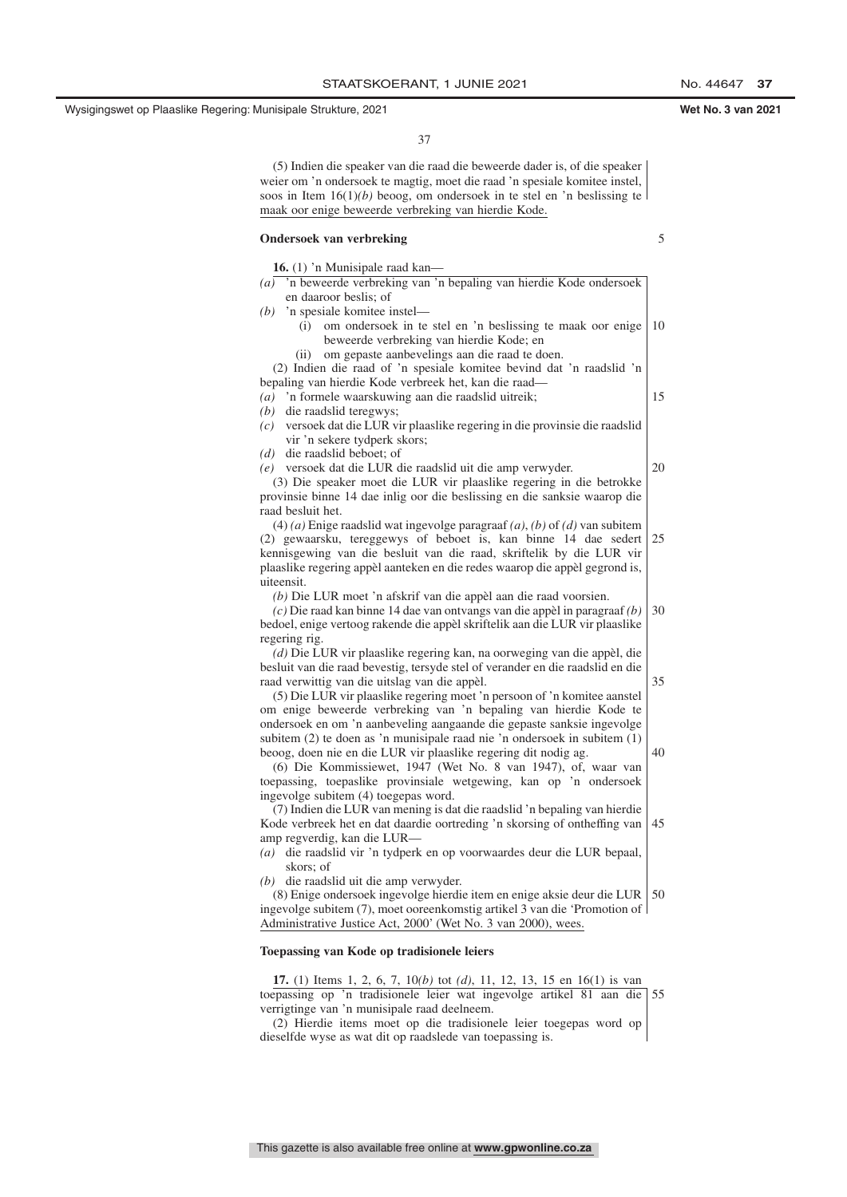(5) Indien die speaker van die raad die beweerde dader is, of die speaker weier om 'n ondersoek te magtig, moet die raad 'n spesiale komitee instel, soos in Item 16(1)*(b)* beoog, om ondersoek in te stel en 'n beslissing te maak oor enige beweerde verbreking van hierdie Kode.

**Ondersoek van verbreking**

**16.** (1) 'n Munisipale raad kan—

*(a)* 'n beweerde verbreking van 'n bepaling van hierdie Kode ondersoek en daaroor beslis; of

*(b)* 'n spesiale komitee instel—

(i) om ondersoek in te stel en 'n beslissing te maak oor enige beweerde verbreking van hierdie Kode; en

(ii) om gepaste aanbevelings aan die raad te doen.

(2) Indien die raad of 'n spesiale komitee bevind dat 'n raadslid 'n bepaling van hierdie Kode verbreek het, kan die raad—

*(a)* 'n formele waarskuwing aan die raadslid uitreik;

*(b)* die raadslid teregwys;

*(c)* versoek dat die LUR vir plaaslike regering in die provinsie die raadslid vir 'n sekere tydperk skors;

*(d)* die raadslid beboet; of

*(e)* versoek dat die LUR die raadslid uit die amp verwyder.

(3) Die speaker moet die LUR vir plaaslike regering in die betrokke provinsie binne 14 dae inlig oor die beslissing en die sanksie waarop die raad besluit het.

(4) *(a)* Enige raadslid wat ingevolge paragraaf *(a)*, *(b)* of *(d)* van subitem (2) gewaarsku, tereggewys of beboet is, kan binne 14 dae sedert kennisgewing van die besluit van die raad, skriftelik by die LUR vir plaaslike regering appèl aanteken en die redes waarop die appèl gegrond is, uiteensit.

*(b)* Die LUR moet 'n afskrif van die appèl aan die raad voorsien.

*(c)* Die raad kan binne 14 dae van ontvangs van die appèl in paragraaf *(b)* bedoel, enige vertoog rakende die appèl skriftelik aan die LUR vir plaaslike regering rig.

*(d)* Die LUR vir plaaslike regering kan, na oorweging van die appèl, die besluit van die raad bevestig, tersyde stel of verander en die raadslid en die raad verwittig van die uitslag van die appèl.

(5) Die LUR vir plaaslike regering moet 'n persoon of 'n komitee aanstel om enige beweerde verbreking van 'n bepaling van hierdie Kode te ondersoek en om 'n aanbeveling aangaande die gepaste sanksie ingevolge subitem (2) te doen as 'n munisipale raad nie 'n ondersoek in subitem (1) beoog, doen nie en die LUR vir plaaslike regering dit nodig ag.

(6) Die Kommissiewet, 1947 (Wet No. 8 van 1947), of, waar van toepassing, toepaslike provinsiale wetgewing, kan op 'n ondersoek ingevolge subitem (4) toegepas word.

(7) Indien die LUR van mening is dat die raadslid 'n bepaling van hierdie Kode verbreek het en dat daardie oortreding 'n skorsing of ontheffing van amp regverdig, kan die LUR—

*(a)* die raadslid vir 'n tydperk en op voorwaardes deur die LUR bepaal, skors; of

*(b)* die raadslid uit die amp verwyder.

(8) Enige ondersoek ingevolge hierdie item en enige aksie deur die LUR ingevolge subitem (7), moet ooreenkomstig artikel 3 van die 'Promotion of Administrative Justice Act, 2000' (Wet No. 3 van 2000), wees.

**Toepassing van Kode op tradisionele leiers**

**17.** (1) Items 1, 2, 6, 7, 10*(b)* tot *(d)*, 11, 12, 13, 15 en 16(1) is van toepassing op 'n tradisionele leier wat ingevolge artikel 81 aan die verrigtinge van 'n munisipale raad deelneem.

(2) Hierdie items moet op die tradisionele leier toegepas word op dieselfde wyse as wat dit op raadslede van toepassing is.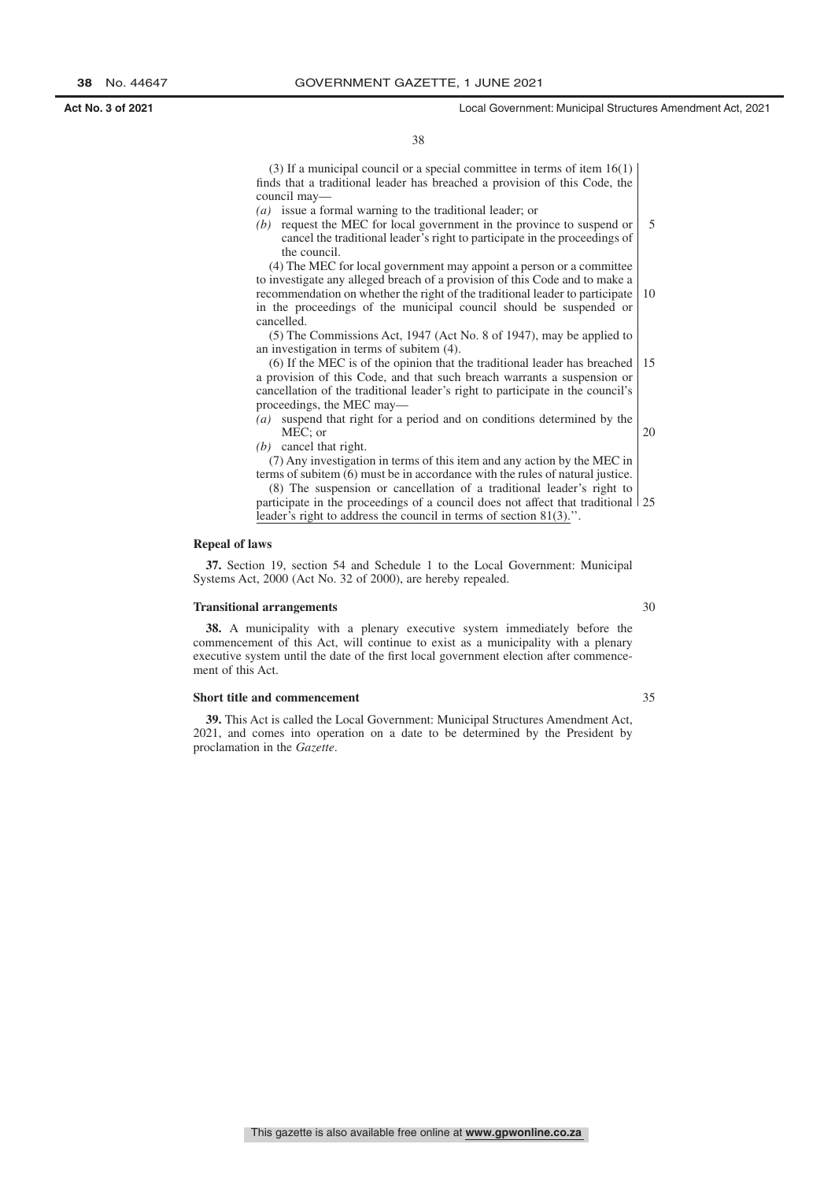(3) If a municipal council or a special committee in terms of item 16(1) finds that a traditional leader has breached a provision of this Code, the council may—

*(a)* issue a formal warning to the traditional leader; or

*(b)* request the MEC for local government in the province to suspend or cancel the traditional leader's right to participate in the proceedings of the council.

(4) The MEC for local government may appoint a person or a committee to investigate any alleged breach of a provision of this Code and to make a recommendation on whether the right of the traditional leader to participate in the proceedings of the municipal council should be suspended or cancelled.

(5) The Commissions Act, 1947 (Act No. 8 of 1947), may be applied to an investigation in terms of subitem (4).

(6) If the MEC is of the opinion that the traditional leader has breached a provision of this Code, and that such breach warrants a suspension or cancellation of the traditional leader's right to participate in the council's proceedings, the MEC may—

*(a)* suspend that right for a period and on conditions determined by the MEC; or

*(b)* cancel that right.

(7) Any investigation in terms of this item and any action by the MEC in terms of subitem (6) must be in accordance with the rules of natural justice.

(8) The suspension or cancellation of a traditional leader's right to participate in the proceedings of a council does not affect that traditional leader's right to address the council in terms of section 81(3).''.

**Repeal of laws**

**37.** Section 19, section 54 and Schedule 1 to the Local Government: Municipal Systems Act, 2000 (Act No. 32 of 2000), are hereby repealed.

**Transitional arrangements**

**38.** A municipality with a plenary executive system immediately before the commencement of this Act, will continue to exist as a municipality with a plenary executive system until the date of the first local government election after commencement of this Act.

**Short title and commencement**

**39.** This Act is called the Local Government: Municipal Structures Amendment Act, 2021, and comes into operation on a date to be determined by the President by proclamation in the *Gazette*.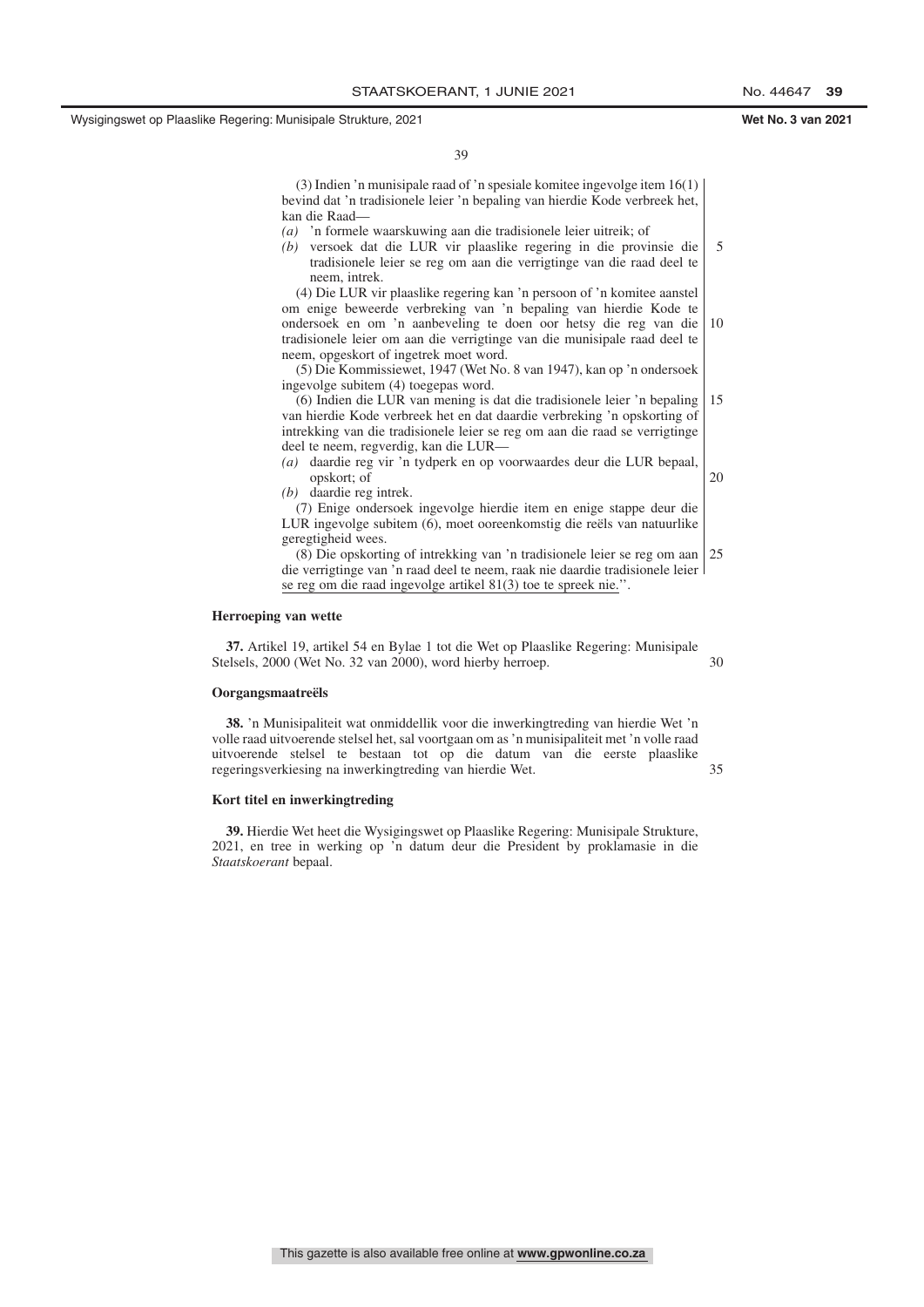(3) Indien 'n munisipale raad of 'n spesiale komitee ingevolge item 16(1) bevind dat 'n tradisionele leier 'n bepaling van hierdie Kode verbreek het, kan die Raad—

*(a)* 'n formele waarskuwing aan die tradisionele leier uitreik; of

*(b)* versoek dat die LUR vir plaaslike regering in die provinsie die tradisionele leier se reg om aan die verrigtinge van die raad deel te neem, intrek.

(4) Die LUR vir plaaslike regering kan 'n persoon of 'n komitee aanstel om enige beweerde verbreking van 'n bepaling van hierdie Kode te ondersoek en om 'n aanbeveling te doen oor hetsy die reg van die tradisionele leier om aan die verrigtinge van die munisipale raad deel te neem, opgeskort of ingetrek moet word.

(5) Die Kommissiewet, 1947 (Wet No. 8 van 1947), kan op 'n ondersoek ingevolge subitem (4) toegepas word.

(6) Indien die LUR van mening is dat die tradisionele leier 'n bepaling van hierdie Kode verbreek het en dat daardie verbreking 'n opskorting of intrekking van die tradisionele leier se reg om aan die raad se verrigtinge deel te neem, regverdig, kan die LUR—

*(a)* daardie reg vir 'n tydperk en op voorwaardes deur die LUR bepaal, opskort; of

*(b)* daardie reg intrek.

(7) Enige ondersoek ingevolge hierdie item en enige stappe deur die LUR ingevolge subitem (6), moet ooreenkomstig die reëls van natuurlike geregtigheid wees.

(8) Die opskorting of intrekking van 'n tradisionele leier se reg om aan die verrigtinge van 'n raad deel te neem, raak nie daardie tradisionele leier se reg om die raad ingevolge artikel 81(3) toe te spreek nie.''.

**Herroeping van wette**

**37.** Artikel 19, artikel 54 en Bylae 1 tot die Wet op Plaaslike Regering: Munisipale Stelsels, 2000 (Wet No. 32 van 2000), word hierby herroep.

**Oorgangsmaatreëls**

**38.** 'n Munisipaliteit wat onmiddellik voor die inwerkingtreding van hierdie Wet 'n volle raad uitvoerende stelsel het, sal voortgaan om as 'n munisipaliteit met 'n volle raad uitvoerende stelsel te bestaan tot op die datum van die eerste plaaslike regeringsverkiesing na inwerkingtreding van hierdie Wet.

**Kort titel en inwerkingtreding**

**39.** Hierdie Wet heet die Wysigingswet op Plaaslike Regering: Munisipale Strukture, 2021, en tree in werking op 'n datum deur die President by proklamasie in die *Staatskoerant* bepaal.